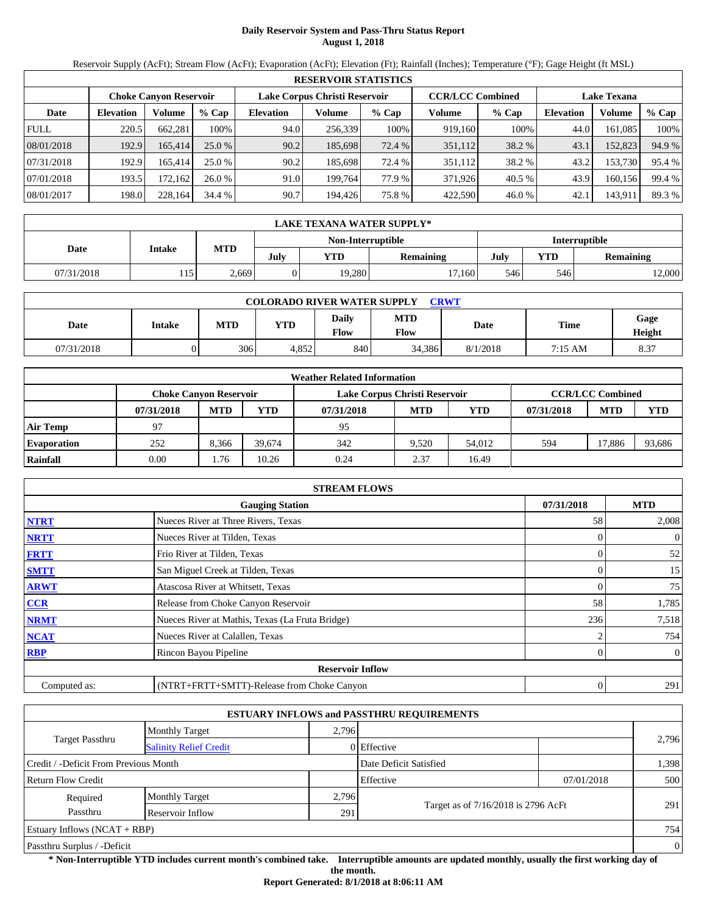# Daily Reservoir System and Pass-Thru Status Report
**August 1, 2018**

Reservoir Supply (AcFt); Stream Flow (AcFt); Evaporation (AcFt); Elevation (Ft); Rainfall (Inches); Temperature (°F); Gage Height (ft MSL)

| RESERVOIR STATISTICS | | | | | | | | | | | |
|---|---|---|---|---|---|---|---|---|---|---|---|
| | Choke Canyon Reservoir | | | Lake Corpus Christi Reservoir | | | CCR/LCC Combined | | Lake Texana | | |
| Date | Elevation | Volume | % Cap | Elevation | Volume | % Cap | Volume | % Cap | Elevation | Volume | % Cap |
| FULL | 220.5 | 662,281 | 100% | 94.0 | 256,339 | 100% | 919,160 | 100% | 44.0 | 161,085 | 100% |
| 08/01/2018 | 192.9 | 165,414 | 25.0 % | 90.2 | 185,698 | 72.4 % | 351,112 | 38.2 % | 43.1 | 152,823 | 94.9 % |
| 07/31/2018 | 192.9 | 165,414 | 25.0 % | 90.2 | 185,698 | 72.4 % | 351,112 | 38.2 % | 43.2 | 153,730 | 95.4 % |
| 07/01/2018 | 193.5 | 172,162 | 26.0 % | 91.0 | 199,764 | 77.9 % | 371,926 | 40.5 % | 43.9 | 160,156 | 99.4 % |
| 08/01/2017 | 198.0 | 228,164 | 34.4 % | 90.7 | 194,426 | 75.8 % | 422,590 | 46.0 % | 42.1 | 143,911 | 89.3 % |

| LAKE TEXANA WATER SUPPLY* | | | | | | | | |
|---|---|---|---|---|---|---|---|---|
| Date | Intake | MTD | Non-Interruptible | | | Interruptible | | |
| | | | July | YTD | Remaining | July | YTD | Remaining |
| 07/31/2018 | 115 | 2,669 | 0 | 19,280 | 17,160 | 546 | 546 | 12,000 |

| COLORADO RIVER WATER SUPPLY CRWT | | | | | | | | |
|---|---|---|---|---|---|---|---|---|
| Date | Intake | MTD | YTD | Daily Flow | MTD Flow | Date | Time | Gage Height |
| 07/31/2018 | 0 | 306 | 4,852 | 840 | 34,386 | 8/1/2018 | 7:15 AM | 8.37 |

| Weather Related Information | | | | | | | | | |
|---|---|---|---|---|---|---|---|---|---|
| | Choke Canyon Reservoir | | | Lake Corpus Christi Reservoir | | | CCR/LCC Combined | | |
| | 07/31/2018 | MTD | YTD | 07/31/2018 | MTD | YTD | 07/31/2018 | MTD | YTD |
| Air Temp | 97 | | | 95 | | | | | |
| Evaporation | 252 | 8,366 | 39,674 | 342 | 9,520 | 54,012 | 594 | 17,886 | 93,686 |
| Rainfall | 0.00 | 1.76 | 10.26 | 0.24 | 2.37 | 16.49 | | | |

| STREAM FLOWS | | | |
|---|---|---|---|
| | Gauging Station | 07/31/2018 | MTD |
| NTRT | Nueces River at Three Rivers, Texas | 58 | 2,008 |
| NRTT | Nueces River at Tilden, Texas | 0 | 0 |
| FRTT | Frio River at Tilden, Texas | 0 | 52 |
| SMTT | San Miguel Creek at Tilden, Texas | 0 | 15 |
| ARWT | Atascosa River at Whitsett, Texas | 0 | 75 |
| CCR | Release from Choke Canyon Reservoir | 58 | 1,785 |
| NRMT | Nueces River at Mathis, Texas (La Fruta Bridge) | 236 | 7,518 |
| NCAT | Nueces River at Calallen, Texas | 2 | 754 |
| RBP | Rincon Bayou Pipeline | 0 | 0 |
| | **Reservoir Inflow** | | |
| Computed as: | (NTRT+FRTT+SMTT)-Release from Choke Canyon | 0 | 291 |

| ESTUARY INFLOWS and PASSTHRU REQUIREMENTS | | | | | |
|---|---|---|---|---|---|
| Target Passthru | Monthly Target | 2,796 | | | 2,796 |
| | Salinity Relief Credit | 0 | Effective | | |
| Credit / -Deficit From Previous Month | | | Date Deficit Satisfied | | 1,398 |
| Return Flow Credit | | | Effective | 07/01/2018 | 500 |
| Required Passthru | Monthly Target | 2,796 | Target as of 7/16/2018 is 2796 AcFt | | 291 |
| | Reservoir Inflow | 291 | | | |
| Estuary Inflows (NCAT + RBP) | | | | | 754 |
| Passthru Surplus / -Deficit | | | | | 0 |

**\* Non-Interruptible YTD includes current month's combined take. Interruptible amounts are updated monthly, usually the first working day of the month.**

**Report Generated: 8/1/2018 at 8:06:11 AM**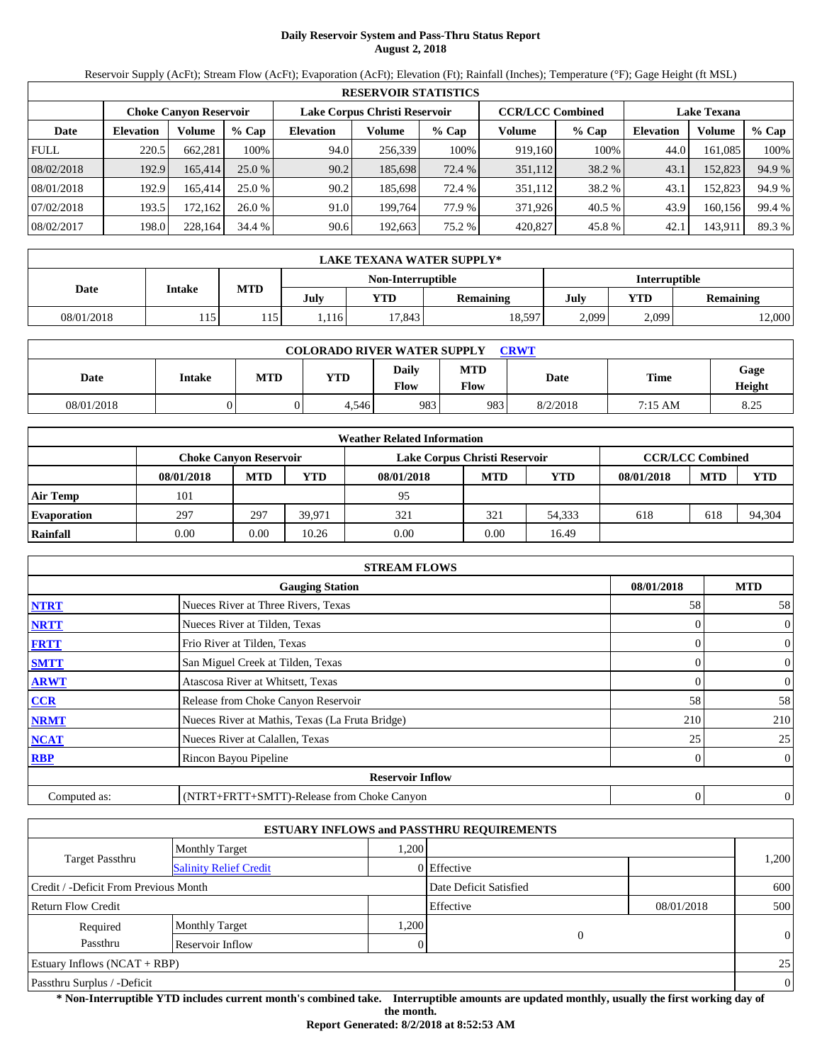# Daily Reservoir System and Pass-Thru Status Report
**August 2, 2018**

Reservoir Supply (AcFt); Stream Flow (AcFt); Evaporation (AcFt); Elevation (Ft); Rainfall (Inches); Temperature (°F); Gage Height (ft MSL)

| RESERVOIR STATISTICS | | | | | | | | | | | |
|---|---|---|---|---|---|---|---|---|---|---|---|
| | Choke Canyon Reservoir | | | Lake Corpus Christi Reservoir | | | CCR/LCC Combined | | Lake Texana | | |
| Date | Elevation | Volume | % Cap | Elevation | Volume | % Cap | Volume | % Cap | Elevation | Volume | % Cap |
| FULL | 220.5 | 662,281 | 100% | 94.0 | 256,339 | 100% | 919,160 | 100% | 44.0 | 161,085 | 100% |
| 08/02/2018 | 192.9 | 165,414 | 25.0 % | 90.2 | 185,698 | 72.4 % | 351,112 | 38.2 % | 43.1 | 152,823 | 94.9 % |
| 08/01/2018 | 192.9 | 165,414 | 25.0 % | 90.2 | 185,698 | 72.4 % | 351,112 | 38.2 % | 43.1 | 152,823 | 94.9 % |
| 07/02/2018 | 193.5 | 172,162 | 26.0 % | 91.0 | 199,764 | 77.9 % | 371,926 | 40.5 % | 43.9 | 160,156 | 99.4 % |
| 08/02/2017 | 198.0 | 228,164 | 34.4 % | 90.6 | 192,663 | 75.2 % | 420,827 | 45.8 % | 42.1 | 143,911 | 89.3 % |

| LAKE TEXANA WATER SUPPLY* | | | | | | | | |
|---|---|---|---|---|---|---|---|---|
| Date | Intake | MTD | Non-Interruptible | | | Interruptible | | |
| | | | July | YTD | Remaining | July | YTD | Remaining |
| 08/01/2018 | 115 | 115 | 1,116 | 17,843 | 18,597 | 2,099 | 2,099 | 12,000 |

| COLORADO RIVER WATER SUPPLY CRWT | | | | | | | | |
|---|---|---|---|---|---|---|---|---|
| Date | Intake | MTD | YTD | Daily Flow | MTD Flow | Date | Time | Gage Height |
| 08/01/2018 | 0 | 0 | 4,546 | 983 | 983 | 8/2/2018 | 7:15 AM | 8.25 |

| Weather Related Information | | | | | | | | | |
|---|---|---|---|---|---|---|---|---|---|
| | Choke Canyon Reservoir | | | Lake Corpus Christi Reservoir | | | CCR/LCC Combined | | |
| | 08/01/2018 | MTD | YTD | 08/01/2018 | MTD | YTD | 08/01/2018 | MTD | YTD |
| Air Temp | 101 | | | 95 | | | | | |
| Evaporation | 297 | 297 | 39,971 | 321 | 321 | 54,333 | 618 | 618 | 94,304 |
| Rainfall | 0.00 | 0.00 | 10.26 | 0.00 | 0.00 | 16.49 | | | |

| STREAM FLOWS | | | |
|---|---|---|---|
| | Gauging Station | 08/01/2018 | MTD |
| NTRT | Nueces River at Three Rivers, Texas | 58 | 58 |
| NRTT | Nueces River at Tilden, Texas | 0 | 0 |
| FRTT | Frio River at Tilden, Texas | 0 | 0 |
| SMTT | San Miguel Creek at Tilden, Texas | 0 | 0 |
| ARWT | Atascosa River at Whitsett, Texas | 0 | 0 |
| CCR | Release from Choke Canyon Reservoir | 58 | 58 |
| NRMT | Nueces River at Mathis, Texas (La Fruta Bridge) | 210 | 210 |
| NCAT | Nueces River at Calallen, Texas | 25 | 25 |
| RBP | Rincon Bayou Pipeline | 0 | 0 |
| | **Reservoir Inflow** | | |
| Computed as: | (NTRT+FRTT+SMTT)-Release from Choke Canyon | 0 | 0 |

| ESTUARY INFLOWS and PASSTHRU REQUIREMENTS | | | | | |
|---|---|---|---|---|---|
| Target Passthru | Monthly Target | 1,200 | | | 1,200 |
| | Salinity Relief Credit | 0 | Effective | | |
| Credit / -Deficit From Previous Month | | | Date Deficit Satisfied | | 600 |
| Return Flow Credit | | | Effective | 08/01/2018 | 500 |
| Required Passthru | Monthly Target | 1,200 | 0 | | 0 |
| | Reservoir Inflow | 0 | | | |
| Estuary Inflows (NCAT + RBP) | | | | | 25 |
| Passthru Surplus / -Deficit | | | | | 0 |

**\* Non-Interruptible YTD includes current month's combined take. Interruptible amounts are updated monthly, usually the first working day of the month.**

**Report Generated: 8/2/2018 at 8:52:53 AM**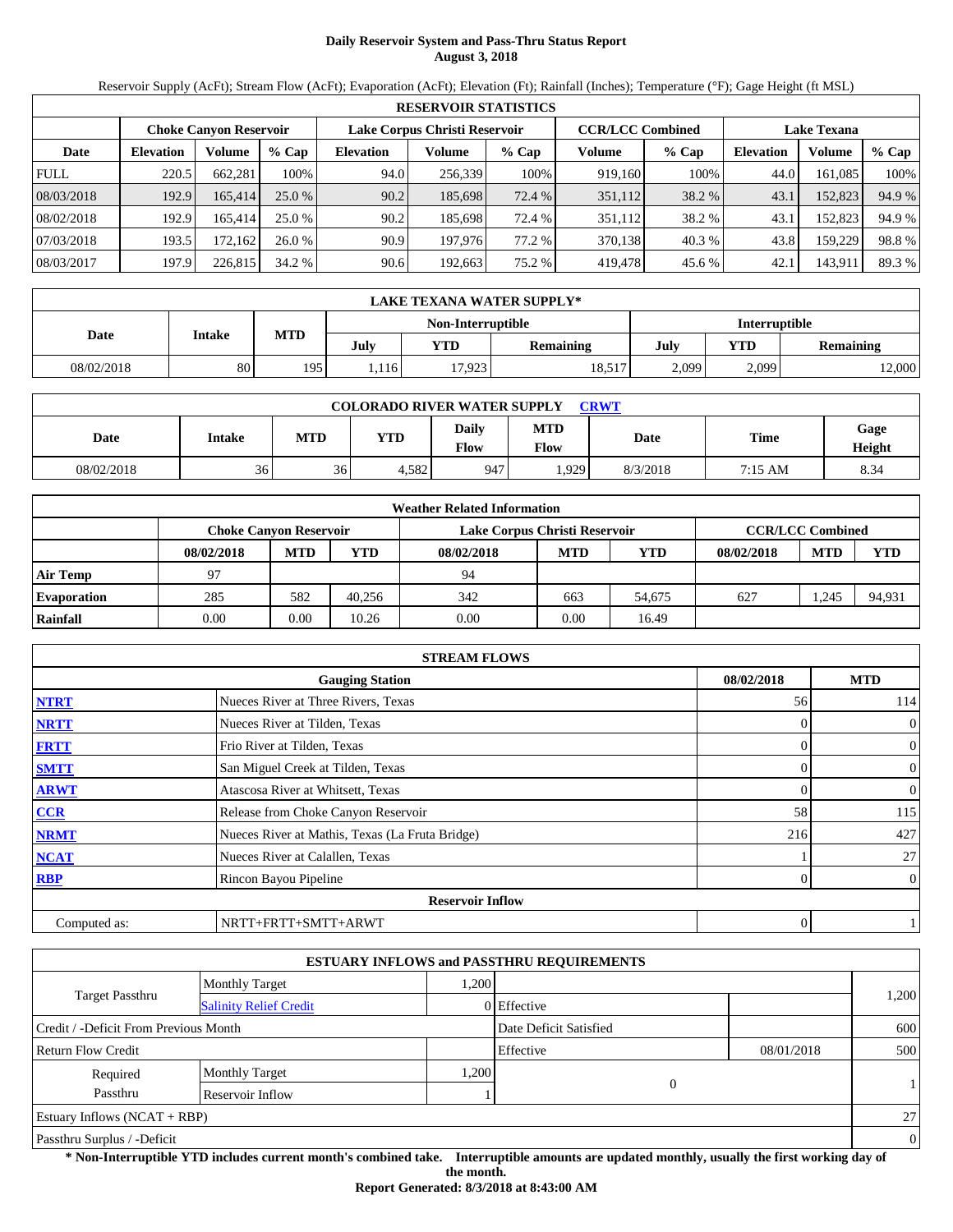# Daily Reservoir System and Pass-Thru Status Report
## August 3, 2018

Reservoir Supply (AcFt); Stream Flow (AcFt); Evaporation (AcFt); Elevation (Ft); Rainfall (Inches); Temperature (°F); Gage Height (ft MSL)

| RESERVOIR STATISTICS | | | | | | | | | | | |
|---|---|---|---|---|---|---|---|---|---|---|---|
| | Choke Canyon Reservoir | | | Lake Corpus Christi Reservoir | | | CCR/LCC Combined | | Lake Texana | | |
| Date | Elevation | Volume | % Cap | Elevation | Volume | % Cap | Volume | % Cap | Elevation | Volume | % Cap |
| FULL | 220.5 | 662,281 | 100% | 94.0 | 256,339 | 100% | 919,160 | 100% | 44.0 | 161,085 | 100% |
| 08/03/2018 | 192.9 | 165,414 | 25.0 % | 90.2 | 185,698 | 72.4 % | 351,112 | 38.2 % | 43.1 | 152,823 | 94.9 % |
| 08/02/2018 | 192.9 | 165,414 | 25.0 % | 90.2 | 185,698 | 72.4 % | 351,112 | 38.2 % | 43.1 | 152,823 | 94.9 % |
| 07/03/2018 | 193.5 | 172,162 | 26.0 % | 90.9 | 197,976 | 77.2 % | 370,138 | 40.3 % | 43.8 | 159,229 | 98.8 % |
| 08/03/2017 | 197.9 | 226,815 | 34.2 % | 90.6 | 192,663 | 75.2 % | 419,478 | 45.6 % | 42.1 | 143,911 | 89.3 % |

| LAKE TEXANA WATER SUPPLY* | | | | | | | | |
|---|---|---|---|---|---|---|---|---|
| Date | Intake | MTD | Non-Interruptible | | | Interruptible | | |
| | | | July | YTD | Remaining | July | YTD | Remaining |
| 08/02/2018 | 80 | 195 | 1,116 | 17,923 | 18,517 | 2,099 | 2,099 | 12,000 |

| COLORADO RIVER WATER SUPPLY CRWT | | | | | | | | |
|---|---|---|---|---|---|---|---|---|
| Date | Intake | MTD | YTD | Daily Flow | MTD Flow | Date | Time | Gage Height |
| 08/02/2018 | 36 | 36 | 4,582 | 947 | 1,929 | 8/3/2018 | 7:15 AM | 8.34 |

| Weather Related Information | | | | | | | | | |
|---|---|---|---|---|---|---|---|---|---|
| | Choke Canyon Reservoir | | | Lake Corpus Christi Reservoir | | | CCR/LCC Combined | | |
| | 08/02/2018 | MTD | YTD | 08/02/2018 | MTD | YTD | 08/02/2018 | MTD | YTD |
| Air Temp | 97 | | | 94 | | | | | |
| Evaporation | 285 | 582 | 40,256 | 342 | 663 | 54,675 | 627 | 1,245 | 94,931 |
| Rainfall | 0.00 | 0.00 | 10.26 | 0.00 | 0.00 | 16.49 | | | |

| STREAM FLOWS | | | |
|---|---|---|---|
| | Gauging Station | 08/02/2018 | MTD |
| NTRT | Nueces River at Three Rivers, Texas | 56 | 114 |
| NRTT | Nueces River at Tilden, Texas | 0 | 0 |
| FRTT | Frio River at Tilden, Texas | 0 | 0 |
| SMTT | San Miguel Creek at Tilden, Texas | 0 | 0 |
| ARWT | Atascosa River at Whitsett, Texas | 0 | 0 |
| CCR | Release from Choke Canyon Reservoir | 58 | 115 |
| NRMT | Nueces River at Mathis, Texas (La Fruta Bridge) | 216 | 427 |
| NCAT | Nueces River at Calallen, Texas | 1 | 27 |
| RBP | Rincon Bayou Pipeline | 0 | 0 |
| | Reservoir Inflow | | |
| Computed as: | NRTT+FRTT+SMTT+ARWT | 0 | 1 |

| ESTUARY INFLOWS and PASSTHRU REQUIREMENTS | | | | | |
|---|---|---|---|---|---|
| Target Passthru | Monthly Target | 1,200 | | | 1,200 |
| | Salinity Relief Credit | 0 | Effective | | |
| Credit / -Deficit From Previous Month | | | Date Deficit Satisfied | | 600 |
| Return Flow Credit | | | Effective | 08/01/2018 | 500 |
| Required Passthru | Monthly Target | 1,200 | 0 | | 1 |
| | Reservoir Inflow | 1 | | | |
| Estuary Inflows (NCAT + RBP) | | | | | 27 |
| Passthru Surplus / -Deficit | | | | | 0 |

**\* Non-Interruptible YTD includes current month's combined take. Interruptible amounts are updated monthly, usually the first working day of the month.**

**Report Generated: 8/3/2018 at 8:43:00 AM**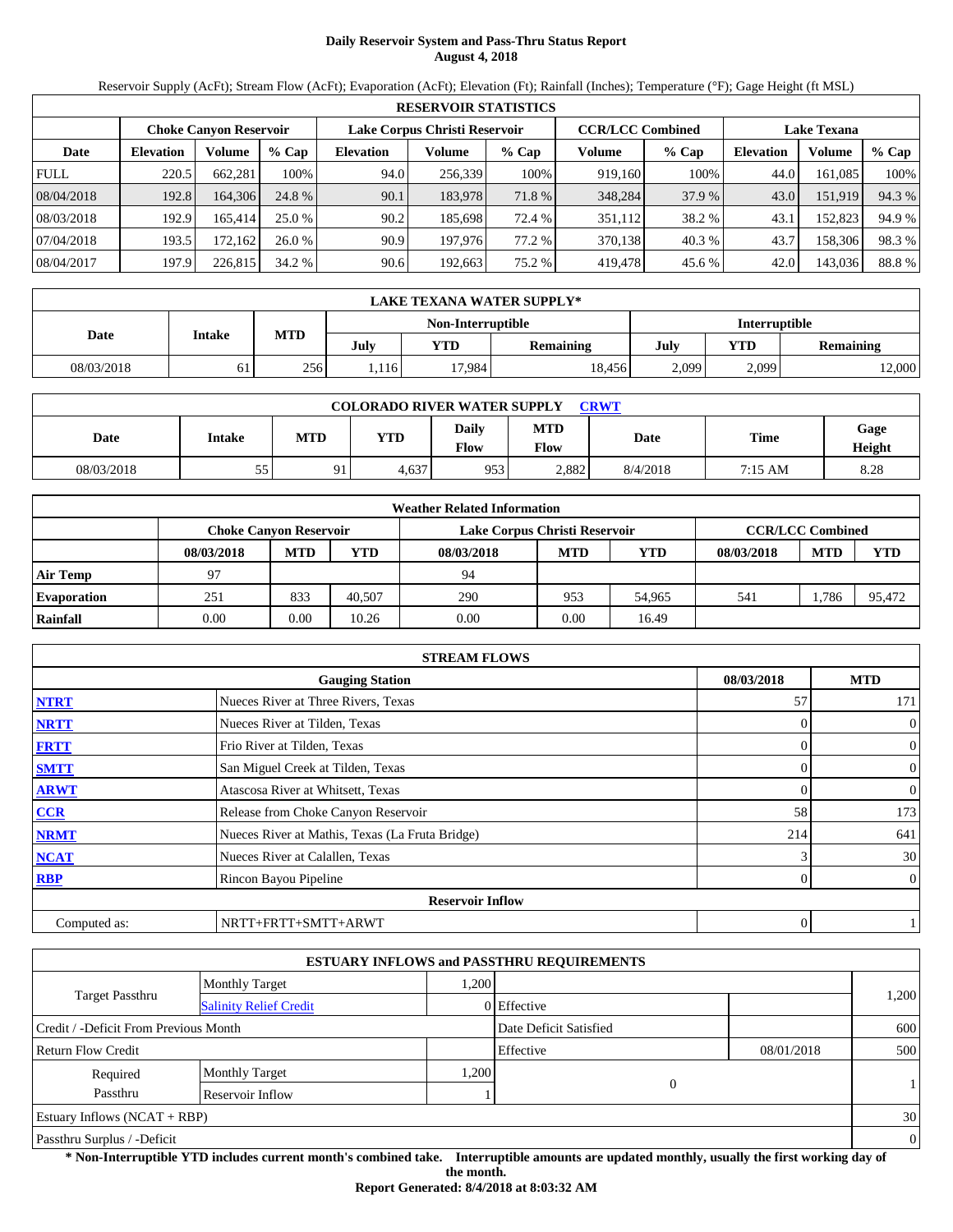# Daily Reservoir System and Pass-Thru Status Report
## August 4, 2018

Reservoir Supply (AcFt); Stream Flow (AcFt); Evaporation (AcFt); Elevation (Ft); Rainfall (Inches); Temperature (°F); Gage Height (ft MSL)

| RESERVOIR STATISTICS | | | | | | | | | | | | |
|---|---|---|---|---|---|---|---|---|---|---|---|---|
| | Choke Canyon Reservoir | | | Lake Corpus Christi Reservoir | | | CCR/LCC Combined | | Lake Texana | | |
| Date | Elevation | Volume | % Cap | Elevation | Volume | % Cap | Volume | % Cap | Elevation | Volume | % Cap |
| FULL | 220.5 | 662,281 | 100% | 94.0 | 256,339 | 100% | 919,160 | 100% | 44.0 | 161,085 | 100% |
| 08/04/2018 | 192.8 | 164,306 | 24.8 % | 90.1 | 183,978 | 71.8 % | 348,284 | 37.9 % | 43.0 | 151,919 | 94.3 % |
| 08/03/2018 | 192.9 | 165,414 | 25.0 % | 90.2 | 185,698 | 72.4 % | 351,112 | 38.2 % | 43.1 | 152,823 | 94.9 % |
| 07/04/2018 | 193.5 | 172,162 | 26.0 % | 90.9 | 197,976 | 77.2 % | 370,138 | 40.3 % | 43.7 | 158,306 | 98.3 % |
| 08/04/2017 | 197.9 | 226,815 | 34.2 % | 90.6 | 192,663 | 75.2 % | 419,478 | 45.6 % | 42.0 | 143,036 | 88.8 % |

| LAKE TEXANA WATER SUPPLY* | | | | | | | | |
|---|---|---|---|---|---|---|---|---|
| Date | Intake | MTD | Non-Interruptible | | | Interruptible | | |
| | | | July | YTD | Remaining | July | YTD | Remaining |
| 08/03/2018 | 61 | 256 | 1,116 | 17,984 | 18,456 | 2,099 | 2,099 | 12,000 |

| COLORADO RIVER WATER SUPPLY CRWT | | | | | | | | |
|---|---|---|---|---|---|---|---|---|
| Date | Intake | MTD | YTD | Daily Flow | MTD Flow | Date | Time | Gage Height |
| 08/03/2018 | 55 | 91 | 4,637 | 953 | 2,882 | 8/4/2018 | 7:15 AM | 8.28 |

| Weather Related Information | | | | | | | | | |
|---|---|---|---|---|---|---|---|---|---|
| | Choke Canyon Reservoir | | | Lake Corpus Christi Reservoir | | | CCR/LCC Combined | | |
| | 08/03/2018 | MTD | YTD | 08/03/2018 | MTD | YTD | 08/03/2018 | MTD | YTD |
| Air Temp | 97 | | | 94 | | | | | |
| Evaporation | 251 | 833 | 40,507 | 290 | 953 | 54,965 | 541 | 1,786 | 95,472 |
| Rainfall | 0.00 | 0.00 | 10.26 | 0.00 | 0.00 | 16.49 | | | |

| STREAM FLOWS | | | |
|---|---|---|---|
| | Gauging Station | 08/03/2018 | MTD |
| NTRT | Nueces River at Three Rivers, Texas | 57 | 171 |
| NRTT | Nueces River at Tilden, Texas | 0 | 0 |
| FRTT | Frio River at Tilden, Texas | 0 | 0 |
| SMTT | San Miguel Creek at Tilden, Texas | 0 | 0 |
| ARWT | Atascosa River at Whitsett, Texas | 0 | 0 |
| CCR | Release from Choke Canyon Reservoir | 58 | 173 |
| NRMT | Nueces River at Mathis, Texas (La Fruta Bridge) | 214 | 641 |
| NCAT | Nueces River at Calallen, Texas | 3 | 30 |
| RBP | Rincon Bayou Pipeline | 0 | 0 |
| | Reservoir Inflow | | |
| Computed as: | NRTT+FRTT+SMTT+ARWT | 0 | 1 |

| ESTUARY INFLOWS and PASSTHRU REQUIREMENTS | | | | | |
|---|---|---|---|---|---|
| Target Passthru | Monthly Target | 1,200 | | | 1,200 |
| | Salinity Relief Credit | 0 | Effective | | |
| Credit / -Deficit From Previous Month | | | Date Deficit Satisfied | | 600 |
| Return Flow Credit | | | Effective | 08/01/2018 | 500 |
| Required Passthru | Monthly Target | 1,200 | 0 | | 1 |
| | Reservoir Inflow | 1 | | | |
| Estuary Inflows (NCAT + RBP) | | | | | 30 |
| Passthru Surplus / -Deficit | | | | | 0 |

**\* Non-Interruptible YTD includes current month's combined take. Interruptible amounts are updated monthly, usually the first working day of the month.**

**Report Generated: 8/4/2018 at 8:03:32 AM**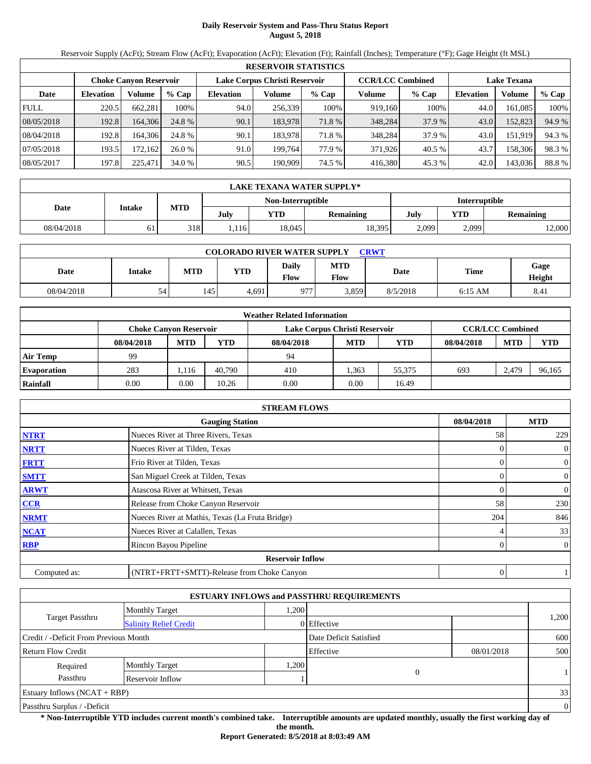# Daily Reservoir System and Pass-Thru Status Report
**August 5, 2018**

Reservoir Supply (AcFt); Stream Flow (AcFt); Evaporation (AcFt); Elevation (Ft); Rainfall (Inches); Temperature (°F); Gage Height (ft MSL)

| RESERVOIR STATISTICS | | | | | | | | | | | |
|---|---|---|---|---|---|---|---|---|---|---|---|
| | Choke Canyon Reservoir | | | Lake Corpus Christi Reservoir | | | CCR/LCC Combined | | Lake Texana | | |
| Date | Elevation | Volume | % Cap | Elevation | Volume | % Cap | Volume | % Cap | Elevation | Volume | % Cap |
| FULL | 220.5 | 662,281 | 100% | 94.0 | 256,339 | 100% | 919,160 | 100% | 44.0 | 161,085 | 100% |
| 08/05/2018 | 192.8 | 164,306 | 24.8 % | 90.1 | 183,978 | 71.8 % | 348,284 | 37.9 % | 43.0 | 152,823 | 94.9 % |
| 08/04/2018 | 192.8 | 164,306 | 24.8 % | 90.1 | 183,978 | 71.8 % | 348,284 | 37.9 % | 43.0 | 151,919 | 94.3 % |
| 07/05/2018 | 193.5 | 172,162 | 26.0 % | 91.0 | 199,764 | 77.9 % | 371,926 | 40.5 % | 43.7 | 158,306 | 98.3 % |
| 08/05/2017 | 197.8 | 225,471 | 34.0 % | 90.5 | 190,909 | 74.5 % | 416,380 | 45.3 % | 42.0 | 143,036 | 88.8 % |

| LAKE TEXANA WATER SUPPLY* | | | | | | | | |
|---|---|---|---|---|---|---|---|---|
| Date | Intake | MTD | Non-Interruptible | | | Interruptible | | |
| | | | July | YTD | Remaining | July | YTD | Remaining |
| 08/04/2018 | 61 | 318 | 1,116 | 18,045 | 18,395 | 2,099 | 2,099 | 12,000 |

| COLORADO RIVER WATER SUPPLY CRWT | | | | | | | | |
|---|---|---|---|---|---|---|---|---|
| Date | Intake | MTD | YTD | Daily Flow | MTD Flow | Date | Time | Gage Height |
| 08/04/2018 | 54 | 145 | 4,691 | 977 | 3,859 | 8/5/2018 | 6:15 AM | 8.41 |

| Weather Related Information | | | | | | | | | |
|---|---|---|---|---|---|---|---|---|---|
| | Choke Canyon Reservoir | | | Lake Corpus Christi Reservoir | | | CCR/LCC Combined | | |
| | 08/04/2018 | MTD | YTD | 08/04/2018 | MTD | YTD | 08/04/2018 | MTD | YTD |
| Air Temp | 99 | | | 94 | | | | | |
| Evaporation | 283 | 1,116 | 40,790 | 410 | 1,363 | 55,375 | 693 | 2,479 | 96,165 |
| Rainfall | 0.00 | 0.00 | 10.26 | 0.00 | 0.00 | 16.49 | | | |

| STREAM FLOWS | | | |
|---|---|---|---|
| | Gauging Station | 08/04/2018 | MTD |
| NTRT | Nueces River at Three Rivers, Texas | 58 | 229 |
| NRTT | Nueces River at Tilden, Texas | 0 | 0 |
| FRTT | Frio River at Tilden, Texas | 0 | 0 |
| SMTT | San Miguel Creek at Tilden, Texas | 0 | 0 |
| ARWT | Atascosa River at Whitsett, Texas | 0 | 0 |
| CCR | Release from Choke Canyon Reservoir | 58 | 230 |
| NRMT | Nueces River at Mathis, Texas (La Fruta Bridge) | 204 | 846 |
| NCAT | Nueces River at Calallen, Texas | 4 | 33 |
| RBP | Rincon Bayou Pipeline | 0 | 0 |
| | Reservoir Inflow | | |
| Computed as: | (NTRT+FRTT+SMTT)-Release from Choke Canyon | 0 | 1 |

| ESTUARY INFLOWS and PASSTHRU REQUIREMENTS | | | | | |
|---|---|---|---|---|---|
| Target Passthru | Monthly Target | 1,200 | | | 1,200 |
| | Salinity Relief Credit | 0 | Effective | | |
| Credit / -Deficit From Previous Month | | | Date Deficit Satisfied | | 600 |
| Return Flow Credit | | | Effective | 08/01/2018 | 500 |
| Required Passthru | Monthly Target | 1,200 | 0 | | 1 |
| | Reservoir Inflow | 1 | | | |
| Estuary Inflows (NCAT + RBP) | | | | | 33 |
| Passthru Surplus / -Deficit | | | | | 0 |

**\* Non-Interruptible YTD includes current month's combined take. Interruptible amounts are updated monthly, usually the first working day of the month.**

**Report Generated: 8/5/2018 at 8:03:49 AM**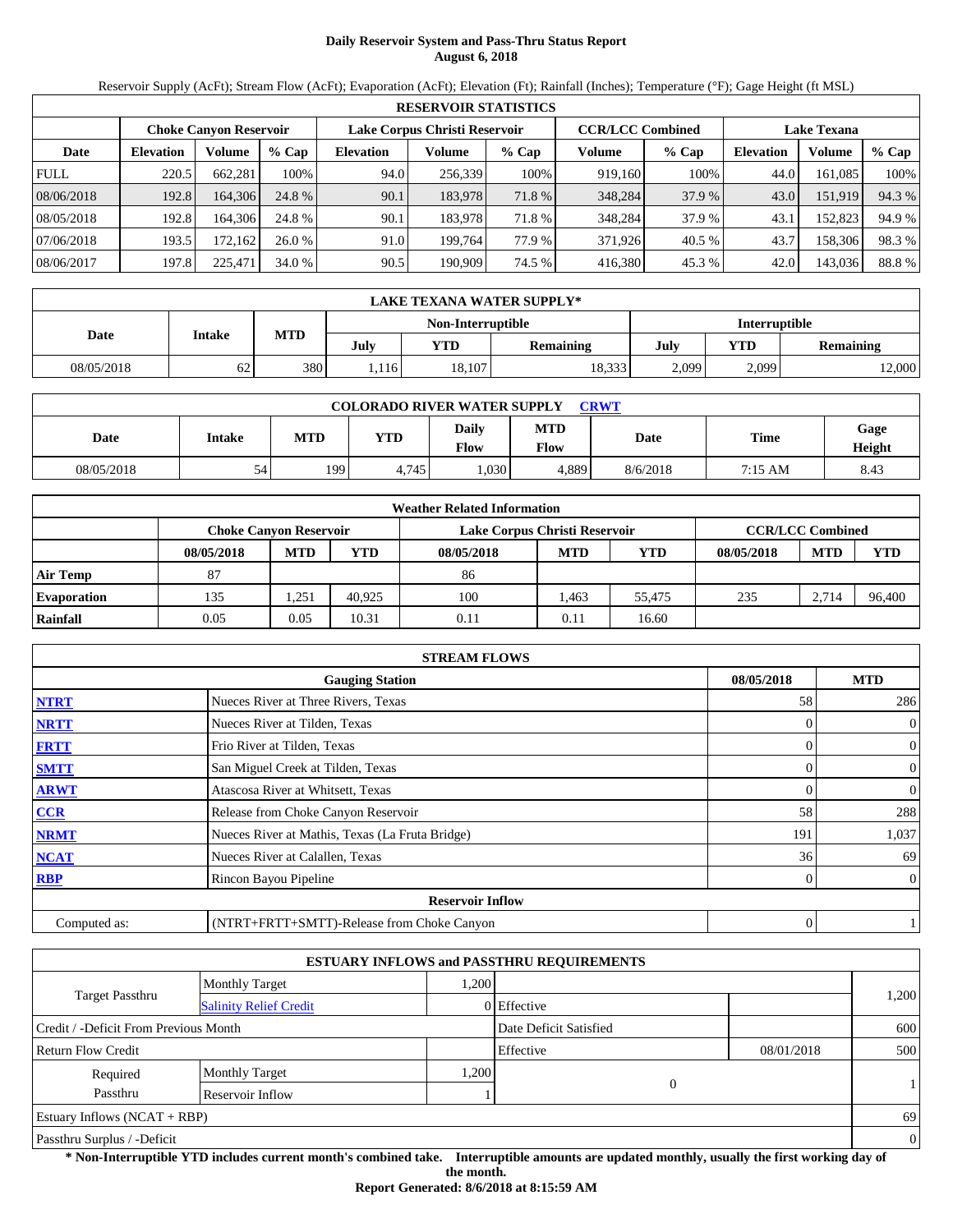# Daily Reservoir System and Pass-Thru Status Report
## August 6, 2018

Reservoir Supply (AcFt); Stream Flow (AcFt); Evaporation (AcFt); Elevation (Ft); Rainfall (Inches); Temperature (°F); Gage Height (ft MSL)

| RESERVOIR STATISTICS | | | | | | | | | | | |
|---|---|---|---|---|---|---|---|---|---|---|---|
| | Choke Canyon Reservoir | | | Lake Corpus Christi Reservoir | | | CCR/LCC Combined | | Lake Texana | | |
| Date | Elevation | Volume | % Cap | Elevation | Volume | % Cap | Volume | % Cap | Elevation | Volume | % Cap |
| FULL | 220.5 | 662,281 | 100% | 94.0 | 256,339 | 100% | 919,160 | 100% | 44.0 | 161,085 | 100% |
| 08/06/2018 | 192.8 | 164,306 | 24.8 % | 90.1 | 183,978 | 71.8 % | 348,284 | 37.9 % | 43.0 | 151,919 | 94.3 % |
| 08/05/2018 | 192.8 | 164,306 | 24.8 % | 90.1 | 183,978 | 71.8 % | 348,284 | 37.9 % | 43.1 | 152,823 | 94.9 % |
| 07/06/2018 | 193.5 | 172,162 | 26.0 % | 91.0 | 199,764 | 77.9 % | 371,926 | 40.5 % | 43.7 | 158,306 | 98.3 % |
| 08/06/2017 | 197.8 | 225,471 | 34.0 % | 90.5 | 190,909 | 74.5 % | 416,380 | 45.3 % | 42.0 | 143,036 | 88.8 % |

| LAKE TEXANA WATER SUPPLY* | | | | | | | | |
|---|---|---|---|---|---|---|---|---|
| Date | Intake | MTD | Non-Interruptible | | | Interruptible | | |
| | | | July | YTD | Remaining | July | YTD | Remaining |
| 08/05/2018 | 62 | 380 | 1,116 | 18,107 | 18,333 | 2,099 | 2,099 | 12,000 |

| COLORADO RIVER WATER SUPPLY CRWT | | | | | | | | |
|---|---|---|---|---|---|---|---|---|
| Date | Intake | MTD | YTD | Daily Flow | MTD Flow | Date | Time | Gage Height |
| 08/05/2018 | 54 | 199 | 4,745 | 1,030 | 4,889 | 8/6/2018 | 7:15 AM | 8.43 |

| Weather Related Information | | | | | | | | | |
|---|---|---|---|---|---|---|---|---|---|
| | Choke Canyon Reservoir | | | Lake Corpus Christi Reservoir | | | CCR/LCC Combined | | |
| | 08/05/2018 | MTD | YTD | 08/05/2018 | MTD | YTD | 08/05/2018 | MTD | YTD |
| Air Temp | 87 | | | 86 | | | | | |
| Evaporation | 135 | 1,251 | 40,925 | 100 | 1,463 | 55,475 | 235 | 2,714 | 96,400 |
| Rainfall | 0.05 | 0.05 | 10.31 | 0.11 | 0.11 | 16.60 | | | |

| STREAM FLOWS | | | |
|---|---|---|---|
| | Gauging Station | 08/05/2018 | MTD |
| NTRT | Nueces River at Three Rivers, Texas | 58 | 286 |
| NRTT | Nueces River at Tilden, Texas | 0 | 0 |
| FRTT | Frio River at Tilden, Texas | 0 | 0 |
| SMTT | San Miguel Creek at Tilden, Texas | 0 | 0 |
| ARWT | Atascosa River at Whitsett, Texas | 0 | 0 |
| CCR | Release from Choke Canyon Reservoir | 58 | 288 |
| NRMT | Nueces River at Mathis, Texas (La Fruta Bridge) | 191 | 1,037 |
| NCAT | Nueces River at Calallen, Texas | 36 | 69 |
| RBP | Rincon Bayou Pipeline | 0 | 0 |
| | Reservoir Inflow | | |
| Computed as: | (NTRT+FRTT+SMTT)-Release from Choke Canyon | 0 | 1 |

| ESTUARY INFLOWS and PASSTHRU REQUIREMENTS | | | | | |
|---|---|---|---|---|---|
| Target Passthru | Monthly Target | 1,200 | | | 1,200 |
| | Salinity Relief Credit | 0 | Effective | | |
| Credit / -Deficit From Previous Month | | | Date Deficit Satisfied | | 600 |
| Return Flow Credit | | | Effective | 08/01/2018 | 500 |
| Required Passthru | Monthly Target | 1,200 | 0 | | 1 |
| | Reservoir Inflow | 1 | | | |
| Estuary Inflows (NCAT + RBP) | | | | | 69 |
| Passthru Surplus / -Deficit | | | | | 0 |

**\* Non-Interruptible YTD includes current month's combined take. Interruptible amounts are updated monthly, usually the first working day of the month.**

**Report Generated: 8/6/2018 at 8:15:59 AM**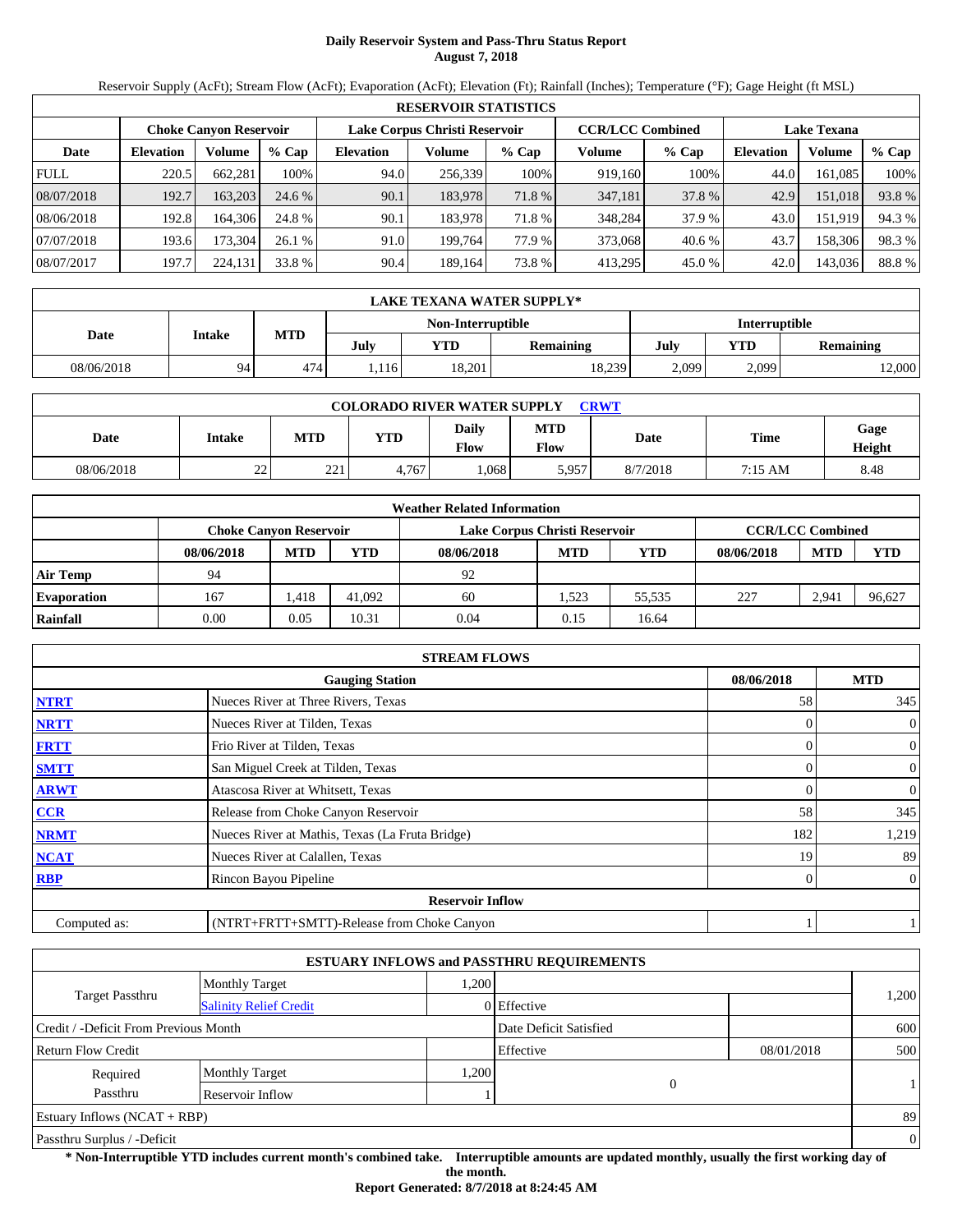# Daily Reservoir System and Pass-Thru Status Report
**August 7, 2018**

Reservoir Supply (AcFt); Stream Flow (AcFt); Evaporation (AcFt); Elevation (Ft); Rainfall (Inches); Temperature (°F); Gage Height (ft MSL)

| RESERVOIR STATISTICS | | | | | | | | | | |
|---|---|---|---|---|---|---|---|---|---|---|
| | Choke Canyon Reservoir | | | Lake Corpus Christi Reservoir | | | CCR/LCC Combined | | Lake Texana | | |
| Date | Elevation | Volume | % Cap | Elevation | Volume | % Cap | Volume | % Cap | Elevation | Volume | % Cap |
| FULL | 220.5 | 662,281 | 100% | 94.0 | 256,339 | 100% | 919,160 | 100% | 44.0 | 161,085 | 100% |
| 08/07/2018 | 192.7 | 163,203 | 24.6 % | 90.1 | 183,978 | 71.8 % | 347,181 | 37.8 % | 42.9 | 151,018 | 93.8 % |
| 08/06/2018 | 192.8 | 164,306 | 24.8 % | 90.1 | 183,978 | 71.8 % | 348,284 | 37.9 % | 43.0 | 151,919 | 94.3 % |
| 07/07/2018 | 193.6 | 173,304 | 26.1 % | 91.0 | 199,764 | 77.9 % | 373,068 | 40.6 % | 43.7 | 158,306 | 98.3 % |
| 08/07/2017 | 197.7 | 224,131 | 33.8 % | 90.4 | 189,164 | 73.8 % | 413,295 | 45.0 % | 42.0 | 143,036 | 88.8 % |

| LAKE TEXANA WATER SUPPLY* | | | | | | | | |
|---|---|---|---|---|---|---|---|---|
| Date | Intake | MTD | Non-Interruptible | | | Interruptible | | |
| | | | July | YTD | Remaining | July | YTD | Remaining |
| 08/06/2018 | 94 | 474 | 1,116 | 18,201 | 18,239 | 2,099 | 2,099 | 12,000 |

| COLORADO RIVER WATER SUPPLY CRWT | | | | | | | | |
|---|---|---|---|---|---|---|---|---|
| Date | Intake | MTD | YTD | Daily Flow | MTD Flow | Date | Time | Gage Height |
| 08/06/2018 | 22 | 221 | 4,767 | 1,068 | 5,957 | 8/7/2018 | 7:15 AM | 8.48 |

| Weather Related Information | | | | | | | | | |
|---|---|---|---|---|---|---|---|---|---|
| | Choke Canyon Reservoir | | | Lake Corpus Christi Reservoir | | | CCR/LCC Combined | | |
| | 08/06/2018 | MTD | YTD | 08/06/2018 | MTD | YTD | 08/06/2018 | MTD | YTD |
| Air Temp | 94 | | | 92 | | | | | |
| Evaporation | 167 | 1,418 | 41,092 | 60 | 1,523 | 55,535 | 227 | 2,941 | 96,627 |
| Rainfall | 0.00 | 0.05 | 10.31 | 0.04 | 0.15 | 16.64 | | | |

| STREAM FLOWS | | | |
|---|---|---|---|
| | Gauging Station | 08/06/2018 | MTD |
| NTRT | Nueces River at Three Rivers, Texas | 58 | 345 |
| NRTT | Nueces River at Tilden, Texas | 0 | 0 |
| FRTT | Frio River at Tilden, Texas | 0 | 0 |
| SMTT | San Miguel Creek at Tilden, Texas | 0 | 0 |
| ARWT | Atascosa River at Whitsett, Texas | 0 | 0 |
| CCR | Release from Choke Canyon Reservoir | 58 | 345 |
| NRMT | Nueces River at Mathis, Texas (La Fruta Bridge) | 182 | 1,219 |
| NCAT | Nueces River at Calallen, Texas | 19 | 89 |
| RBP | Rincon Bayou Pipeline | 0 | 0 |
| | **Reservoir Inflow** | | |
| Computed as: | (NTRT+FRTT+SMTT)-Release from Choke Canyon | 1 | 1 |

| ESTUARY INFLOWS and PASSTHRU REQUIREMENTS | | | | | |
|---|---|---|---|---|---|
| Target Passthru | Monthly Target | 1,200 | | | 1,200 |
| | Salinity Relief Credit | 0 | Effective | | |
| Credit / -Deficit From Previous Month | | | Date Deficit Satisfied | | 600 |
| Return Flow Credit | | | Effective | 08/01/2018 | 500 |
| Required Passthru | Monthly Target | 1,200 | 0 | | 1 |
| | Reservoir Inflow | 1 | | | |
| Estuary Inflows (NCAT + RBP) | | | | | 89 |
| Passthru Surplus / -Deficit | | | | | 0 |

**\* Non-Interruptible YTD includes current month's combined take. Interruptible amounts are updated monthly, usually the first working day of the month.**

**Report Generated: 8/7/2018 at 8:24:45 AM**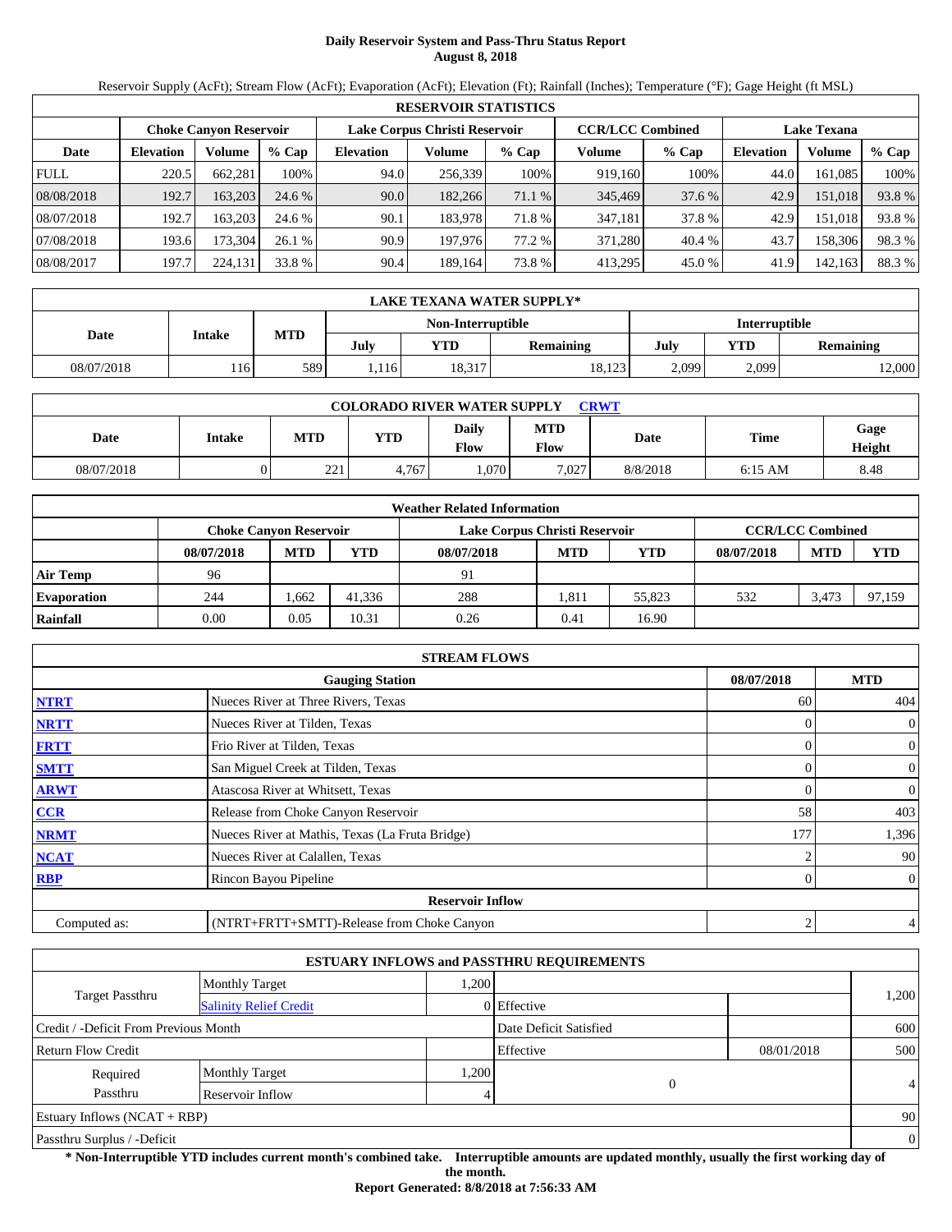# Daily Reservoir System and Pass-Thru Status Report
## August 8, 2018

Reservoir Supply (AcFt); Stream Flow (AcFt); Evaporation (AcFt); Elevation (Ft); Rainfall (Inches); Temperature (°F); Gage Height (ft MSL)

| RESERVOIR STATISTICS | | | | | | | | | | | |
|---|---|---|---|---|---|---|---|---|---|---|---|
| | Choke Canyon Reservoir | | | Lake Corpus Christi Reservoir | | | CCR/LCC Combined | | Lake Texana | | |
| Date | Elevation | Volume | % Cap | Elevation | Volume | % Cap | Volume | % Cap | Elevation | Volume | % Cap |
| FULL | 220.5 | 662,281 | 100% | 94.0 | 256,339 | 100% | 919,160 | 100% | 44.0 | 161,085 | 100% |
| 08/08/2018 | 192.7 | 163,203 | 24.6 % | 90.0 | 182,266 | 71.1 % | 345,469 | 37.6 % | 42.9 | 151,018 | 93.8 % |
| 08/07/2018 | 192.7 | 163,203 | 24.6 % | 90.1 | 183,978 | 71.8 % | 347,181 | 37.8 % | 42.9 | 151,018 | 93.8 % |
| 07/08/2018 | 193.6 | 173,304 | 26.1 % | 90.9 | 197,976 | 77.2 % | 371,280 | 40.4 % | 43.7 | 158,306 | 98.3 % |
| 08/08/2017 | 197.7 | 224,131 | 33.8 % | 90.4 | 189,164 | 73.8 % | 413,295 | 45.0 % | 41.9 | 142,163 | 88.3 % |

| LAKE TEXANA WATER SUPPLY* | | | | | | | | |
|---|---|---|---|---|---|---|---|---|
| Date | Intake | MTD | Non-Interruptible | | | Interruptible | | |
| | | | July | YTD | Remaining | July | YTD | Remaining |
| 08/07/2018 | 116 | 589 | 1,116 | 18,317 | 18,123 | 2,099 | 2,099 | 12,000 |

| COLORADO RIVER WATER SUPPLY CRWT | | | | | | | | |
|---|---|---|---|---|---|---|---|---|
| Date | Intake | MTD | YTD | Daily Flow | MTD Flow | Date | Time | Gage Height |
| 08/07/2018 | 0 | 221 | 4,767 | 1,070 | 7,027 | 8/8/2018 | 6:15 AM | 8.48 |

| Weather Related Information | | | | | | | | | |
|---|---|---|---|---|---|---|---|---|---|
| | Choke Canyon Reservoir | | | Lake Corpus Christi Reservoir | | | CCR/LCC Combined | | |
| | 08/07/2018 | MTD | YTD | 08/07/2018 | MTD | YTD | 08/07/2018 | MTD | YTD |
| Air Temp | 96 | | | 91 | | | | | |
| Evaporation | 244 | 1,662 | 41,336 | 288 | 1,811 | 55,823 | 532 | 3,473 | 97,159 |
| Rainfall | 0.00 | 0.05 | 10.31 | 0.26 | 0.41 | 16.90 | | | |

| STREAM FLOWS | | | |
|---|---|---|---|
| | Gauging Station | 08/07/2018 | MTD |
| NTRT | Nueces River at Three Rivers, Texas | 60 | 404 |
| NRTT | Nueces River at Tilden, Texas | 0 | 0 |
| FRTT | Frio River at Tilden, Texas | 0 | 0 |
| SMTT | San Miguel Creek at Tilden, Texas | 0 | 0 |
| ARWT | Atascosa River at Whitsett, Texas | 0 | 0 |
| CCR | Release from Choke Canyon Reservoir | 58 | 403 |
| NRMT | Nueces River at Mathis, Texas (La Fruta Bridge) | 177 | 1,396 |
| NCAT | Nueces River at Calallen, Texas | 2 | 90 |
| RBP | Rincon Bayou Pipeline | 0 | 0 |
| | Reservoir Inflow | | |
| Computed as: | (NTRT+FRTT+SMTT)-Release from Choke Canyon | 2 | 4 |

| ESTUARY INFLOWS and PASSTHRU REQUIREMENTS | | | | | |
|---|---|---|---|---|---|
| Target Passthru | Monthly Target | 1,200 | | | 1,200 |
| | Salinity Relief Credit | 0 | Effective | | |
| Credit / -Deficit From Previous Month | | | Date Deficit Satisfied | | 600 |
| Return Flow Credit | | | Effective | 08/01/2018 | 500 |
| Required Passthru | Monthly Target | 1,200 | 0 | | 4 |
| | Reservoir Inflow | 4 | | | |
| Estuary Inflows (NCAT + RBP) | | | | | 90 |
| Passthru Surplus / -Deficit | | | | | 0 |

**\* Non-Interruptible YTD includes current month's combined take. Interruptible amounts are updated monthly, usually the first working day of the month.**

**Report Generated: 8/8/2018 at 7:56:33 AM**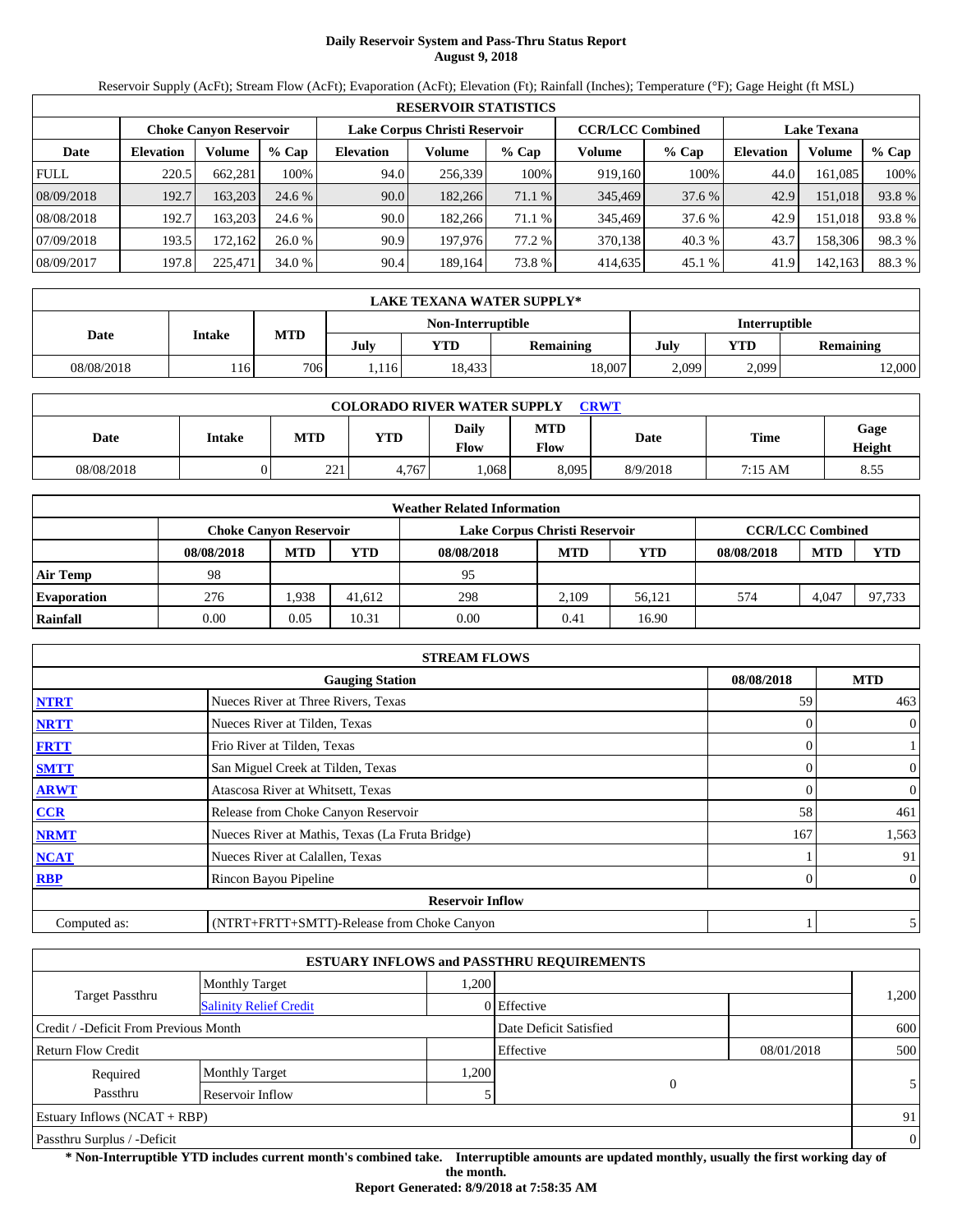# Daily Reservoir System and Pass-Thru Status Report
**August 9, 2018**

Reservoir Supply (AcFt); Stream Flow (AcFt); Evaporation (AcFt); Elevation (Ft); Rainfall (Inches); Temperature (°F); Gage Height (ft MSL)

| RESERVOIR STATISTICS | | | | | | | | | | | |
|---|---|---|---|---|---|---|---|---|---|---|---|
| | Choke Canyon Reservoir | | | Lake Corpus Christi Reservoir | | | CCR/LCC Combined | | Lake Texana | | |
| Date | Elevation | Volume | % Cap | Elevation | Volume | % Cap | Volume | % Cap | Elevation | Volume | % Cap |
| FULL | 220.5 | 662,281 | 100% | 94.0 | 256,339 | 100% | 919,160 | 100% | 44.0 | 161,085 | 100% |
| 08/09/2018 | 192.7 | 163,203 | 24.6 % | 90.0 | 182,266 | 71.1 % | 345,469 | 37.6 % | 42.9 | 151,018 | 93.8 % |
| 08/08/2018 | 192.7 | 163,203 | 24.6 % | 90.0 | 182,266 | 71.1 % | 345,469 | 37.6 % | 42.9 | 151,018 | 93.8 % |
| 07/09/2018 | 193.5 | 172,162 | 26.0 % | 90.9 | 197,976 | 77.2 % | 370,138 | 40.3 % | 43.7 | 158,306 | 98.3 % |
| 08/09/2017 | 197.8 | 225,471 | 34.0 % | 90.4 | 189,164 | 73.8 % | 414,635 | 45.1 % | 41.9 | 142,163 | 88.3 % |

| LAKE TEXANA WATER SUPPLY* | | | | | | | | |
|---|---|---|---|---|---|---|---|---|
| Date | Intake | MTD | Non-Interruptible | | | Interruptible | | |
| | | | July | YTD | Remaining | July | YTD | Remaining |
| 08/08/2018 | 116 | 706 | 1,116 | 18,433 | 18,007 | 2,099 | 2,099 | 12,000 |

| COLORADO RIVER WATER SUPPLY CRWT | | | | | | | | |
|---|---|---|---|---|---|---|---|---|
| Date | Intake | MTD | YTD | Daily Flow | MTD Flow | Date | Time | Gage Height |
| 08/08/2018 | 0 | 221 | 4,767 | 1,068 | 8,095 | 8/9/2018 | 7:15 AM | 8.55 |

| Weather Related Information | | | | | | | | | |
|---|---|---|---|---|---|---|---|---|---|
| | Choke Canyon Reservoir | | | Lake Corpus Christi Reservoir | | | CCR/LCC Combined | | |
| | 08/08/2018 | MTD | YTD | 08/08/2018 | MTD | YTD | 08/08/2018 | MTD | YTD |
| Air Temp | 98 | | | 95 | | | | | |
| Evaporation | 276 | 1,938 | 41,612 | 298 | 2,109 | 56,121 | 574 | 4,047 | 97,733 |
| Rainfall | 0.00 | 0.05 | 10.31 | 0.00 | 0.41 | 16.90 | | | |

| STREAM FLOWS | | | |
|---|---|---|---|
| | Gauging Station | 08/08/2018 | MTD |
| NTRT | Nueces River at Three Rivers, Texas | 59 | 463 |
| NRTT | Nueces River at Tilden, Texas | 0 | 0 |
| FRTT | Frio River at Tilden, Texas | 0 | 1 |
| SMTT | San Miguel Creek at Tilden, Texas | 0 | 0 |
| ARWT | Atascosa River at Whitsett, Texas | 0 | 0 |
| CCR | Release from Choke Canyon Reservoir | 58 | 461 |
| NRMT | Nueces River at Mathis, Texas (La Fruta Bridge) | 167 | 1,563 |
| NCAT | Nueces River at Calallen, Texas | 1 | 91 |
| RBP | Rincon Bayou Pipeline | 0 | 0 |
| | Reservoir Inflow | | |
| Computed as: | (NTRT+FRTT+SMTT)-Release from Choke Canyon | 1 | 5 |

| ESTUARY INFLOWS and PASSTHRU REQUIREMENTS | | | | | |
|---|---|---|---|---|---|
| Target Passthru | Monthly Target | 1,200 | | | 1,200 |
| | Salinity Relief Credit | 0 | Effective | | |
| Credit / -Deficit From Previous Month | | | Date Deficit Satisfied | | 600 |
| Return Flow Credit | | | Effective | 08/01/2018 | 500 |
| Required Passthru | Monthly Target | 1,200 | 0 | | 5 |
| | Reservoir Inflow | 5 | | | |
| Estuary Inflows (NCAT + RBP) | | | | | 91 |
| Passthru Surplus / -Deficit | | | | | 0 |

**\* Non-Interruptible YTD includes current month's combined take. Interruptible amounts are updated monthly, usually the first working day of the month.**

**Report Generated: 8/9/2018 at 7:58:35 AM**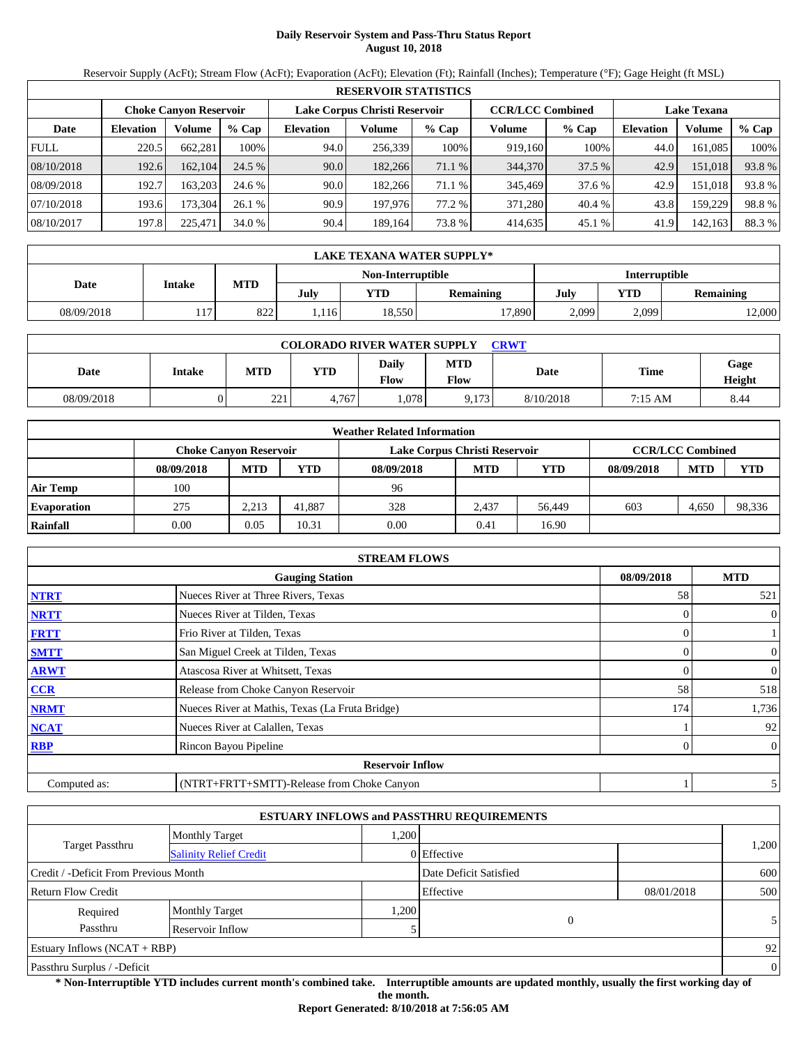# Daily Reservoir System and Pass-Thru Status Report
## August 10, 2018

Reservoir Supply (AcFt); Stream Flow (AcFt); Evaporation (AcFt); Elevation (Ft); Rainfall (Inches); Temperature (°F); Gage Height (ft MSL)

| RESERVOIR STATISTICS | | | | | | | | | | | |
|---|---|---|---|---|---|---|---|---|---|---|---|
| | Choke Canyon Reservoir | | | Lake Corpus Christi Reservoir | | | CCR/LCC Combined | | Lake Texana | | |
| Date | Elevation | Volume | % Cap | Elevation | Volume | % Cap | Volume | % Cap | Elevation | Volume | % Cap |
| FULL | 220.5 | 662,281 | 100% | 94.0 | 256,339 | 100% | 919,160 | 100% | 44.0 | 161,085 | 100% |
| 08/10/2018 | 192.6 | 162,104 | 24.5 % | 90.0 | 182,266 | 71.1 % | 344,370 | 37.5 % | 42.9 | 151,018 | 93.8 % |
| 08/09/2018 | 192.7 | 163,203 | 24.6 % | 90.0 | 182,266 | 71.1 % | 345,469 | 37.6 % | 42.9 | 151,018 | 93.8 % |
| 07/10/2018 | 193.6 | 173,304 | 26.1 % | 90.9 | 197,976 | 77.2 % | 371,280 | 40.4 % | 43.8 | 159,229 | 98.8 % |
| 08/10/2017 | 197.8 | 225,471 | 34.0 % | 90.4 | 189,164 | 73.8 % | 414,635 | 45.1 % | 41.9 | 142,163 | 88.3 % |

| LAKE TEXANA WATER SUPPLY* | | | | | | | | |
|---|---|---|---|---|---|---|---|---|
| Date | Intake | MTD | Non-Interruptible | | | Interruptible | | |
| | | | July | YTD | Remaining | July | YTD | Remaining |
| 08/09/2018 | 117 | 822 | 1,116 | 18,550 | 17,890 | 2,099 | 2,099 | 12,000 |

| COLORADO RIVER WATER SUPPLY CRWT | | | | | | | | |
|---|---|---|---|---|---|---|---|---|
| Date | Intake | MTD | YTD | Daily Flow | MTD Flow | Date | Time | Gage Height |
| 08/09/2018 | 0 | 221 | 4,767 | 1,078 | 9,173 | 8/10/2018 | 7:15 AM | 8.44 |

| Weather Related Information | | | | | | | | | |
|---|---|---|---|---|---|---|---|---|---|
| | Choke Canyon Reservoir | | | Lake Corpus Christi Reservoir | | | CCR/LCC Combined | | |
| | 08/09/2018 | MTD | YTD | 08/09/2018 | MTD | YTD | 08/09/2018 | MTD | YTD |
| Air Temp | 100 | | | 96 | | | | | |
| Evaporation | 275 | 2,213 | 41,887 | 328 | 2,437 | 56,449 | 603 | 4,650 | 98,336 |
| Rainfall | 0.00 | 0.05 | 10.31 | 0.00 | 0.41 | 16.90 | | | |

| STREAM FLOWS | | | |
|---|---|---|---|
| | Gauging Station | 08/09/2018 | MTD |
| NTRT | Nueces River at Three Rivers, Texas | 58 | 521 |
| NRTT | Nueces River at Tilden, Texas | 0 | 0 |
| FRTT | Frio River at Tilden, Texas | 0 | 1 |
| SMTT | San Miguel Creek at Tilden, Texas | 0 | 0 |
| ARWT | Atascosa River at Whitsett, Texas | 0 | 0 |
| CCR | Release from Choke Canyon Reservoir | 58 | 518 |
| NRMT | Nueces River at Mathis, Texas (La Fruta Bridge) | 174 | 1,736 |
| NCAT | Nueces River at Calallen, Texas | 1 | 92 |
| RBP | Rincon Bayou Pipeline | 0 | 0 |
| | Reservoir Inflow | | |
| Computed as: | (NTRT+FRTT+SMTT)-Release from Choke Canyon | 1 | 5 |

| ESTUARY INFLOWS and PASSTHRU REQUIREMENTS | | | | | |
|---|---|---|---|---|---|
| Target Passthru | Monthly Target | 1,200 | | | 1,200 |
| | Salinity Relief Credit | 0 | Effective | | |
| Credit / -Deficit From Previous Month | | | Date Deficit Satisfied | | 600 |
| Return Flow Credit | | | Effective | 08/01/2018 | 500 |
| Required Passthru | Monthly Target | 1,200 | 0 | | 5 |
| | Reservoir Inflow | 5 | | | |
| Estuary Inflows (NCAT + RBP) | | | | | 92 |
| Passthru Surplus / -Deficit | | | | | 0 |

**\* Non-Interruptible YTD includes current month's combined take. Interruptible amounts are updated monthly, usually the first working day of the month.**

**Report Generated: 8/10/2018 at 7:56:05 AM**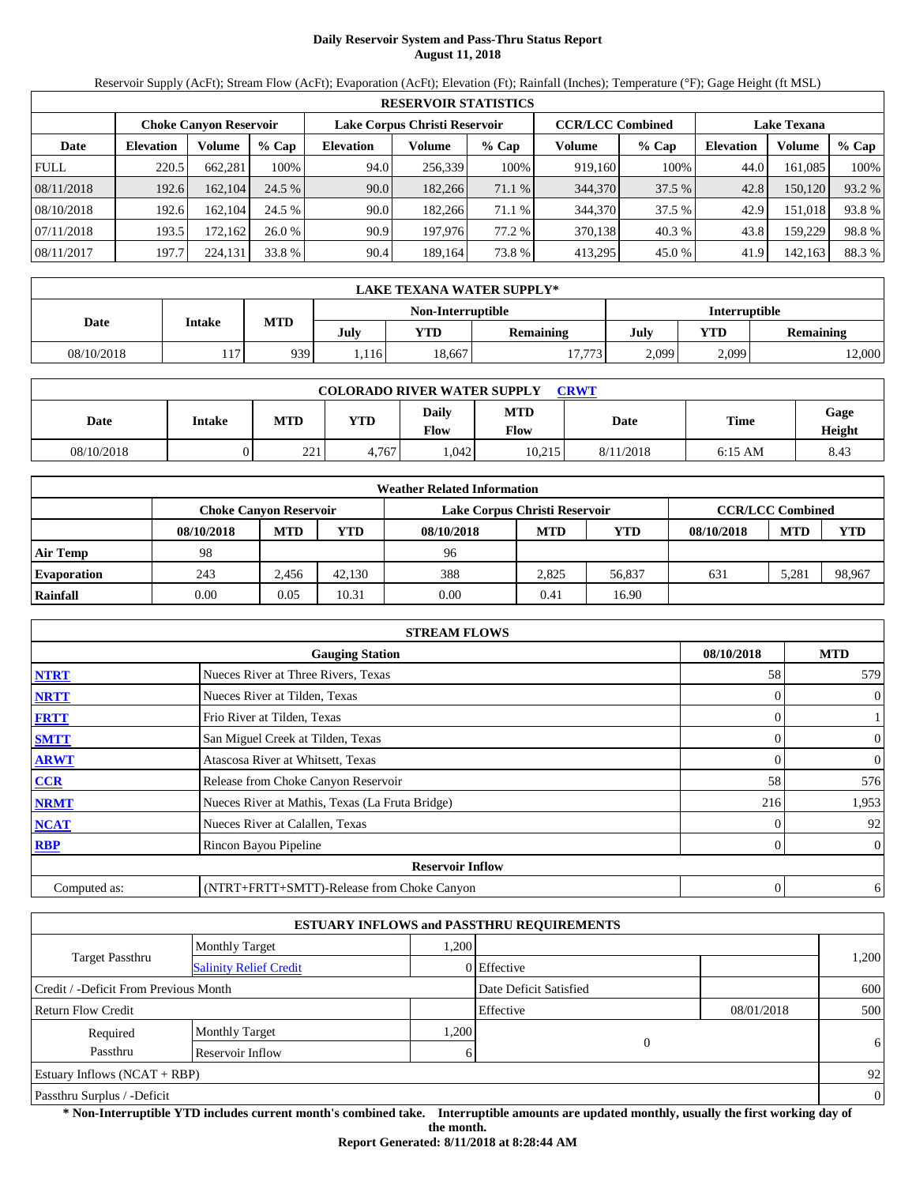# Daily Reservoir System and Pass-Thru Status Report
## August 11, 2018

Reservoir Supply (AcFt); Stream Flow (AcFt); Evaporation (AcFt); Elevation (Ft); Rainfall (Inches); Temperature (°F); Gage Height (ft MSL)

| RESERVOIR STATISTICS | | | | | | | | | | | |
|---|---|---|---|---|---|---|---|---|---|---|---|
| | Choke Canyon Reservoir | | | Lake Corpus Christi Reservoir | | | CCR/LCC Combined | | Lake Texana | | |
| Date | Elevation | Volume | % Cap | Elevation | Volume | % Cap | Volume | % Cap | Elevation | Volume | % Cap |
| FULL | 220.5 | 662,281 | 100% | 94.0 | 256,339 | 100% | 919,160 | 100% | 44.0 | 161,085 | 100% |
| 08/11/2018 | 192.6 | 162,104 | 24.5 % | 90.0 | 182,266 | 71.1 % | 344,370 | 37.5 % | 42.8 | 150,120 | 93.2 % |
| 08/10/2018 | 192.6 | 162,104 | 24.5 % | 90.0 | 182,266 | 71.1 % | 344,370 | 37.5 % | 42.9 | 151,018 | 93.8 % |
| 07/11/2018 | 193.5 | 172,162 | 26.0 % | 90.9 | 197,976 | 77.2 % | 370,138 | 40.3 % | 43.8 | 159,229 | 98.8 % |
| 08/11/2017 | 197.7 | 224,131 | 33.8 % | 90.4 | 189,164 | 73.8 % | 413,295 | 45.0 % | 41.9 | 142,163 | 88.3 % |

| LAKE TEXANA WATER SUPPLY* | | | | | | | | |
|---|---|---|---|---|---|---|---|---|
| Date | Intake | MTD | Non-Interruptible | | | Interruptible | | |
| | | | July | YTD | Remaining | July | YTD | Remaining |
| 08/10/2018 | 117 | 939 | 1,116 | 18,667 | 17,773 | 2,099 | 2,099 | 12,000 |

| COLORADO RIVER WATER SUPPLY CRWT | | | | | | | | |
|---|---|---|---|---|---|---|---|---|
| Date | Intake | MTD | YTD | Daily Flow | MTD Flow | Date | Time | Gage Height |
| 08/10/2018 | 0 | 221 | 4,767 | 1,042 | 10,215 | 8/11/2018 | 6:15 AM | 8.43 |

| Weather Related Information | | | | | | | | | |
|---|---|---|---|---|---|---|---|---|---|
| | Choke Canyon Reservoir | | | Lake Corpus Christi Reservoir | | | CCR/LCC Combined | | |
| | 08/10/2018 | MTD | YTD | 08/10/2018 | MTD | YTD | 08/10/2018 | MTD | YTD |
| Air Temp | 98 | | | 96 | | | | | |
| Evaporation | 243 | 2,456 | 42,130 | 388 | 2,825 | 56,837 | 631 | 5,281 | 98,967 |
| Rainfall | 0.00 | 0.05 | 10.31 | 0.00 | 0.41 | 16.90 | | | |

| STREAM FLOWS | | | |
|---|---|---|---|
| | Gauging Station | 08/10/2018 | MTD |
| NTRT | Nueces River at Three Rivers, Texas | 58 | 579 |
| NRTT | Nueces River at Tilden, Texas | 0 | 0 |
| FRTT | Frio River at Tilden, Texas | 0 | 1 |
| SMTT | San Miguel Creek at Tilden, Texas | 0 | 0 |
| ARWT | Atascosa River at Whitsett, Texas | 0 | 0 |
| CCR | Release from Choke Canyon Reservoir | 58 | 576 |
| NRMT | Nueces River at Mathis, Texas (La Fruta Bridge) | 216 | 1,953 |
| NCAT | Nueces River at Calallen, Texas | 0 | 92 |
| RBP | Rincon Bayou Pipeline | 0 | 0 |
| | Reservoir Inflow | | |
| Computed as: | (NTRT+FRTT+SMTT)-Release from Choke Canyon | 0 | 6 |

| ESTUARY INFLOWS and PASSTHRU REQUIREMENTS | | | | | |
|---|---|---|---|---|---|
| Target Passthru | Monthly Target | 1,200 | | | 1,200 |
| | Salinity Relief Credit | 0 | Effective | | |
| Credit / -Deficit From Previous Month | | | Date Deficit Satisfied | | 600 |
| Return Flow Credit | | | Effective | 08/01/2018 | 500 |
| Required Passthru | Monthly Target | 1,200 | 0 | | 6 |
| | Reservoir Inflow | 6 | | | |
| Estuary Inflows (NCAT + RBP) | | | | | 92 |
| Passthru Surplus / -Deficit | | | | | 0 |

**\* Non-Interruptible YTD includes current month's combined take. Interruptible amounts are updated monthly, usually the first working day of the month.**

**Report Generated: 8/11/2018 at 8:28:44 AM**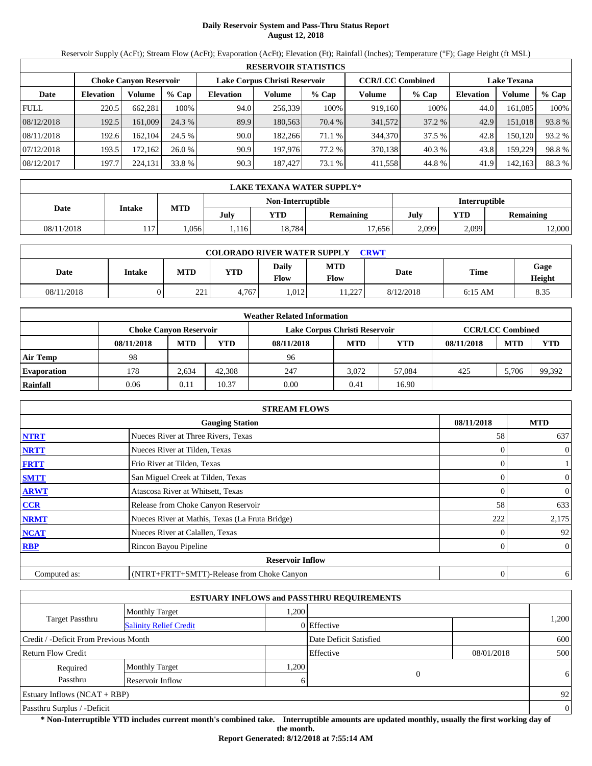# Daily Reservoir System and Pass-Thru Status Report
**August 12, 2018**

Reservoir Supply (AcFt); Stream Flow (AcFt); Evaporation (AcFt); Elevation (Ft); Rainfall (Inches); Temperature (°F); Gage Height (ft MSL)

| RESERVOIR STATISTICS | | | | | | | | | | | |
|---|---|---|---|---|---|---|---|---|---|---|---|
| | Choke Canyon Reservoir | | | Lake Corpus Christi Reservoir | | | CCR/LCC Combined | | Lake Texana | | |
| Date | Elevation | Volume | % Cap | Elevation | Volume | % Cap | Volume | % Cap | Elevation | Volume | % Cap |
| FULL | 220.5 | 662,281 | 100% | 94.0 | 256,339 | 100% | 919,160 | 100% | 44.0 | 161,085 | 100% |
| 08/12/2018 | 192.5 | 161,009 | 24.3 % | 89.9 | 180,563 | 70.4 % | 341,572 | 37.2 % | 42.9 | 151,018 | 93.8 % |
| 08/11/2018 | 192.6 | 162,104 | 24.5 % | 90.0 | 182,266 | 71.1 % | 344,370 | 37.5 % | 42.8 | 150,120 | 93.2 % |
| 07/12/2018 | 193.5 | 172,162 | 26.0 % | 90.9 | 197,976 | 77.2 % | 370,138 | 40.3 % | 43.8 | 159,229 | 98.8 % |
| 08/12/2017 | 197.7 | 224,131 | 33.8 % | 90.3 | 187,427 | 73.1 % | 411,558 | 44.8 % | 41.9 | 142,163 | 88.3 % |

| LAKE TEXANA WATER SUPPLY* | | | | | | | | |
|---|---|---|---|---|---|---|---|---|
| Date | Intake | MTD | Non-Interruptible | | | Interruptible | | |
| | | | July | YTD | Remaining | July | YTD | Remaining |
| 08/11/2018 | 117 | 1,056 | 1,116 | 18,784 | 17,656 | 2,099 | 2,099 | 12,000 |

| COLORADO RIVER WATER SUPPLY CRWT | | | | | | | | |
|---|---|---|---|---|---|---|---|---|
| Date | Intake | MTD | YTD | Daily Flow | MTD Flow | Date | Time | Gage Height |
| 08/11/2018 | 0 | 221 | 4,767 | 1,012 | 11,227 | 8/12/2018 | 6:15 AM | 8.35 |

| Weather Related Information | | | | | | | | | |
|---|---|---|---|---|---|---|---|---|---|
| | Choke Canyon Reservoir | | | Lake Corpus Christi Reservoir | | | CCR/LCC Combined | | |
| | 08/11/2018 | MTD | YTD | 08/11/2018 | MTD | YTD | 08/11/2018 | MTD | YTD |
| Air Temp | 98 | | | 96 | | | | | |
| Evaporation | 178 | 2,634 | 42,308 | 247 | 3,072 | 57,084 | 425 | 5,706 | 99,392 |
| Rainfall | 0.06 | 0.11 | 10.37 | 0.00 | 0.41 | 16.90 | | | |

| STREAM FLOWS | | | |
|---|---|---|---|
| | Gauging Station | 08/11/2018 | MTD |
| NTRT | Nueces River at Three Rivers, Texas | 58 | 637 |
| NRTT | Nueces River at Tilden, Texas | 0 | 0 |
| FRTT | Frio River at Tilden, Texas | 0 | 1 |
| SMTT | San Miguel Creek at Tilden, Texas | 0 | 0 |
| ARWT | Atascosa River at Whitsett, Texas | 0 | 0 |
| CCR | Release from Choke Canyon Reservoir | 58 | 633 |
| NRMT | Nueces River at Mathis, Texas (La Fruta Bridge) | 222 | 2,175 |
| NCAT | Nueces River at Calallen, Texas | 0 | 92 |
| RBP | Rincon Bayou Pipeline | 0 | 0 |
| | **Reservoir Inflow** | | |
| Computed as: | (NTRT+FRTT+SMTT)-Release from Choke Canyon | 0 | 6 |

| ESTUARY INFLOWS and PASSTHRU REQUIREMENTS | | | | | |
|---|---|---|---|---|---|
| Target Passthru | Monthly Target | 1,200 | | | 1,200 |
| | Salinity Relief Credit | 0 | Effective | | |
| Credit / -Deficit From Previous Month | | | Date Deficit Satisfied | | 600 |
| Return Flow Credit | | | Effective | 08/01/2018 | 500 |
| Required Passthru | Monthly Target | 1,200 | 0 | | 6 |
| | Reservoir Inflow | 6 | | | |
| Estuary Inflows (NCAT + RBP) | | | | | 92 |
| Passthru Surplus / -Deficit | | | | | 0 |

**\* Non-Interruptible YTD includes current month's combined take. Interruptible amounts are updated monthly, usually the first working day of the month.**

**Report Generated: 8/12/2018 at 7:55:14 AM**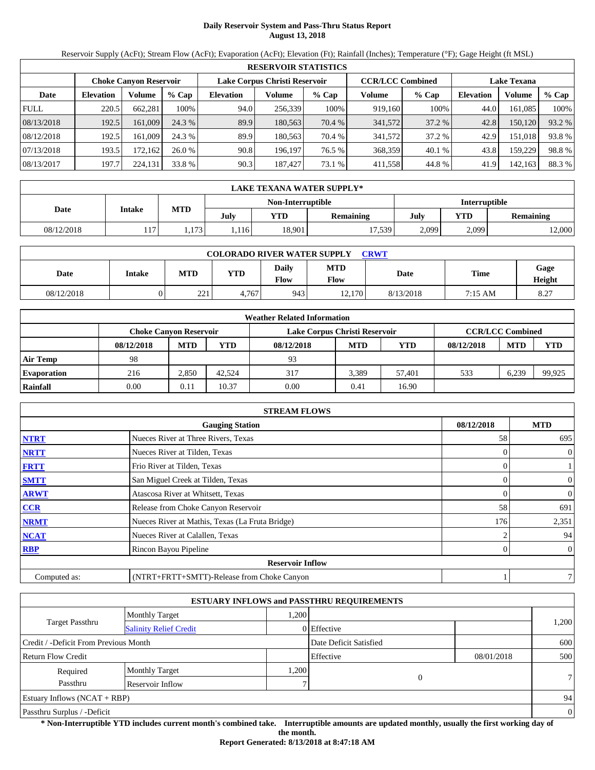# Daily Reservoir System and Pass-Thru Status Report
**August 13, 2018**

Reservoir Supply (AcFt); Stream Flow (AcFt); Evaporation (AcFt); Elevation (Ft); Rainfall (Inches); Temperature (°F); Gage Height (ft MSL)

| RESERVOIR STATISTICS | | | | | | | | | | | |
|---|---|---|---|---|---|---|---|---|---|---|---|
| | Choke Canyon Reservoir | | | Lake Corpus Christi Reservoir | | | CCR/LCC Combined | | Lake Texana | | |
| Date | Elevation | Volume | % Cap | Elevation | Volume | % Cap | Volume | % Cap | Elevation | Volume | % Cap |
| FULL | 220.5 | 662,281 | 100% | 94.0 | 256,339 | 100% | 919,160 | 100% | 44.0 | 161,085 | 100% |
| 08/13/2018 | 192.5 | 161,009 | 24.3 % | 89.9 | 180,563 | 70.4 % | 341,572 | 37.2 % | 42.8 | 150,120 | 93.2 % |
| 08/12/2018 | 192.5 | 161,009 | 24.3 % | 89.9 | 180,563 | 70.4 % | 341,572 | 37.2 % | 42.9 | 151,018 | 93.8 % |
| 07/13/2018 | 193.5 | 172,162 | 26.0 % | 90.8 | 196,197 | 76.5 % | 368,359 | 40.1 % | 43.8 | 159,229 | 98.8 % |
| 08/13/2017 | 197.7 | 224,131 | 33.8 % | 90.3 | 187,427 | 73.1 % | 411,558 | 44.8 % | 41.9 | 142,163 | 88.3 % |

| LAKE TEXANA WATER SUPPLY* | | | | | | | | |
|---|---|---|---|---|---|---|---|---|
| Date | Intake | MTD | Non-Interruptible | | | Interruptible | | |
| | | | July | YTD | Remaining | July | YTD | Remaining |
| 08/12/2018 | 117 | 1,173 | 1,116 | 18,901 | 17,539 | 2,099 | 2,099 | 12,000 |

| COLORADO RIVER WATER SUPPLY CRWT | | | | | | | | |
|---|---|---|---|---|---|---|---|---|
| Date | Intake | MTD | YTD | Daily Flow | MTD Flow | Date | Time | Gage Height |
| 08/12/2018 | 0 | 221 | 4,767 | 943 | 12,170 | 8/13/2018 | 7:15 AM | 8.27 |

| Weather Related Information | | | | | | | | | |
|---|---|---|---|---|---|---|---|---|---|
| | Choke Canyon Reservoir | | | Lake Corpus Christi Reservoir | | | CCR/LCC Combined | | |
| | 08/12/2018 | MTD | YTD | 08/12/2018 | MTD | YTD | 08/12/2018 | MTD | YTD |
| Air Temp | 98 | | | 93 | | | | | |
| Evaporation | 216 | 2,850 | 42,524 | 317 | 3,389 | 57,401 | 533 | 6,239 | 99,925 |
| Rainfall | 0.00 | 0.11 | 10.37 | 0.00 | 0.41 | 16.90 | | | |

| STREAM FLOWS | | | |
|---|---|---|---|
| | Gauging Station | 08/12/2018 | MTD |
| NTRT | Nueces River at Three Rivers, Texas | 58 | 695 |
| NRTT | Nueces River at Tilden, Texas | 0 | 0 |
| FRTT | Frio River at Tilden, Texas | 0 | 1 |
| SMTT | San Miguel Creek at Tilden, Texas | 0 | 0 |
| ARWT | Atascosa River at Whitsett, Texas | 0 | 0 |
| CCR | Release from Choke Canyon Reservoir | 58 | 691 |
| NRMT | Nueces River at Mathis, Texas (La Fruta Bridge) | 176 | 2,351 |
| NCAT | Nueces River at Calallen, Texas | 2 | 94 |
| RBP | Rincon Bayou Pipeline | 0 | 0 |
| **Reservoir Inflow** | | | |
| Computed as: | (NTRT+FRTT+SMTT)-Release from Choke Canyon | 1 | 7 |

| ESTUARY INFLOWS and PASSTHRU REQUIREMENTS | | | | | |
|---|---|---|---|---|---|
| Target Passthru | Monthly Target | 1,200 | | | 1,200 |
| | Salinity Relief Credit | 0 | Effective | | |
| Credit / -Deficit From Previous Month | | | Date Deficit Satisfied | | 600 |
| Return Flow Credit | | | Effective | 08/01/2018 | 500 |
| Required Passthru | Monthly Target | 1,200 | 0 | | 7 |
| | Reservoir Inflow | 7 | | | |
| Estuary Inflows (NCAT + RBP) | | | | | 94 |
| Passthru Surplus / -Deficit | | | | | 0 |

**\* Non-Interruptible YTD includes current month's combined take. Interruptible amounts are updated monthly, usually the first working day of the month.**

**Report Generated: 8/13/2018 at 8:47:18 AM**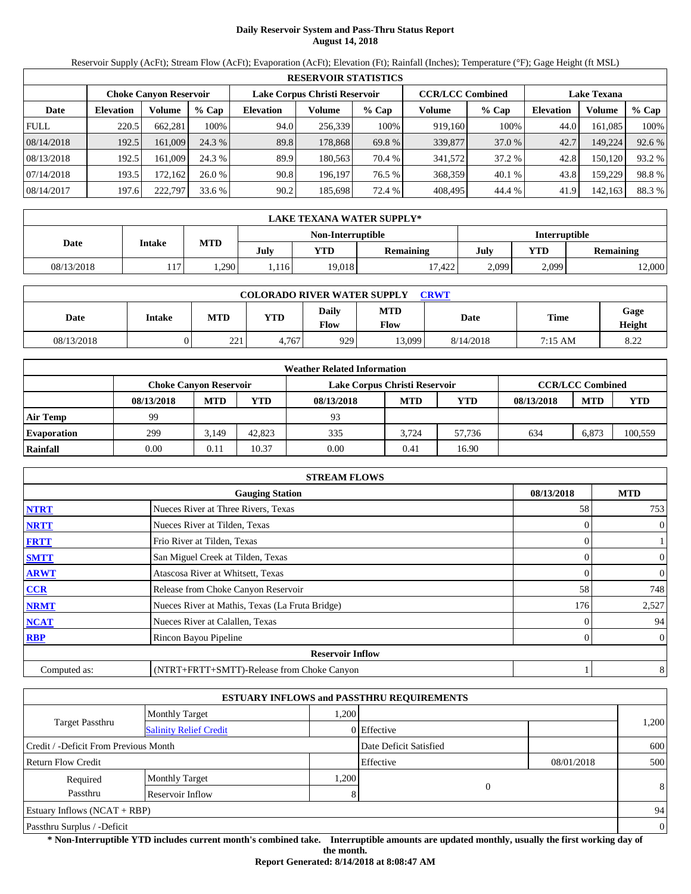# Daily Reservoir System and Pass-Thru Status Report
**August 14, 2018**

Reservoir Supply (AcFt); Stream Flow (AcFt); Evaporation (AcFt); Elevation (Ft); Rainfall (Inches); Temperature (°F); Gage Height (ft MSL)

| RESERVOIR STATISTICS | | | | | | | | | | | |
|---|---|---|---|---|---|---|---|---|---|---|---|
| | Choke Canyon Reservoir | | | Lake Corpus Christi Reservoir | | | CCR/LCC Combined | | Lake Texana | | |
| Date | Elevation | Volume | % Cap | Elevation | Volume | % Cap | Volume | % Cap | Elevation | Volume | % Cap |
| FULL | 220.5 | 662,281 | 100% | 94.0 | 256,339 | 100% | 919,160 | 100% | 44.0 | 161,085 | 100% |
| 08/14/2018 | 192.5 | 161,009 | 24.3 % | 89.8 | 178,868 | 69.8 % | 339,877 | 37.0 % | 42.7 | 149,224 | 92.6 % |
| 08/13/2018 | 192.5 | 161,009 | 24.3 % | 89.9 | 180,563 | 70.4 % | 341,572 | 37.2 % | 42.8 | 150,120 | 93.2 % |
| 07/14/2018 | 193.5 | 172,162 | 26.0 % | 90.8 | 196,197 | 76.5 % | 368,359 | 40.1 % | 43.8 | 159,229 | 98.8 % |
| 08/14/2017 | 197.6 | 222,797 | 33.6 % | 90.2 | 185,698 | 72.4 % | 408,495 | 44.4 % | 41.9 | 142,163 | 88.3 % |

| LAKE TEXANA WATER SUPPLY* | | | | | | | | |
|---|---|---|---|---|---|---|---|---|
| Date | Intake | MTD | Non-Interruptible | | | Interruptible | | |
| | | | July | YTD | Remaining | July | YTD | Remaining |
| 08/13/2018 | 117 | 1,290 | 1,116 | 19,018 | 17,422 | 2,099 | 2,099 | 12,000 |

| COLORADO RIVER WATER SUPPLY CRWT | | | | | | | | |
|---|---|---|---|---|---|---|---|---|
| Date | Intake | MTD | YTD | Daily Flow | MTD Flow | Date | Time | Gage Height |
| 08/13/2018 | 0 | 221 | 4,767 | 929 | 13,099 | 8/14/2018 | 7:15 AM | 8.22 |

| Weather Related Information | | | | | | | | | |
|---|---|---|---|---|---|---|---|---|---|
| | Choke Canyon Reservoir | | | Lake Corpus Christi Reservoir | | | CCR/LCC Combined | | |
| | 08/13/2018 | MTD | YTD | 08/13/2018 | MTD | YTD | 08/13/2018 | MTD | YTD |
| Air Temp | 99 | | | 93 | | | | | |
| Evaporation | 299 | 3,149 | 42,823 | 335 | 3,724 | 57,736 | 634 | 6,873 | 100,559 |
| Rainfall | 0.00 | 0.11 | 10.37 | 0.00 | 0.41 | 16.90 | | | |

| STREAM FLOWS | | | |
|---|---|---|---|
| | Gauging Station | 08/13/2018 | MTD |
| NTRT | Nueces River at Three Rivers, Texas | 58 | 753 |
| NRTT | Nueces River at Tilden, Texas | 0 | 0 |
| FRTT | Frio River at Tilden, Texas | 0 | 1 |
| SMTT | San Miguel Creek at Tilden, Texas | 0 | 0 |
| ARWT | Atascosa River at Whitsett, Texas | 0 | 0 |
| CCR | Release from Choke Canyon Reservoir | 58 | 748 |
| NRMT | Nueces River at Mathis, Texas (La Fruta Bridge) | 176 | 2,527 |
| NCAT | Nueces River at Calallen, Texas | 0 | 94 |
| RBP | Rincon Bayou Pipeline | 0 | 0 |
| | **Reservoir Inflow** | | |
| Computed as: | (NTRT+FRTT+SMTT)-Release from Choke Canyon | 1 | 8 |

| ESTUARY INFLOWS and PASSTHRU REQUIREMENTS | | | | | |
|---|---|---|---|---|---|
| Target Passthru | Monthly Target | 1,200 | | | 1,200 |
| | Salinity Relief Credit | 0 | Effective | | |
| Credit / -Deficit From Previous Month | | | Date Deficit Satisfied | | 600 |
| Return Flow Credit | | | Effective | 08/01/2018 | 500 |
| Required Passthru | Monthly Target | 1,200 | 0 | | 8 |
| | Reservoir Inflow | 8 | | | |
| Estuary Inflows (NCAT + RBP) | | | | | 94 |
| Passthru Surplus / -Deficit | | | | | 0 |

**\* Non-Interruptible YTD includes current month's combined take. Interruptible amounts are updated monthly, usually the first working day of the month.**

**Report Generated: 8/14/2018 at 8:08:47 AM**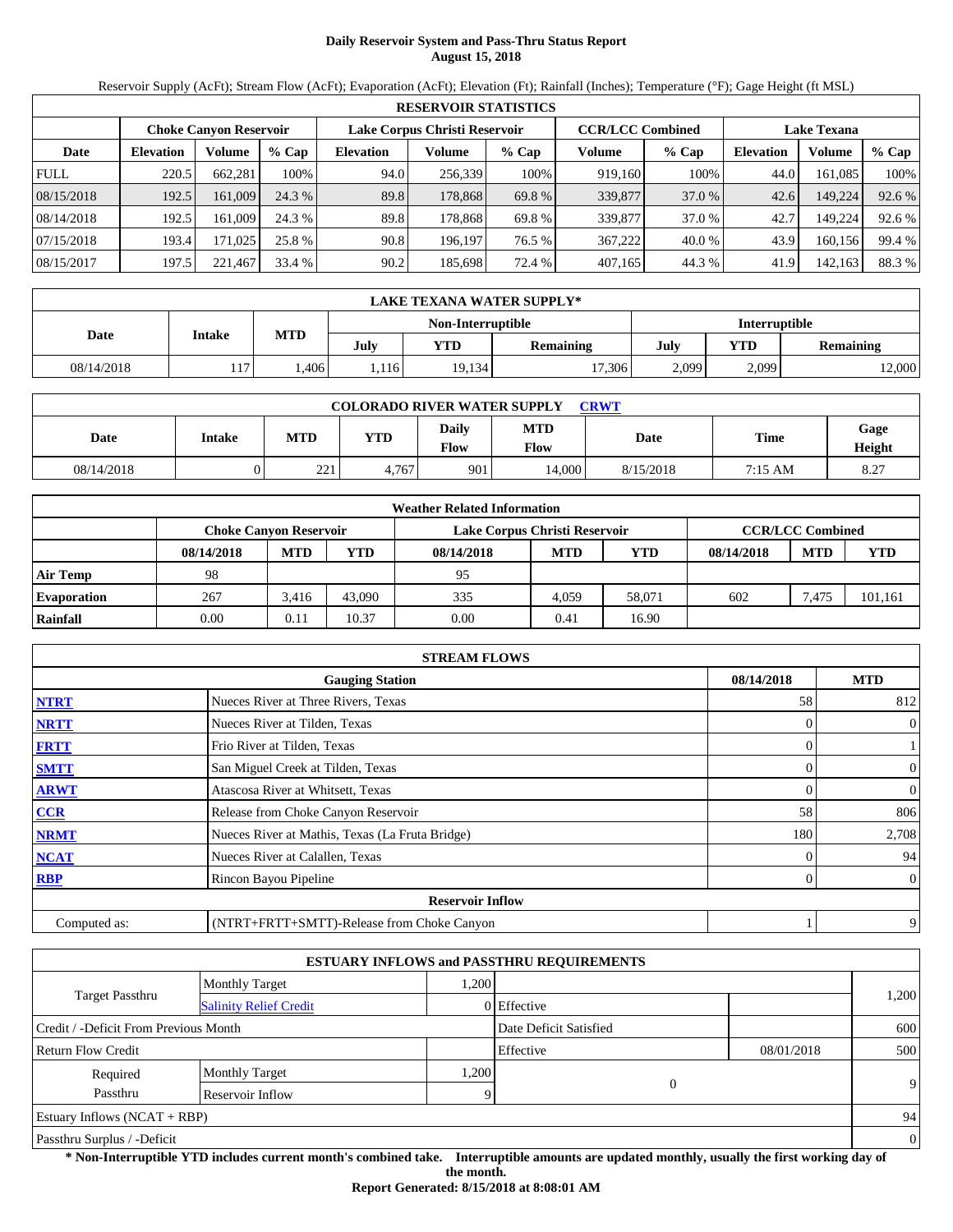# Daily Reservoir System and Pass-Thru Status Report
## August 15, 2018

Reservoir Supply (AcFt); Stream Flow (AcFt); Evaporation (AcFt); Elevation (Ft); Rainfall (Inches); Temperature (°F); Gage Height (ft MSL)

| RESERVOIR STATISTICS | | | | | | | | | | | |
|---|---|---|---|---|---|---|---|---|---|---|---|
| | Choke Canyon Reservoir | | | Lake Corpus Christi Reservoir | | | CCR/LCC Combined | | Lake Texana | | |
| Date | Elevation | Volume | % Cap | Elevation | Volume | % Cap | Volume | % Cap | Elevation | Volume | % Cap |
| FULL | 220.5 | 662,281 | 100% | 94.0 | 256,339 | 100% | 919,160 | 100% | 44.0 | 161,085 | 100% |
| 08/15/2018 | 192.5 | 161,009 | 24.3 % | 89.8 | 178,868 | 69.8 % | 339,877 | 37.0 % | 42.6 | 149,224 | 92.6 % |
| 08/14/2018 | 192.5 | 161,009 | 24.3 % | 89.8 | 178,868 | 69.8 % | 339,877 | 37.0 % | 42.7 | 149,224 | 92.6 % |
| 07/15/2018 | 193.4 | 171,025 | 25.8 % | 90.8 | 196,197 | 76.5 % | 367,222 | 40.0 % | 43.9 | 160,156 | 99.4 % |
| 08/15/2017 | 197.5 | 221,467 | 33.4 % | 90.2 | 185,698 | 72.4 % | 407,165 | 44.3 % | 41.9 | 142,163 | 88.3 % |

| LAKE TEXANA WATER SUPPLY* | | | | | | | | |
|---|---|---|---|---|---|---|---|---|
| Date | Intake | MTD | Non-Interruptible | | | Interruptible | | |
| | | | July | YTD | Remaining | July | YTD | Remaining |
| 08/14/2018 | 117 | 1,406 | 1,116 | 19,134 | 17,306 | 2,099 | 2,099 | 12,000 |

| COLORADO RIVER WATER SUPPLY CRWT | | | | | | | | |
|---|---|---|---|---|---|---|---|---|
| Date | Intake | MTD | YTD | Daily Flow | MTD Flow | Date | Time | Gage Height |
| 08/14/2018 | 0 | 221 | 4,767 | 901 | 14,000 | 8/15/2018 | 7:15 AM | 8.27 |

| Weather Related Information | | | | | | | | | |
|---|---|---|---|---|---|---|---|---|---|
| | Choke Canyon Reservoir | | | Lake Corpus Christi Reservoir | | | CCR/LCC Combined | | |
| | 08/14/2018 | MTD | YTD | 08/14/2018 | MTD | YTD | 08/14/2018 | MTD | YTD |
| Air Temp | 98 | | | 95 | | | | | |
| Evaporation | 267 | 3,416 | 43,090 | 335 | 4,059 | 58,071 | 602 | 7,475 | 101,161 |
| Rainfall | 0.00 | 0.11 | 10.37 | 0.00 | 0.41 | 16.90 | | | |

| STREAM FLOWS | | | |
|---|---|---|---|
| | Gauging Station | 08/14/2018 | MTD |
| NTRT | Nueces River at Three Rivers, Texas | 58 | 812 |
| NRTT | Nueces River at Tilden, Texas | 0 | 0 |
| FRTT | Frio River at Tilden, Texas | 0 | 1 |
| SMTT | San Miguel Creek at Tilden, Texas | 0 | 0 |
| ARWT | Atascosa River at Whitsett, Texas | 0 | 0 |
| CCR | Release from Choke Canyon Reservoir | 58 | 806 |
| NRMT | Nueces River at Mathis, Texas (La Fruta Bridge) | 180 | 2,708 |
| NCAT | Nueces River at Calallen, Texas | 0 | 94 |
| RBP | Rincon Bayou Pipeline | 0 | 0 |
| | Reservoir Inflow | | |
| Computed as: | (NTRT+FRTT+SMTT)-Release from Choke Canyon | 1 | 9 |

| ESTUARY INFLOWS and PASSTHRU REQUIREMENTS | | | | | |
|---|---|---|---|---|---|
| Target Passthru | Monthly Target | 1,200 | | | 1,200 |
| | Salinity Relief Credit | 0 | Effective | | |
| Credit / -Deficit From Previous Month | | | Date Deficit Satisfied | | 600 |
| Return Flow Credit | | | Effective | 08/01/2018 | 500 |
| Required Passthru | Monthly Target | 1,200 | 0 | | 9 |
| | Reservoir Inflow | 9 | | | |
| Estuary Inflows (NCAT + RBP) | | | | | 94 |
| Passthru Surplus / -Deficit | | | | | 0 |

**\* Non-Interruptible YTD includes current month's combined take. Interruptible amounts are updated monthly, usually the first working day of the month.**

**Report Generated: 8/15/2018 at 8:08:01 AM**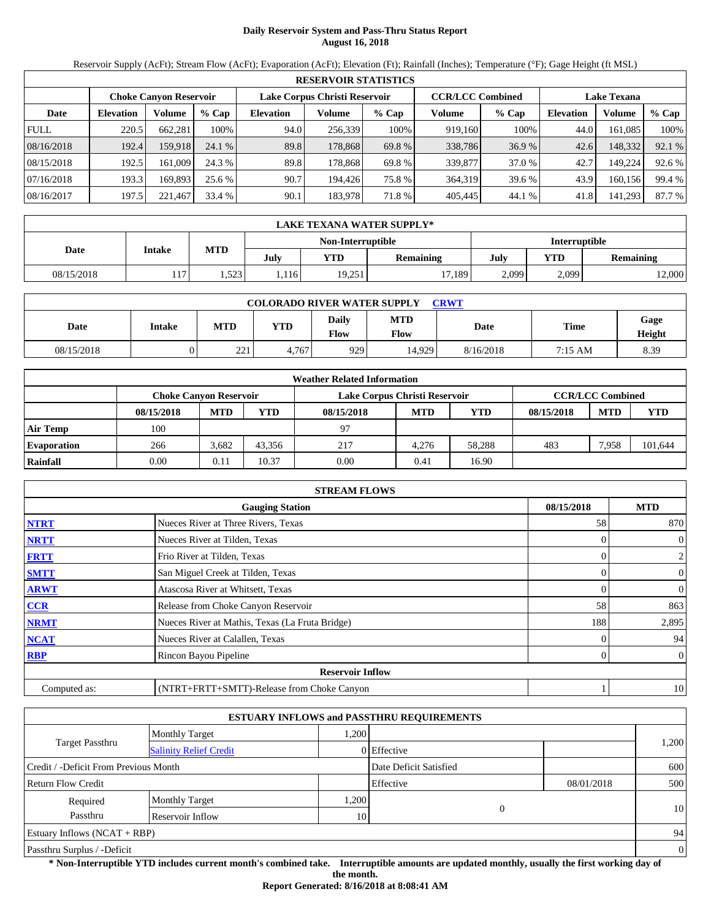# Daily Reservoir System and Pass-Thru Status Report
## August 16, 2018

Reservoir Supply (AcFt); Stream Flow (AcFt); Evaporation (AcFt); Elevation (Ft); Rainfall (Inches); Temperature (°F); Gage Height (ft MSL)

| RESERVOIR STATISTICS | | | | | | | | | | | |
|---|---|---|---|---|---|---|---|---|---|---|---|
| | Choke Canyon Reservoir | | | Lake Corpus Christi Reservoir | | | CCR/LCC Combined | | Lake Texana | | |
| Date | Elevation | Volume | % Cap | Elevation | Volume | % Cap | Volume | % Cap | Elevation | Volume | % Cap |
| FULL | 220.5 | 662,281 | 100% | 94.0 | 256,339 | 100% | 919,160 | 100% | 44.0 | 161,085 | 100% |
| 08/16/2018 | 192.4 | 159,918 | 24.1 % | 89.8 | 178,868 | 69.8 % | 338,786 | 36.9 % | 42.6 | 148,332 | 92.1 % |
| 08/15/2018 | 192.5 | 161,009 | 24.3 % | 89.8 | 178,868 | 69.8 % | 339,877 | 37.0 % | 42.7 | 149,224 | 92.6 % |
| 07/16/2018 | 193.3 | 169,893 | 25.6 % | 90.7 | 194,426 | 75.8 % | 364,319 | 39.6 % | 43.9 | 160,156 | 99.4 % |
| 08/16/2017 | 197.5 | 221,467 | 33.4 % | 90.1 | 183,978 | 71.8 % | 405,445 | 44.1 % | 41.8 | 141,293 | 87.7 % |

| LAKE TEXANA WATER SUPPLY* | | | | | | | | |
|---|---|---|---|---|---|---|---|---|
| Date | Intake | MTD | Non-Interruptible | | | Interruptible | | |
| | | | July | YTD | Remaining | July | YTD | Remaining |
| 08/15/2018 | 117 | 1,523 | 1,116 | 19,251 | 17,189 | 2,099 | 2,099 | 12,000 |

| COLORADO RIVER WATER SUPPLY CRWT | | | | | | | | |
|---|---|---|---|---|---|---|---|---|
| Date | Intake | MTD | YTD | Daily Flow | MTD Flow | Date | Time | Gage Height |
| 08/15/2018 | 0 | 221 | 4,767 | 929 | 14,929 | 8/16/2018 | 7:15 AM | 8.39 |

| Weather Related Information | | | | | | | | | |
|---|---|---|---|---|---|---|---|---|---|
| | Choke Canyon Reservoir | | | Lake Corpus Christi Reservoir | | | CCR/LCC Combined | | |
| | 08/15/2018 | MTD | YTD | 08/15/2018 | MTD | YTD | 08/15/2018 | MTD | YTD |
| Air Temp | 100 | | | 97 | | | | | |
| Evaporation | 266 | 3,682 | 43,356 | 217 | 4,276 | 58,288 | 483 | 7,958 | 101,644 |
| Rainfall | 0.00 | 0.11 | 10.37 | 0.00 | 0.41 | 16.90 | | | |

| STREAM FLOWS | | | |
|---|---|---|---|
| | Gauging Station | 08/15/2018 | MTD |
| NTRT | Nueces River at Three Rivers, Texas | 58 | 870 |
| NRTT | Nueces River at Tilden, Texas | 0 | 0 |
| FRTT | Frio River at Tilden, Texas | 0 | 2 |
| SMTT | San Miguel Creek at Tilden, Texas | 0 | 0 |
| ARWT | Atascosa River at Whitsett, Texas | 0 | 0 |
| CCR | Release from Choke Canyon Reservoir | 58 | 863 |
| NRMT | Nueces River at Mathis, Texas (La Fruta Bridge) | 188 | 2,895 |
| NCAT | Nueces River at Calallen, Texas | 0 | 94 |
| RBP | Rincon Bayou Pipeline | 0 | 0 |
| | **Reservoir Inflow** | | |
| Computed as: | (NTRT+FRTT+SMTT)-Release from Choke Canyon | 1 | 10 |

| ESTUARY INFLOWS and PASSTHRU REQUIREMENTS | | | | | |
|---|---|---|---|---|---|
| Target Passthru | Monthly Target | 1,200 | | | 1,200 |
| | Salinity Relief Credit | 0 | Effective | | |
| Credit / -Deficit From Previous Month | | | Date Deficit Satisfied | | 600 |
| Return Flow Credit | | | Effective | 08/01/2018 | 500 |
| Required Passthru | Monthly Target | 1,200 | 0 | | 10 |
| | Reservoir Inflow | 10 | | | |
| Estuary Inflows (NCAT + RBP) | | | | | 94 |
| Passthru Surplus / -Deficit | | | | | 0 |

**\* Non-Interruptible YTD includes current month's combined take. Interruptible amounts are updated monthly, usually the first working day of the month.**

**Report Generated: 8/16/2018 at 8:08:41 AM**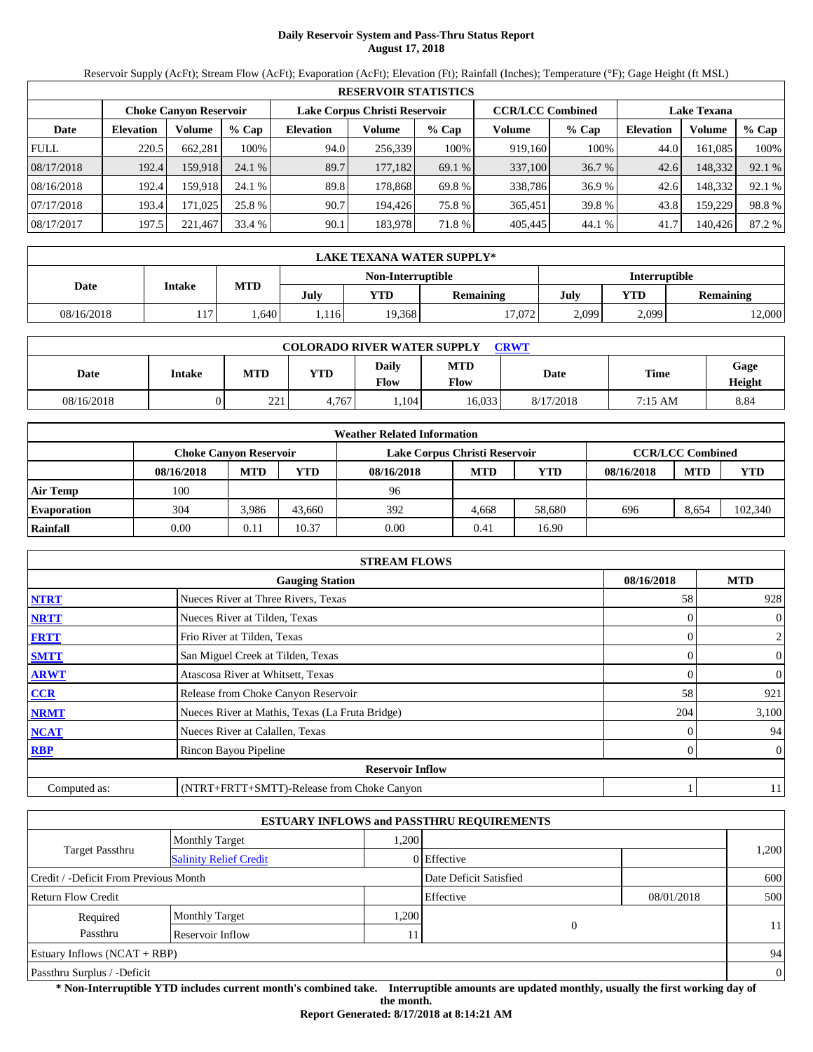# Daily Reservoir System and Pass-Thru Status Report
## August 17, 2018

Reservoir Supply (AcFt); Stream Flow (AcFt); Evaporation (AcFt); Elevation (Ft); Rainfall (Inches); Temperature (°F); Gage Height (ft MSL)

| RESERVOIR STATISTICS | | | | | | | | | | | |
|---|---|---|---|---|---|---|---|---|---|---|---|
| | Choke Canyon Reservoir | | | Lake Corpus Christi Reservoir | | | CCR/LCC Combined | | Lake Texana | | |
| Date | Elevation | Volume | % Cap | Elevation | Volume | % Cap | Volume | % Cap | Elevation | Volume | % Cap |
| FULL | 220.5 | 662,281 | 100% | 94.0 | 256,339 | 100% | 919,160 | 100% | 44.0 | 161,085 | 100% |
| 08/17/2018 | 192.4 | 159,918 | 24.1 % | 89.7 | 177,182 | 69.1 % | 337,100 | 36.7 % | 42.6 | 148,332 | 92.1 % |
| 08/16/2018 | 192.4 | 159,918 | 24.1 % | 89.8 | 178,868 | 69.8 % | 338,786 | 36.9 % | 42.6 | 148,332 | 92.1 % |
| 07/17/2018 | 193.4 | 171,025 | 25.8 % | 90.7 | 194,426 | 75.8 % | 365,451 | 39.8 % | 43.8 | 159,229 | 98.8 % |
| 08/17/2017 | 197.5 | 221,467 | 33.4 % | 90.1 | 183,978 | 71.8 % | 405,445 | 44.1 % | 41.7 | 140,426 | 87.2 % |

| LAKE TEXANA WATER SUPPLY* | | | | | | | | |
|---|---|---|---|---|---|---|---|---|
| Date | Intake | MTD | Non-Interruptible | | | Interruptible | | |
| | | | July | YTD | Remaining | July | YTD | Remaining |
| 08/16/2018 | 117 | 1,640 | 1,116 | 19,368 | 17,072 | 2,099 | 2,099 | 12,000 |

| COLORADO RIVER WATER SUPPLY CRWT | | | | | | | | |
|---|---|---|---|---|---|---|---|---|
| Date | Intake | MTD | YTD | Daily Flow | MTD Flow | Date | Time | Gage Height |
| 08/16/2018 | 0 | 221 | 4,767 | 1,104 | 16,033 | 8/17/2018 | 7:15 AM | 8.84 |

| Weather Related Information | | | | | | | | | |
|---|---|---|---|---|---|---|---|---|---|
| | Choke Canyon Reservoir | | | Lake Corpus Christi Reservoir | | | CCR/LCC Combined | | |
| | 08/16/2018 | MTD | YTD | 08/16/2018 | MTD | YTD | 08/16/2018 | MTD | YTD |
| Air Temp | 100 | | | 96 | | | | | |
| Evaporation | 304 | 3,986 | 43,660 | 392 | 4,668 | 58,680 | 696 | 8,654 | 102,340 |
| Rainfall | 0.00 | 0.11 | 10.37 | 0.00 | 0.41 | 16.90 | | | |

| STREAM FLOWS | | | |
|---|---|---|---|
| | Gauging Station | 08/16/2018 | MTD |
| NTRT | Nueces River at Three Rivers, Texas | 58 | 928 |
| NRTT | Nueces River at Tilden, Texas | 0 | 0 |
| FRTT | Frio River at Tilden, Texas | 0 | 2 |
| SMTT | San Miguel Creek at Tilden, Texas | 0 | 0 |
| ARWT | Atascosa River at Whitsett, Texas | 0 | 0 |
| CCR | Release from Choke Canyon Reservoir | 58 | 921 |
| NRMT | Nueces River at Mathis, Texas (La Fruta Bridge) | 204 | 3,100 |
| NCAT | Nueces River at Calallen, Texas | 0 | 94 |
| RBP | Rincon Bayou Pipeline | 0 | 0 |
| | Reservoir Inflow | | |
| Computed as: | (NTRT+FRTT+SMTT)-Release from Choke Canyon | 1 | 11 |

| ESTUARY INFLOWS and PASSTHRU REQUIREMENTS | | | | | |
|---|---|---|---|---|---|
| Target Passthru | Monthly Target | 1,200 | | | 1,200 |
| | Salinity Relief Credit | 0 | Effective | | |
| Credit / -Deficit From Previous Month | | | Date Deficit Satisfied | | 600 |
| Return Flow Credit | | | Effective | 08/01/2018 | 500 |
| Required Passthru | Monthly Target | 1,200 | 0 | | 11 |
| | Reservoir Inflow | 11 | | | |
| Estuary Inflows (NCAT + RBP) | | | | | 94 |
| Passthru Surplus / -Deficit | | | | | 0 |

**\* Non-Interruptible YTD includes current month's combined take. Interruptible amounts are updated monthly, usually the first working day of the month.**

**Report Generated: 8/17/2018 at 8:14:21 AM**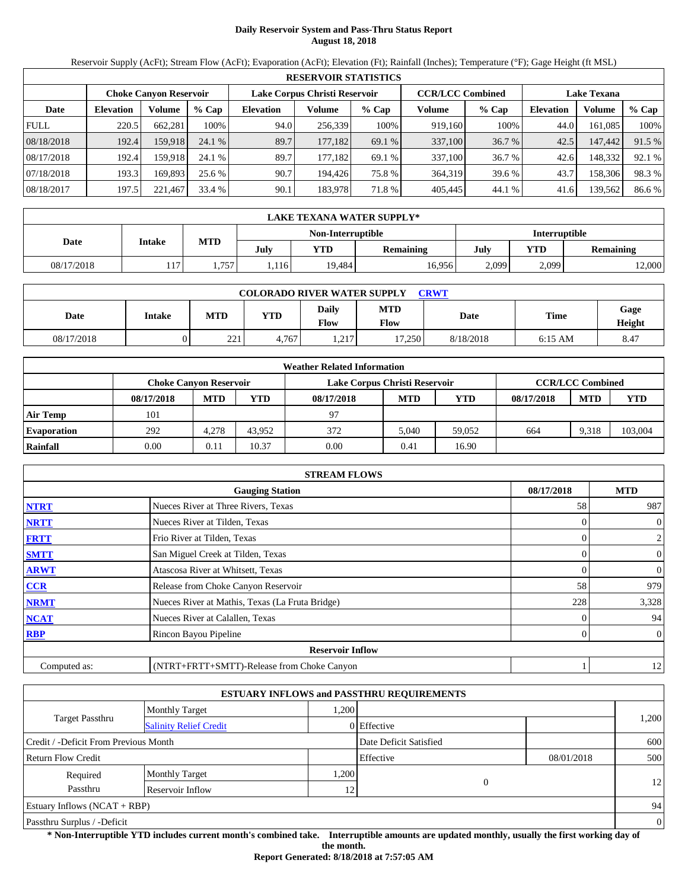# Daily Reservoir System and Pass-Thru Status Report
## August 18, 2018

Reservoir Supply (AcFt); Stream Flow (AcFt); Evaporation (AcFt); Elevation (Ft); Rainfall (Inches); Temperature (°F); Gage Height (ft MSL)

| RESERVOIR STATISTICS | | | | | | | | | | | | |
|---|---|---|---|---|---|---|---|---|---|---|---|---|
| | Choke Canyon Reservoir | | | Lake Corpus Christi Reservoir | | | CCR/LCC Combined | | Lake Texana | | |
| Date | Elevation | Volume | % Cap | Elevation | Volume | % Cap | Volume | % Cap | Elevation | Volume | % Cap |
| FULL | 220.5 | 662,281 | 100% | 94.0 | 256,339 | 100% | 919,160 | 100% | 44.0 | 161,085 | 100% |
| 08/18/2018 | 192.4 | 159,918 | 24.1 % | 89.7 | 177,182 | 69.1 % | 337,100 | 36.7 % | 42.5 | 147,442 | 91.5 % |
| 08/17/2018 | 192.4 | 159,918 | 24.1 % | 89.7 | 177,182 | 69.1 % | 337,100 | 36.7 % | 42.6 | 148,332 | 92.1 % |
| 07/18/2018 | 193.3 | 169,893 | 25.6 % | 90.7 | 194,426 | 75.8 % | 364,319 | 39.6 % | 43.7 | 158,306 | 98.3 % |
| 08/18/2017 | 197.5 | 221,467 | 33.4 % | 90.1 | 183,978 | 71.8 % | 405,445 | 44.1 % | 41.6 | 139,562 | 86.6 % |

| LAKE TEXANA WATER SUPPLY* | | | | | | | | |
|---|---|---|---|---|---|---|---|---|
| Date | Intake | MTD | Non-Interruptible | | | Interruptible | | |
| | | | July | YTD | Remaining | July | YTD | Remaining |
| 08/17/2018 | 117 | 1,757 | 1,116 | 19,484 | 16,956 | 2,099 | 2,099 | 12,000 |

| COLORADO RIVER WATER SUPPLY CRWT | | | | | | | | |
|---|---|---|---|---|---|---|---|---|
| Date | Intake | MTD | YTD | Daily Flow | MTD Flow | Date | Time | Gage Height |
| 08/17/2018 | 0 | 221 | 4,767 | 1,217 | 17,250 | 8/18/2018 | 6:15 AM | 8.47 |

| Weather Related Information | | | | | | | | | |
|---|---|---|---|---|---|---|---|---|---|
| | Choke Canyon Reservoir | | | Lake Corpus Christi Reservoir | | | CCR/LCC Combined | | |
| | 08/17/2018 | MTD | YTD | 08/17/2018 | MTD | YTD | 08/17/2018 | MTD | YTD |
| Air Temp | 101 | | | 97 | | | | | |
| Evaporation | 292 | 4,278 | 43,952 | 372 | 5,040 | 59,052 | 664 | 9,318 | 103,004 |
| Rainfall | 0.00 | 0.11 | 10.37 | 0.00 | 0.41 | 16.90 | | | |

| STREAM FLOWS | | | |
|---|---|---|---|
| | Gauging Station | 08/17/2018 | MTD |
| NTRT | Nueces River at Three Rivers, Texas | 58 | 987 |
| NRTT | Nueces River at Tilden, Texas | 0 | 0 |
| FRTT | Frio River at Tilden, Texas | 0 | 2 |
| SMTT | San Miguel Creek at Tilden, Texas | 0 | 0 |
| ARWT | Atascosa River at Whitsett, Texas | 0 | 0 |
| CCR | Release from Choke Canyon Reservoir | 58 | 979 |
| NRMT | Nueces River at Mathis, Texas (La Fruta Bridge) | 228 | 3,328 |
| NCAT | Nueces River at Calallen, Texas | 0 | 94 |
| RBP | Rincon Bayou Pipeline | 0 | 0 |
| | **Reservoir Inflow** | | |
| Computed as: | (NTRT+FRTT+SMTT)-Release from Choke Canyon | 1 | 12 |

| ESTUARY INFLOWS and PASSTHRU REQUIREMENTS | | | | | |
|---|---|---|---|---|---|
| Target Passthru | Monthly Target | 1,200 | | | 1,200 |
| | Salinity Relief Credit | 0 | Effective | | |
| Credit / -Deficit From Previous Month | | | Date Deficit Satisfied | | 600 |
| Return Flow Credit | | | Effective | 08/01/2018 | 500 |
| Required Passthru | Monthly Target | 1,200 | 0 | | 12 |
| | Reservoir Inflow | 12 | | | |
| Estuary Inflows (NCAT + RBP) | | | | | 94 |
| Passthru Surplus / -Deficit | | | | | 0 |

**\* Non-Interruptible YTD includes current month's combined take. Interruptible amounts are updated monthly, usually the first working day of the month.**

**Report Generated: 8/18/2018 at 7:57:05 AM**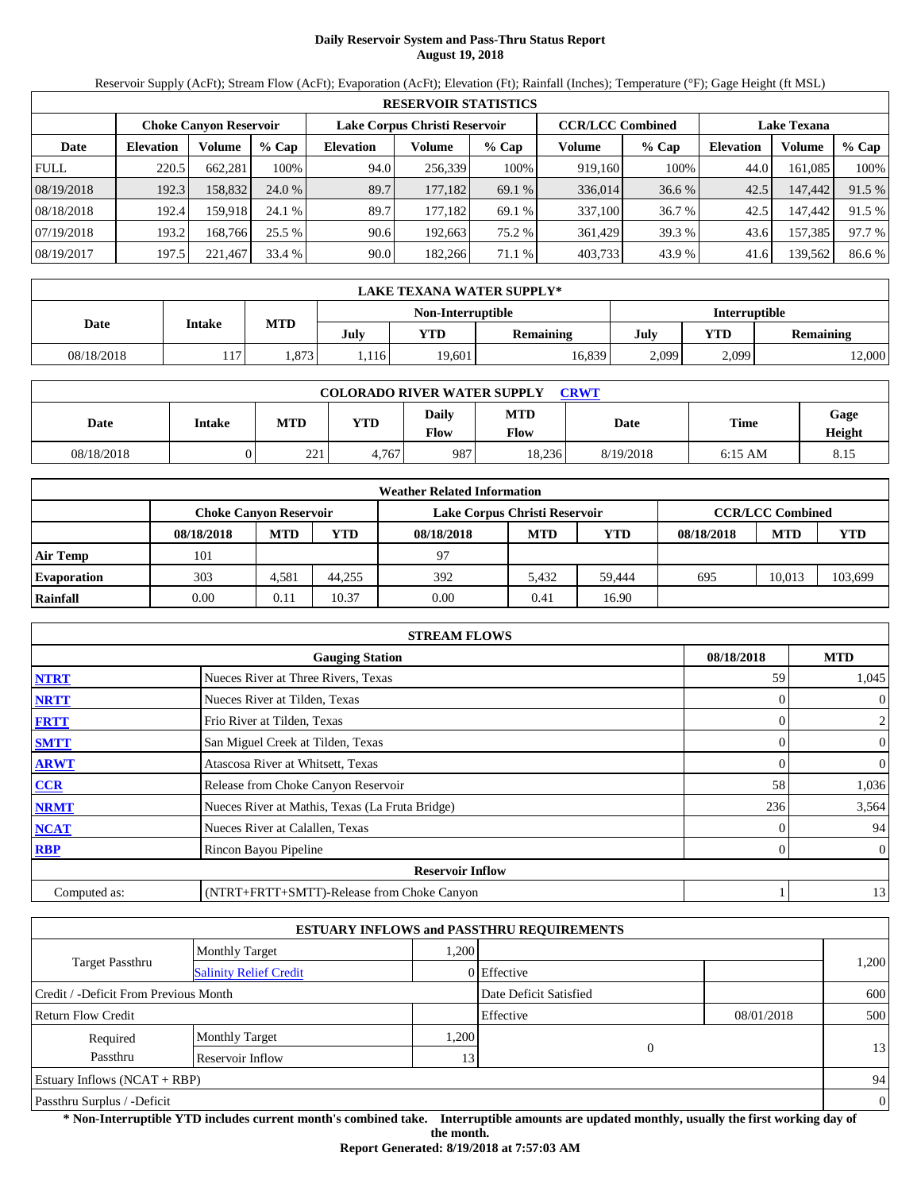# Daily Reservoir System and Pass-Thru Status Report
## August 19, 2018

Reservoir Supply (AcFt); Stream Flow (AcFt); Evaporation (AcFt); Elevation (Ft); Rainfall (Inches); Temperature (°F); Gage Height (ft MSL)

| RESERVOIR STATISTICS | | | | | | | | | | | |
|---|---|---|---|---|---|---|---|---|---|---|---|
| | Choke Canyon Reservoir | | | Lake Corpus Christi Reservoir | | | CCR/LCC Combined | | Lake Texana | | |
| Date | Elevation | Volume | % Cap | Elevation | Volume | % Cap | Volume | % Cap | Elevation | Volume | % Cap |
| FULL | 220.5 | 662,281 | 100% | 94.0 | 256,339 | 100% | 919,160 | 100% | 44.0 | 161,085 | 100% |
| 08/19/2018 | 192.3 | 158,832 | 24.0 % | 89.7 | 177,182 | 69.1 % | 336,014 | 36.6 % | 42.5 | 147,442 | 91.5 % |
| 08/18/2018 | 192.4 | 159,918 | 24.1 % | 89.7 | 177,182 | 69.1 % | 337,100 | 36.7 % | 42.5 | 147,442 | 91.5 % |
| 07/19/2018 | 193.2 | 168,766 | 25.5 % | 90.6 | 192,663 | 75.2 % | 361,429 | 39.3 % | 43.6 | 157,385 | 97.7 % |
| 08/19/2017 | 197.5 | 221,467 | 33.4 % | 90.0 | 182,266 | 71.1 % | 403,733 | 43.9 % | 41.6 | 139,562 | 86.6 % |

| LAKE TEXANA WATER SUPPLY* | | | | | | | | |
|---|---|---|---|---|---|---|---|---|
| Date | Intake | MTD | Non-Interruptible | | | Interruptible | | |
| | | | July | YTD | Remaining | July | YTD | Remaining |
| 08/18/2018 | 117 | 1,873 | 1,116 | 19,601 | 16,839 | 2,099 | 2,099 | 12,000 |

| COLORADO RIVER WATER SUPPLY CRWT | | | | | | | | |
|---|---|---|---|---|---|---|---|---|
| Date | Intake | MTD | YTD | Daily Flow | MTD Flow | Date | Time | Gage Height |
| 08/18/2018 | 0 | 221 | 4,767 | 987 | 18,236 | 8/19/2018 | 6:15 AM | 8.15 |

| Weather Related Information | | | | | | | | | |
|---|---|---|---|---|---|---|---|---|---|
| | Choke Canyon Reservoir | | | Lake Corpus Christi Reservoir | | | CCR/LCC Combined | | |
| | 08/18/2018 | MTD | YTD | 08/18/2018 | MTD | YTD | 08/18/2018 | MTD | YTD |
| Air Temp | 101 | | | 97 | | | | | |
| Evaporation | 303 | 4,581 | 44,255 | 392 | 5,432 | 59,444 | 695 | 10,013 | 103,699 |
| Rainfall | 0.00 | 0.11 | 10.37 | 0.00 | 0.41 | 16.90 | | | |

| STREAM FLOWS | | | |
|---|---|---|---|
| | Gauging Station | 08/18/2018 | MTD |
| NTRT | Nueces River at Three Rivers, Texas | 59 | 1,045 |
| NRTT | Nueces River at Tilden, Texas | 0 | 0 |
| FRTT | Frio River at Tilden, Texas | 0 | 2 |
| SMTT | San Miguel Creek at Tilden, Texas | 0 | 0 |
| ARWT | Atascosa River at Whitsett, Texas | 0 | 0 |
| CCR | Release from Choke Canyon Reservoir | 58 | 1,036 |
| NRMT | Nueces River at Mathis, Texas (La Fruta Bridge) | 236 | 3,564 |
| NCAT | Nueces River at Calallen, Texas | 0 | 94 |
| RBP | Rincon Bayou Pipeline | 0 | 0 |
| | Reservoir Inflow | | |
| Computed as: | (NTRT+FRTT+SMTT)-Release from Choke Canyon | 1 | 13 |

| ESTUARY INFLOWS and PASSTHRU REQUIREMENTS | | | | | |
|---|---|---|---|---|---|
| Target Passthru | Monthly Target | 1,200 | | | 1,200 |
| | Salinity Relief Credit | 0 | Effective | | |
| Credit / -Deficit From Previous Month | | | Date Deficit Satisfied | | 600 |
| Return Flow Credit | | | Effective | 08/01/2018 | 500 |
| Required Passthru | Monthly Target | 1,200 | 0 | | 13 |
| | Reservoir Inflow | 13 | | | |
| Estuary Inflows (NCAT + RBP) | | | | | 94 |
| Passthru Surplus / -Deficit | | | | | 0 |

**\* Non-Interruptible YTD includes current month's combined take. Interruptible amounts are updated monthly, usually the first working day of the month.**

**Report Generated: 8/19/2018 at 7:57:03 AM**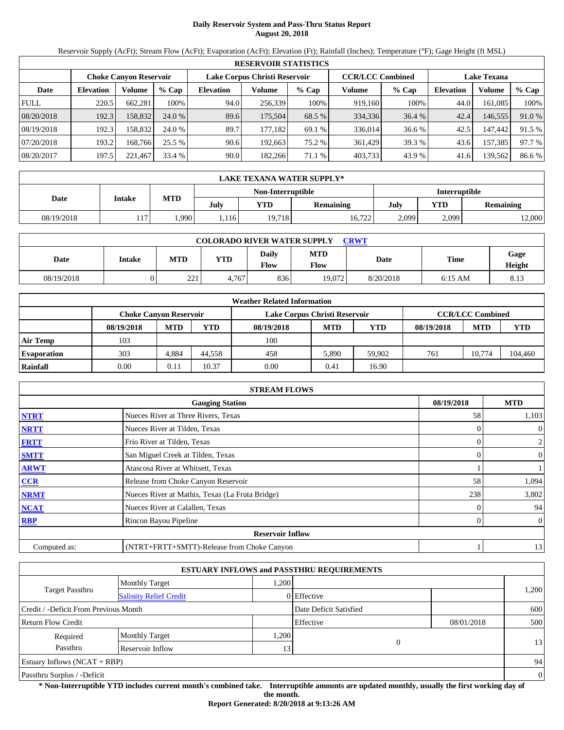# Daily Reservoir System and Pass-Thru Status Report
**August 20, 2018**

Reservoir Supply (AcFt); Stream Flow (AcFt); Evaporation (AcFt); Elevation (Ft); Rainfall (Inches); Temperature (°F); Gage Height (ft MSL)

| RESERVOIR STATISTICS | | | | | | | | | | | |
|---|---|---|---|---|---|---|---|---|---|---|---|
| | Choke Canyon Reservoir | | | Lake Corpus Christi Reservoir | | | CCR/LCC Combined | | Lake Texana | | |
| Date | Elevation | Volume | % Cap | Elevation | Volume | % Cap | Volume | % Cap | Elevation | Volume | % Cap |
| FULL | 220.5 | 662,281 | 100% | 94.0 | 256,339 | 100% | 919,160 | 100% | 44.0 | 161,085 | 100% |
| 08/20/2018 | 192.3 | 158,832 | 24.0 % | 89.6 | 175,504 | 68.5 % | 334,336 | 36.4 % | 42.4 | 146,555 | 91.0 % |
| 08/19/2018 | 192.3 | 158,832 | 24.0 % | 89.7 | 177,182 | 69.1 % | 336,014 | 36.6 % | 42.5 | 147,442 | 91.5 % |
| 07/20/2018 | 193.2 | 168,766 | 25.5 % | 90.6 | 192,663 | 75.2 % | 361,429 | 39.3 % | 43.6 | 157,385 | 97.7 % |
| 08/20/2017 | 197.5 | 221,467 | 33.4 % | 90.0 | 182,266 | 71.1 % | 403,733 | 43.9 % | 41.6 | 139,562 | 86.6 % |

| LAKE TEXANA WATER SUPPLY* | | | | | | | | |
|---|---|---|---|---|---|---|---|---|
| Date | Intake | MTD | Non-Interruptible | | | Interruptible | | |
| | | | July | YTD | Remaining | July | YTD | Remaining |
| 08/19/2018 | 117 | 1,990 | 1,116 | 19,718 | 16,722 | 2,099 | 2,099 | 12,000 |

| COLORADO RIVER WATER SUPPLY CRWT | | | | | | | | |
|---|---|---|---|---|---|---|---|---|
| Date | Intake | MTD | YTD | Daily Flow | MTD Flow | Date | Time | Gage Height |
| 08/19/2018 | 0 | 221 | 4,767 | 836 | 19,072 | 8/20/2018 | 6:15 AM | 8.13 |

| Weather Related Information | | | | | | | | | |
|---|---|---|---|---|---|---|---|---|---|
| | Choke Canyon Reservoir | | | Lake Corpus Christi Reservoir | | | CCR/LCC Combined | | |
| | 08/19/2018 | MTD | YTD | 08/19/2018 | MTD | YTD | 08/19/2018 | MTD | YTD |
| Air Temp | 103 | | | 100 | | | | | |
| Evaporation | 303 | 4,884 | 44,558 | 458 | 5,890 | 59,902 | 761 | 10,774 | 104,460 |
| Rainfall | 0.00 | 0.11 | 10.37 | 0.00 | 0.41 | 16.90 | | | |

| STREAM FLOWS | | | |
|---|---|---|---|
| | Gauging Station | 08/19/2018 | MTD |
| NTRT | Nueces River at Three Rivers, Texas | 58 | 1,103 |
| NRTT | Nueces River at Tilden, Texas | 0 | 0 |
| FRTT | Frio River at Tilden, Texas | 0 | 2 |
| SMTT | San Miguel Creek at Tilden, Texas | 0 | 0 |
| ARWT | Atascosa River at Whitsett, Texas | 1 | 1 |
| CCR | Release from Choke Canyon Reservoir | 58 | 1,094 |
| NRMT | Nueces River at Mathis, Texas (La Fruta Bridge) | 238 | 3,802 |
| NCAT | Nueces River at Calallen, Texas | 0 | 94 |
| RBP | Rincon Bayou Pipeline | 0 | 0 |
| | **Reservoir Inflow** | | |
| Computed as: | (NTRT+FRTT+SMTT)-Release from Choke Canyon | 1 | 13 |

| ESTUARY INFLOWS and PASSTHRU REQUIREMENTS | | | | | |
|---|---|---|---|---|---|
| Target Passthru | Monthly Target | 1,200 | | | 1,200 |
| | Salinity Relief Credit | 0 | Effective | | |
| Credit / -Deficit From Previous Month | | | Date Deficit Satisfied | | 600 |
| Return Flow Credit | | | Effective | 08/01/2018 | 500 |
| Required Passthru | Monthly Target | 1,200 | 0 | | 13 |
| | Reservoir Inflow | 13 | | | |
| Estuary Inflows (NCAT + RBP) | | | | | 94 |
| Passthru Surplus / -Deficit | | | | | 0 |

**\* Non-Interruptible YTD includes current month's combined take. Interruptible amounts are updated monthly, usually the first working day of the month.**

**Report Generated: 8/20/2018 at 9:13:26 AM**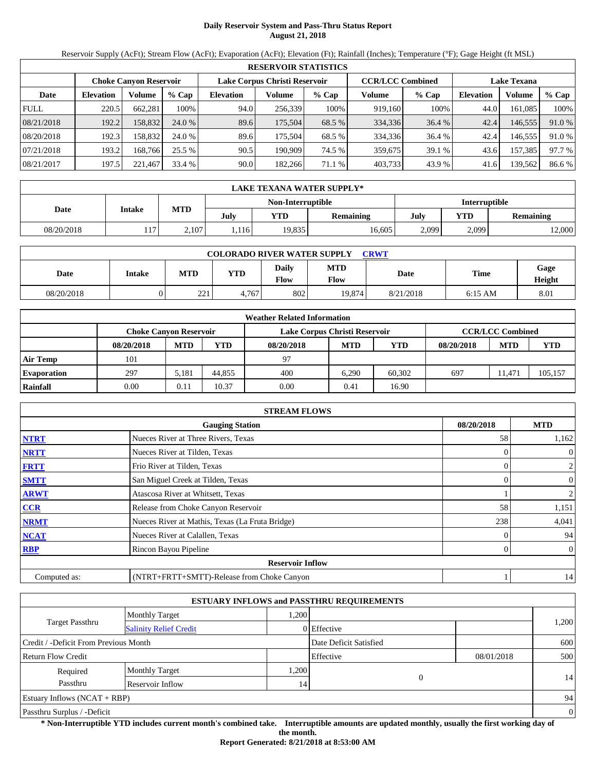# Daily Reservoir System and Pass-Thru Status Report
## August 21, 2018

Reservoir Supply (AcFt); Stream Flow (AcFt); Evaporation (AcFt); Elevation (Ft); Rainfall (Inches); Temperature (°F); Gage Height (ft MSL)

| RESERVOIR STATISTICS | | | | | | | | | | | |
|---|---|---|---|---|---|---|---|---|---|---|---|
| | Choke Canyon Reservoir | | | Lake Corpus Christi Reservoir | | | CCR/LCC Combined | | Lake Texana | | |
| Date | Elevation | Volume | % Cap | Elevation | Volume | % Cap | Volume | % Cap | Elevation | Volume | % Cap |
| FULL | 220.5 | 662,281 | 100% | 94.0 | 256,339 | 100% | 919,160 | 100% | 44.0 | 161,085 | 100% |
| 08/21/2018 | 192.2 | 158,832 | 24.0 % | 89.6 | 175,504 | 68.5 % | 334,336 | 36.4 % | 42.4 | 146,555 | 91.0 % |
| 08/20/2018 | 192.3 | 158,832 | 24.0 % | 89.6 | 175,504 | 68.5 % | 334,336 | 36.4 % | 42.4 | 146,555 | 91.0 % |
| 07/21/2018 | 193.2 | 168,766 | 25.5 % | 90.5 | 190,909 | 74.5 % | 359,675 | 39.1 % | 43.6 | 157,385 | 97.7 % |
| 08/21/2017 | 197.5 | 221,467 | 33.4 % | 90.0 | 182,266 | 71.1 % | 403,733 | 43.9 % | 41.6 | 139,562 | 86.6 % |

| LAKE TEXANA WATER SUPPLY* | | | | | | | | |
|---|---|---|---|---|---|---|---|---|
| Date | Intake | MTD | Non-Interruptible | | | Interruptible | | |
| | | | July | YTD | Remaining | July | YTD | Remaining |
| 08/20/2018 | 117 | 2,107 | 1,116 | 19,835 | 16,605 | 2,099 | 2,099 | 12,000 |

| COLORADO RIVER WATER SUPPLY CRWT | | | | | | | |
|---|---|---|---|---|---|---|---|
| Date | Intake | MTD | YTD | Daily Flow | MTD Flow | Date | Time | Gage Height |
| 08/20/2018 | 0 | 221 | 4,767 | 802 | 19,874 | 8/21/2018 | 6:15 AM | 8.01 |

| Weather Related Information | | | | | | | | | |
|---|---|---|---|---|---|---|---|---|---|
| | Choke Canyon Reservoir | | | Lake Corpus Christi Reservoir | | | CCR/LCC Combined | | |
| | 08/20/2018 | MTD | YTD | 08/20/2018 | MTD | YTD | 08/20/2018 | MTD | YTD |
| Air Temp | 101 | | | 97 | | | | | |
| Evaporation | 297 | 5,181 | 44,855 | 400 | 6,290 | 60,302 | 697 | 11,471 | 105,157 |
| Rainfall | 0.00 | 0.11 | 10.37 | 0.00 | 0.41 | 16.90 | | | |

| STREAM FLOWS | | | |
|---|---|---|---|
| | Gauging Station | 08/20/2018 | MTD |
| NTRT | Nueces River at Three Rivers, Texas | 58 | 1,162 |
| NRTT | Nueces River at Tilden, Texas | 0 | 0 |
| FRTT | Frio River at Tilden, Texas | 0 | 2 |
| SMTT | San Miguel Creek at Tilden, Texas | 0 | 0 |
| ARWT | Atascosa River at Whitsett, Texas | 1 | 2 |
| CCR | Release from Choke Canyon Reservoir | 58 | 1,151 |
| NRMT | Nueces River at Mathis, Texas (La Fruta Bridge) | 238 | 4,041 |
| NCAT | Nueces River at Calallen, Texas | 0 | 94 |
| RBP | Rincon Bayou Pipeline | 0 | 0 |
| | Reservoir Inflow | | |
| Computed as: | (NTRT+FRTT+SMTT)-Release from Choke Canyon | 1 | 14 |

| ESTUARY INFLOWS and PASSTHRU REQUIREMENTS | | | | | |
|---|---|---|---|---|---|
| Target Passthru | Monthly Target | 1,200 | | | 1,200 |
| | Salinity Relief Credit | 0 | Effective | | |
| Credit / -Deficit From Previous Month | | | Date Deficit Satisfied | | 600 |
| Return Flow Credit | | | Effective | 08/01/2018 | 500 |
| Required Passthru | Monthly Target | 1,200 | 0 | | 14 |
| | Reservoir Inflow | 14 | | | |
| Estuary Inflows (NCAT + RBP) | | | | | 94 |
| Passthru Surplus / -Deficit | | | | | 0 |

**\* Non-Interruptible YTD includes current month's combined take. Interruptible amounts are updated monthly, usually the first working day of the month.**

**Report Generated: 8/21/2018 at 8:53:00 AM**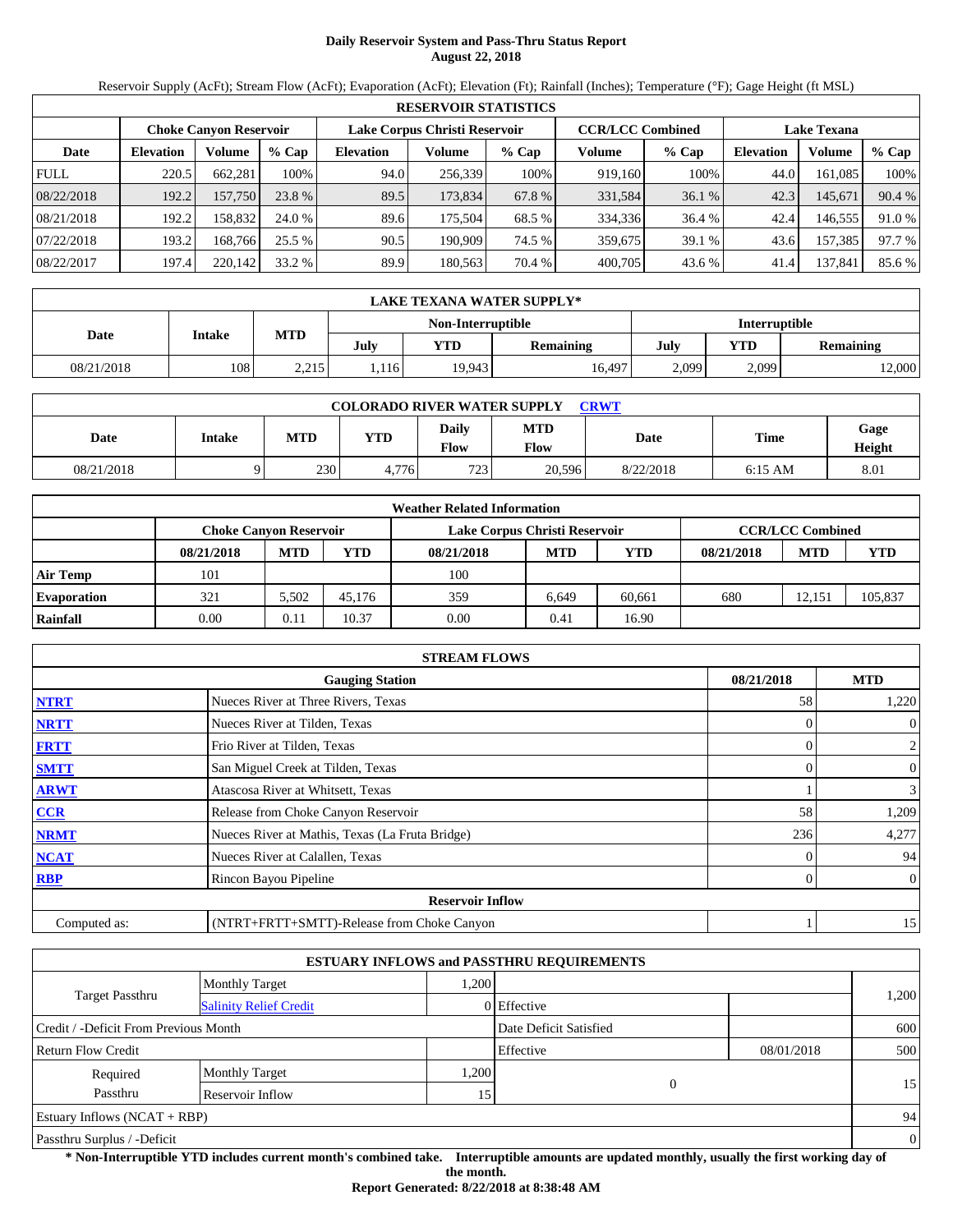# Daily Reservoir System and Pass-Thru Status Report
**August 22, 2018**

Reservoir Supply (AcFt); Stream Flow (AcFt); Evaporation (AcFt); Elevation (Ft); Rainfall (Inches); Temperature (°F); Gage Height (ft MSL)

| RESERVOIR STATISTICS | | | | | | | | | | | | |
|---|---|---|---|---|---|---|---|---|---|---|---|---|
| | Choke Canyon Reservoir | | | Lake Corpus Christi Reservoir | | | CCR/LCC Combined | | Lake Texana | | |
| Date | Elevation | Volume | % Cap | Elevation | Volume | % Cap | Volume | % Cap | Elevation | Volume | % Cap |
| FULL | 220.5 | 662,281 | 100% | 94.0 | 256,339 | 100% | 919,160 | 100% | 44.0 | 161,085 | 100% |
| 08/22/2018 | 192.2 | 157,750 | 23.8 % | 89.5 | 173,834 | 67.8 % | 331,584 | 36.1 % | 42.3 | 145,671 | 90.4 % |
| 08/21/2018 | 192.2 | 158,832 | 24.0 % | 89.6 | 175,504 | 68.5 % | 334,336 | 36.4 % | 42.4 | 146,555 | 91.0 % |
| 07/22/2018 | 193.2 | 168,766 | 25.5 % | 90.5 | 190,909 | 74.5 % | 359,675 | 39.1 % | 43.6 | 157,385 | 97.7 % |
| 08/22/2017 | 197.4 | 220,142 | 33.2 % | 89.9 | 180,563 | 70.4 % | 400,705 | 43.6 % | 41.4 | 137,841 | 85.6 % |

| LAKE TEXANA WATER SUPPLY* | | | | | | | | |
|---|---|---|---|---|---|---|---|---|
| Date | Intake | MTD | Non-Interruptible | | | Interruptible | | |
| | | | July | YTD | Remaining | July | YTD | Remaining |
| 08/21/2018 | 108 | 2,215 | 1,116 | 19,943 | 16,497 | 2,099 | 2,099 | 12,000 |

| COLORADO RIVER WATER SUPPLY CRWT | | | | | | | | |
|---|---|---|---|---|---|---|---|---|
| Date | Intake | MTD | YTD | Daily Flow | MTD Flow | Date | Time | Gage Height |
| 08/21/2018 | 9 | 230 | 4,776 | 723 | 20,596 | 8/22/2018 | 6:15 AM | 8.01 |

| Weather Related Information | | | | | | | | | |
|---|---|---|---|---|---|---|---|---|---|
| | Choke Canyon Reservoir | | | Lake Corpus Christi Reservoir | | | CCR/LCC Combined | | |
| | 08/21/2018 | MTD | YTD | 08/21/2018 | MTD | YTD | 08/21/2018 | MTD | YTD |
| Air Temp | 101 | | | 100 | | | | | |
| Evaporation | 321 | 5,502 | 45,176 | 359 | 6,649 | 60,661 | 680 | 12,151 | 105,837 |
| Rainfall | 0.00 | 0.11 | 10.37 | 0.00 | 0.41 | 16.90 | | | |

| STREAM FLOWS | | | |
|---|---|---|---|
| | Gauging Station | 08/21/2018 | MTD |
| NTRT | Nueces River at Three Rivers, Texas | 58 | 1,220 |
| NRTT | Nueces River at Tilden, Texas | 0 | 0 |
| FRTT | Frio River at Tilden, Texas | 0 | 2 |
| SMTT | San Miguel Creek at Tilden, Texas | 0 | 0 |
| ARWT | Atascosa River at Whitsett, Texas | 1 | 3 |
| CCR | Release from Choke Canyon Reservoir | 58 | 1,209 |
| NRMT | Nueces River at Mathis, Texas (La Fruta Bridge) | 236 | 4,277 |
| NCAT | Nueces River at Calallen, Texas | 0 | 94 |
| RBP | Rincon Bayou Pipeline | 0 | 0 |
| | **Reservoir Inflow** | | |
| Computed as: | (NTRT+FRTT+SMTT)-Release from Choke Canyon | 1 | 15 |

| ESTUARY INFLOWS and PASSTHRU REQUIREMENTS | | | | | |
|---|---|---|---|---|---|
| Target Passthru | Monthly Target | 1,200 | | | 1,200 |
| | Salinity Relief Credit | 0 | Effective | | |
| Credit / -Deficit From Previous Month | | | Date Deficit Satisfied | | 600 |
| Return Flow Credit | | | Effective | 08/01/2018 | 500 |
| Required Passthru | Monthly Target | 1,200 | 0 | | 15 |
| | Reservoir Inflow | 15 | | | |
| Estuary Inflows (NCAT + RBP) | | | | | 94 |
| Passthru Surplus / -Deficit | | | | | 0 |

**\* Non-Interruptible YTD includes current month's combined take. Interruptible amounts are updated monthly, usually the first working day of the month.**

**Report Generated: 8/22/2018 at 8:38:48 AM**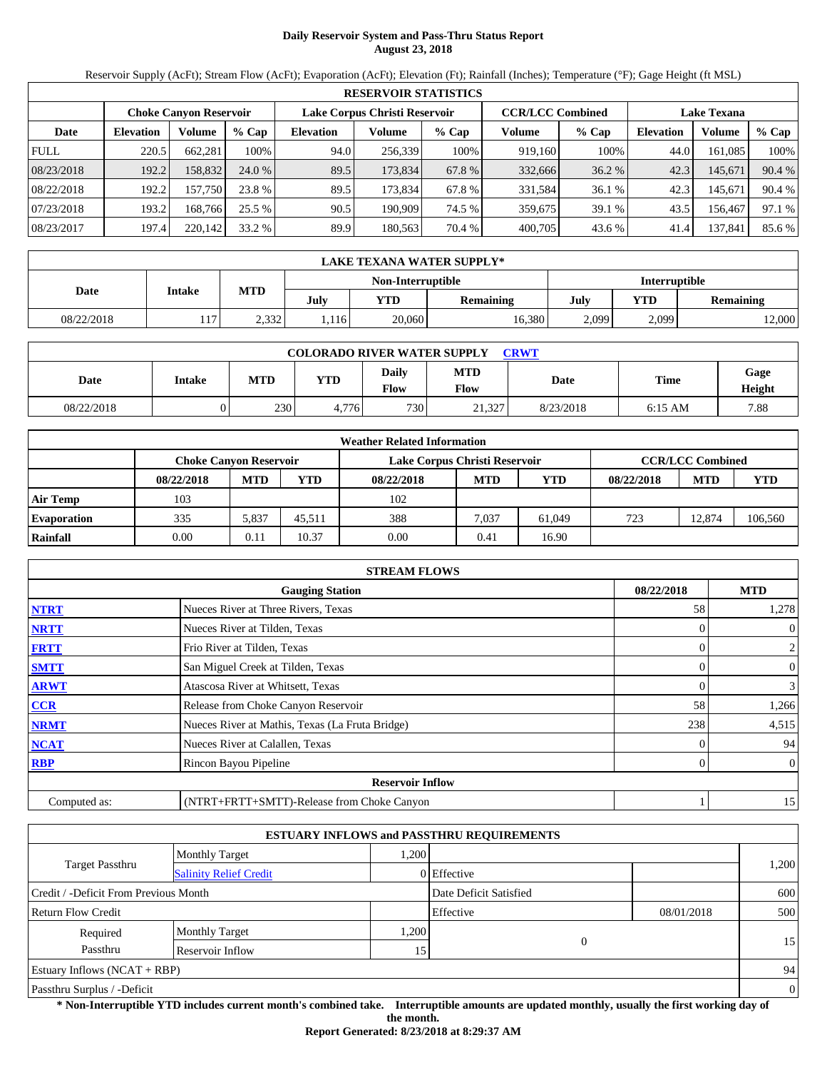# Daily Reservoir System and Pass-Thru Status Report
**August 23, 2018**

Reservoir Supply (AcFt); Stream Flow (AcFt); Evaporation (AcFt); Elevation (Ft); Rainfall (Inches); Temperature (°F); Gage Height (ft MSL)

| RESERVOIR STATISTICS | | | | | | | | | | | |
|---|---|---|---|---|---|---|---|---|---|---|---|
| | Choke Canyon Reservoir | | | Lake Corpus Christi Reservoir | | | CCR/LCC Combined | | Lake Texana | | |
| Date | Elevation | Volume | % Cap | Elevation | Volume | % Cap | Volume | % Cap | Elevation | Volume | % Cap |
| FULL | 220.5 | 662,281 | 100% | 94.0 | 256,339 | 100% | 919,160 | 100% | 44.0 | 161,085 | 100% |
| 08/23/2018 | 192.2 | 158,832 | 24.0 % | 89.5 | 173,834 | 67.8 % | 332,666 | 36.2 % | 42.3 | 145,671 | 90.4 % |
| 08/22/2018 | 192.2 | 157,750 | 23.8 % | 89.5 | 173,834 | 67.8 % | 331,584 | 36.1 % | 42.3 | 145,671 | 90.4 % |
| 07/23/2018 | 193.2 | 168,766 | 25.5 % | 90.5 | 190,909 | 74.5 % | 359,675 | 39.1 % | 43.5 | 156,467 | 97.1 % |
| 08/23/2017 | 197.4 | 220,142 | 33.2 % | 89.9 | 180,563 | 70.4 % | 400,705 | 43.6 % | 41.4 | 137,841 | 85.6 % |

| LAKE TEXANA WATER SUPPLY* | | | | | | | | |
|---|---|---|---|---|---|---|---|---|
| Date | Intake | MTD | Non-Interruptible | | | Interruptible | | |
| | | | July | YTD | Remaining | July | YTD | Remaining |
| 08/22/2018 | 117 | 2,332 | 1,116 | 20,060 | 16,380 | 2,099 | 2,099 | 12,000 |

| COLORADO RIVER WATER SUPPLY CRWT | | | | | | | |
|---|---|---|---|---|---|---|---|
| Date | Intake | MTD | YTD | Daily Flow | MTD Flow | Date | Time | Gage Height |
| 08/22/2018 | 0 | 230 | 4,776 | 730 | 21,327 | 8/23/2018 | 6:15 AM | 7.88 |

| Weather Related Information | | | | | | | | | |
|---|---|---|---|---|---|---|---|---|---|
| | Choke Canyon Reservoir | | | Lake Corpus Christi Reservoir | | | CCR/LCC Combined | | |
| | 08/22/2018 | MTD | YTD | 08/22/2018 | MTD | YTD | 08/22/2018 | MTD | YTD |
| Air Temp | 103 | | | 102 | | | | | |
| Evaporation | 335 | 5,837 | 45,511 | 388 | 7,037 | 61,049 | 723 | 12,874 | 106,560 |
| Rainfall | 0.00 | 0.11 | 10.37 | 0.00 | 0.41 | 16.90 | | | |

| STREAM FLOWS | | | |
|---|---|---|---|
| | Gauging Station | 08/22/2018 | MTD |
| NTRT | Nueces River at Three Rivers, Texas | 58 | 1,278 |
| NRTT | Nueces River at Tilden, Texas | 0 | 0 |
| FRTT | Frio River at Tilden, Texas | 0 | 2 |
| SMTT | San Miguel Creek at Tilden, Texas | 0 | 0 |
| ARWT | Atascosa River at Whitsett, Texas | 0 | 3 |
| CCR | Release from Choke Canyon Reservoir | 58 | 1,266 |
| NRMT | Nueces River at Mathis, Texas (La Fruta Bridge) | 238 | 4,515 |
| NCAT | Nueces River at Calallen, Texas | 0 | 94 |
| RBP | Rincon Bayou Pipeline | 0 | 0 |
| | **Reservoir Inflow** | | |
| Computed as: | (NTRT+FRTT+SMTT)-Release from Choke Canyon | 1 | 15 |

| ESTUARY INFLOWS and PASSTHRU REQUIREMENTS | | | | | |
|---|---|---|---|---|---|
| Target Passthru | Monthly Target | 1,200 | | | 1,200 |
| | Salinity Relief Credit | 0 | Effective | | |
| Credit / -Deficit From Previous Month | | | Date Deficit Satisfied | | 600 |
| Return Flow Credit | | | Effective | 08/01/2018 | 500 |
| Required Passthru | Monthly Target | 1,200 | 0 | | 15 |
| | Reservoir Inflow | 15 | | | |
| Estuary Inflows (NCAT + RBP) | | | | | 94 |
| Passthru Surplus / -Deficit | | | | | 0 |

**\* Non-Interruptible YTD includes current month's combined take. Interruptible amounts are updated monthly, usually the first working day of the month.**

**Report Generated: 8/23/2018 at 8:29:37 AM**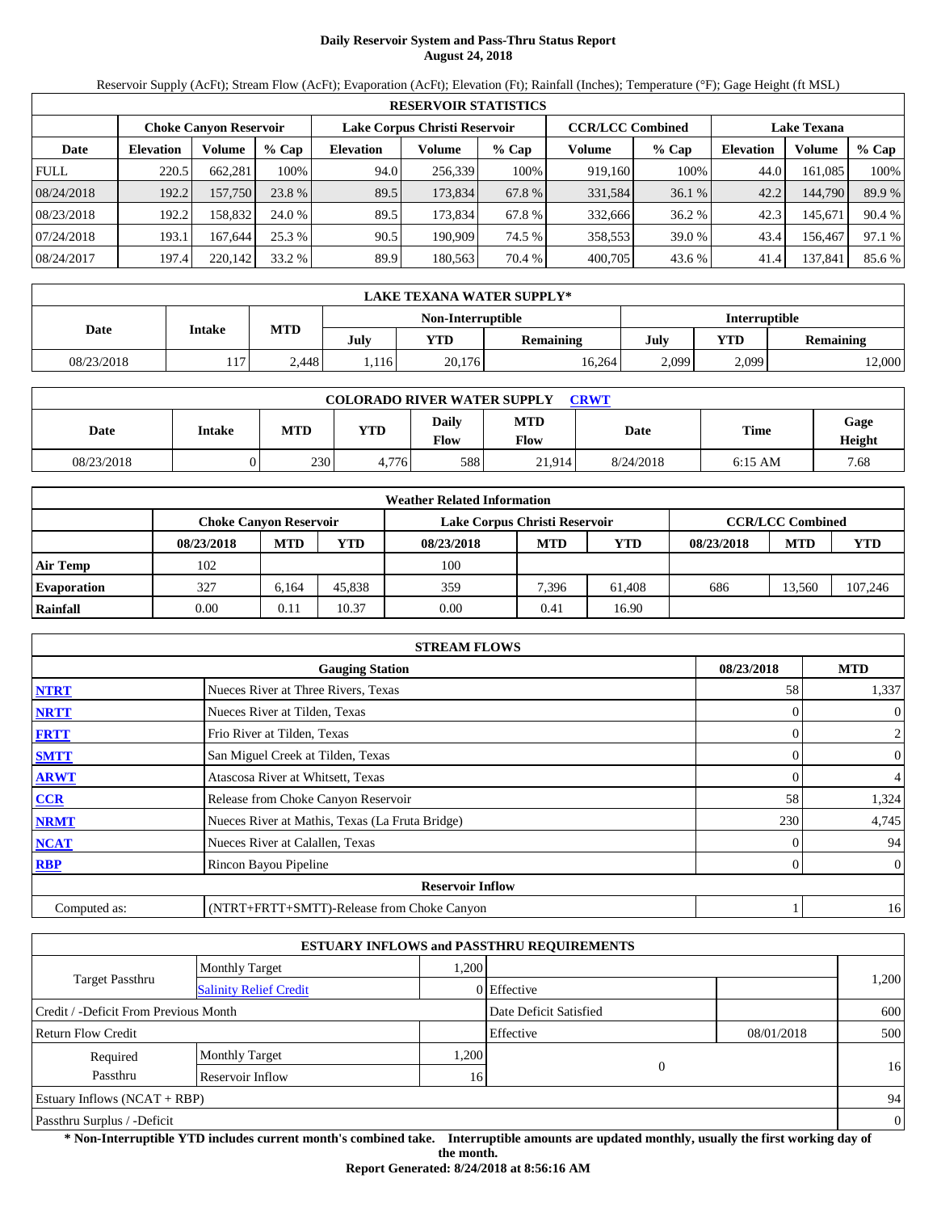# Daily Reservoir System and Pass-Thru Status Report
**August 24, 2018**

Reservoir Supply (AcFt); Stream Flow (AcFt); Evaporation (AcFt); Elevation (Ft); Rainfall (Inches); Temperature (°F); Gage Height (ft MSL)

| RESERVOIR STATISTICS | | | | | | | | | | | |
|---|---|---|---|---|---|---|---|---|---|---|---|
| | Choke Canyon Reservoir | | | Lake Corpus Christi Reservoir | | | CCR/LCC Combined | | Lake Texana | | |
| Date | Elevation | Volume | % Cap | Elevation | Volume | % Cap | Volume | % Cap | Elevation | Volume | % Cap |
| FULL | 220.5 | 662,281 | 100% | 94.0 | 256,339 | 100% | 919,160 | 100% | 44.0 | 161,085 | 100% |
| 08/24/2018 | 192.2 | 157,750 | 23.8 % | 89.5 | 173,834 | 67.8 % | 331,584 | 36.1 % | 42.2 | 144,790 | 89.9 % |
| 08/23/2018 | 192.2 | 158,832 | 24.0 % | 89.5 | 173,834 | 67.8 % | 332,666 | 36.2 % | 42.3 | 145,671 | 90.4 % |
| 07/24/2018 | 193.1 | 167,644 | 25.3 % | 90.5 | 190,909 | 74.5 % | 358,553 | 39.0 % | 43.4 | 156,467 | 97.1 % |
| 08/24/2017 | 197.4 | 220,142 | 33.2 % | 89.9 | 180,563 | 70.4 % | 400,705 | 43.6 % | 41.4 | 137,841 | 85.6 % |

| LAKE TEXANA WATER SUPPLY* | | | | | | | | |
|---|---|---|---|---|---|---|---|---|
| Date | Intake | MTD | Non-Interruptible | | | Interruptible | | |
| | | | July | YTD | Remaining | July | YTD | Remaining |
| 08/23/2018 | 117 | 2,448 | 1,116 | 20,176 | 16,264 | 2,099 | 2,099 | 12,000 |

| COLORADO RIVER WATER SUPPLY CRWT | | | | | | | | |
|---|---|---|---|---|---|---|---|---|
| Date | Intake | MTD | YTD | Daily Flow | MTD Flow | Date | Time | Gage Height |
| 08/23/2018 | 0 | 230 | 4,776 | 588 | 21,914 | 8/24/2018 | 6:15 AM | 7.68 |

| Weather Related Information | | | | | | | | | |
|---|---|---|---|---|---|---|---|---|---|
| | Choke Canyon Reservoir | | | Lake Corpus Christi Reservoir | | | CCR/LCC Combined | | |
| | 08/23/2018 | MTD | YTD | 08/23/2018 | MTD | YTD | 08/23/2018 | MTD | YTD |
| Air Temp | 102 | | | 100 | | | | | |
| Evaporation | 327 | 6,164 | 45,838 | 359 | 7,396 | 61,408 | 686 | 13,560 | 107,246 |
| Rainfall | 0.00 | 0.11 | 10.37 | 0.00 | 0.41 | 16.90 | | | |

| STREAM FLOWS | | | |
|---|---|---|---|
| | Gauging Station | 08/23/2018 | MTD |
| NTRT | Nueces River at Three Rivers, Texas | 58 | 1,337 |
| NRTT | Nueces River at Tilden, Texas | 0 | 0 |
| FRTT | Frio River at Tilden, Texas | 0 | 2 |
| SMTT | San Miguel Creek at Tilden, Texas | 0 | 0 |
| ARWT | Atascosa River at Whitsett, Texas | 0 | 4 |
| CCR | Release from Choke Canyon Reservoir | 58 | 1,324 |
| NRMT | Nueces River at Mathis, Texas (La Fruta Bridge) | 230 | 4,745 |
| NCAT | Nueces River at Calallen, Texas | 0 | 94 |
| RBP | Rincon Bayou Pipeline | 0 | 0 |
| | **Reservoir Inflow** | | |
| Computed as: | (NTRT+FRTT+SMTT)-Release from Choke Canyon | 1 | 16 |

| ESTUARY INFLOWS and PASSTHRU REQUIREMENTS | | | | | |
|---|---|---|---|---|---|
| Target Passthru | Monthly Target | 1,200 | | | 1,200 |
| | Salinity Relief Credit | 0 | Effective | | |
| Credit / -Deficit From Previous Month | | | Date Deficit Satisfied | | 600 |
| Return Flow Credit | | | Effective | 08/01/2018 | 500 |
| Required Passthru | Monthly Target | 1,200 | 0 | | 16 |
| | Reservoir Inflow | 16 | | | |
| Estuary Inflows (NCAT + RBP) | | | | | 94 |
| Passthru Surplus / -Deficit | | | | | 0 |

**\* Non-Interruptible YTD includes current month's combined take. Interruptible amounts are updated monthly, usually the first working day of the month.**

**Report Generated: 8/24/2018 at 8:56:16 AM**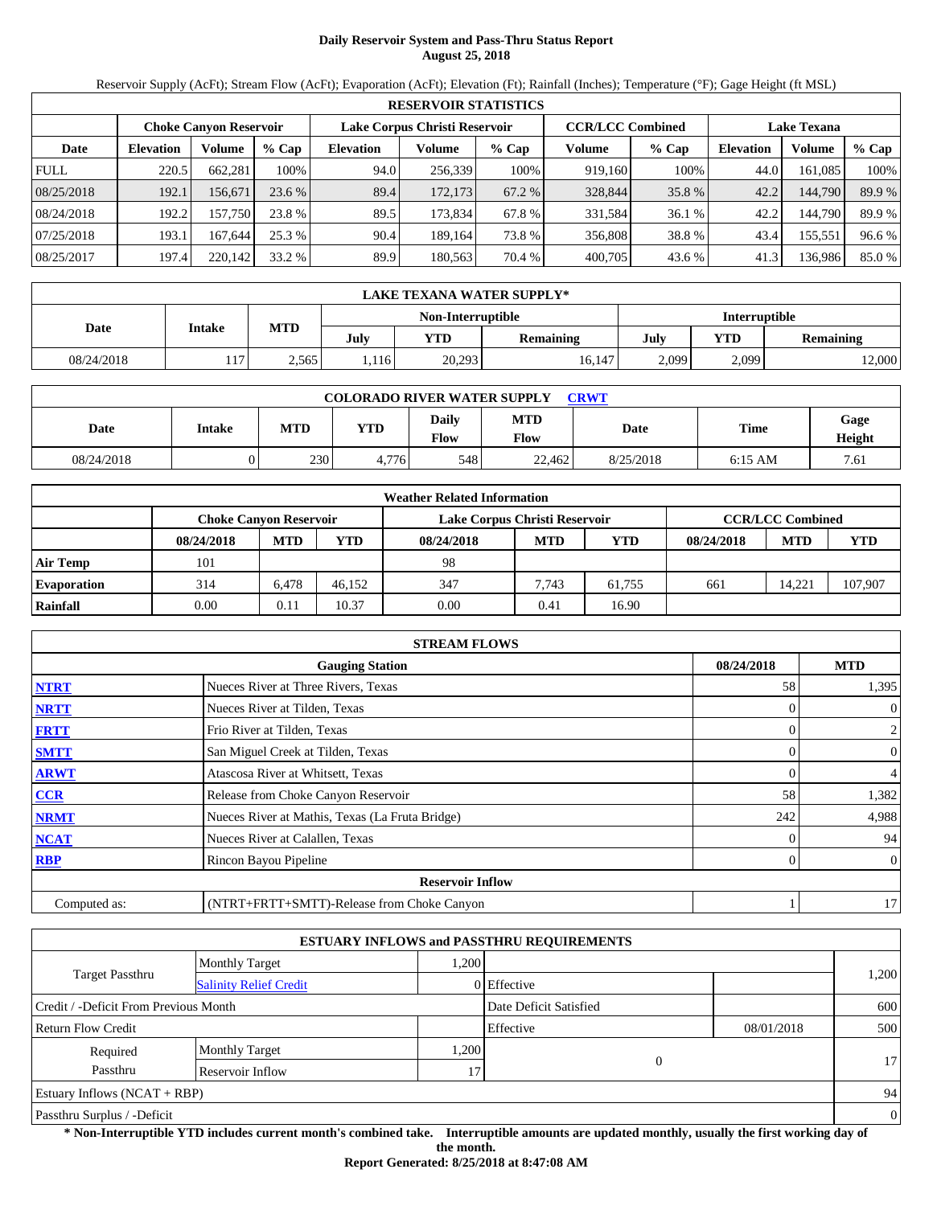# Daily Reservoir System and Pass-Thru Status Report
## August 25, 2018

Reservoir Supply (AcFt); Stream Flow (AcFt); Evaporation (AcFt); Elevation (Ft); Rainfall (Inches); Temperature (°F); Gage Height (ft MSL)

| RESERVOIR STATISTICS | | | | | | | | | | | |
|---|---|---|---|---|---|---|---|---|---|---|---|
| | Choke Canyon Reservoir | | | Lake Corpus Christi Reservoir | | | CCR/LCC Combined | | Lake Texana | | |
| Date | Elevation | Volume | % Cap | Elevation | Volume | % Cap | Volume | % Cap | Elevation | Volume | % Cap |
| FULL | 220.5 | 662,281 | 100% | 94.0 | 256,339 | 100% | 919,160 | 100% | 44.0 | 161,085 | 100% |
| 08/25/2018 | 192.1 | 156,671 | 23.6 % | 89.4 | 172,173 | 67.2 % | 328,844 | 35.8 % | 42.2 | 144,790 | 89.9 % |
| 08/24/2018 | 192.2 | 157,750 | 23.8 % | 89.5 | 173,834 | 67.8 % | 331,584 | 36.1 % | 42.2 | 144,790 | 89.9 % |
| 07/25/2018 | 193.1 | 167,644 | 25.3 % | 90.4 | 189,164 | 73.8 % | 356,808 | 38.8 % | 43.4 | 155,551 | 96.6 % |
| 08/25/2017 | 197.4 | 220,142 | 33.2 % | 89.9 | 180,563 | 70.4 % | 400,705 | 43.6 % | 41.3 | 136,986 | 85.0 % |

| LAKE TEXANA WATER SUPPLY* | | | | | | | | |
|---|---|---|---|---|---|---|---|---|
| Date | Intake | MTD | Non-Interruptible | | | Interruptible | | |
| | | | July | YTD | Remaining | July | YTD | Remaining |
| 08/24/2018 | 117 | 2,565 | 1,116 | 20,293 | 16,147 | 2,099 | 2,099 | 12,000 |

| COLORADO RIVER WATER SUPPLY CRWT | | | | | | | | |
|---|---|---|---|---|---|---|---|---|
| Date | Intake | MTD | YTD | Daily Flow | MTD Flow | Date | Time | Gage Height |
| 08/24/2018 | 0 | 230 | 4,776 | 548 | 22,462 | 8/25/2018 | 6:15 AM | 7.61 |

| Weather Related Information | | | | | | | | | |
|---|---|---|---|---|---|---|---|---|---|
| | Choke Canyon Reservoir | | | Lake Corpus Christi Reservoir | | | CCR/LCC Combined | | |
| | 08/24/2018 | MTD | YTD | 08/24/2018 | MTD | YTD | 08/24/2018 | MTD | YTD |
| Air Temp | 101 | | | 98 | | | | | |
| Evaporation | 314 | 6,478 | 46,152 | 347 | 7,743 | 61,755 | 661 | 14,221 | 107,907 |
| Rainfall | 0.00 | 0.11 | 10.37 | 0.00 | 0.41 | 16.90 | | | |

| STREAM FLOWS | | | |
|---|---|---|---|
| | Gauging Station | 08/24/2018 | MTD |
| NTRT | Nueces River at Three Rivers, Texas | 58 | 1,395 |
| NRTT | Nueces River at Tilden, Texas | 0 | 0 |
| FRTT | Frio River at Tilden, Texas | 0 | 2 |
| SMTT | San Miguel Creek at Tilden, Texas | 0 | 0 |
| ARWT | Atascosa River at Whitsett, Texas | 0 | 4 |
| CCR | Release from Choke Canyon Reservoir | 58 | 1,382 |
| NRMT | Nueces River at Mathis, Texas (La Fruta Bridge) | 242 | 4,988 |
| NCAT | Nueces River at Calallen, Texas | 0 | 94 |
| RBP | Rincon Bayou Pipeline | 0 | 0 |
| Reservoir Inflow | | | |
| Computed as: | (NTRT+FRTT+SMTT)-Release from Choke Canyon | 1 | 17 |

| ESTUARY INFLOWS and PASSTHRU REQUIREMENTS | | | | | |
|---|---|---|---|---|---|
| Target Passthru | Monthly Target | 1,200 | | | 1,200 |
| | Salinity Relief Credit | 0 | Effective | | |
| Credit / -Deficit From Previous Month | | | Date Deficit Satisfied | | 600 |
| Return Flow Credit | | | Effective | 08/01/2018 | 500 |
| Required Passthru | Monthly Target | 1,200 | 0 | | 17 |
| | Reservoir Inflow | 17 | | | |
| Estuary Inflows (NCAT + RBP) | | | | | 94 |
| Passthru Surplus / -Deficit | | | | | 0 |

**\* Non-Interruptible YTD includes current month's combined take. Interruptible amounts are updated monthly, usually the first working day of the month.**

**Report Generated: 8/25/2018 at 8:47:08 AM**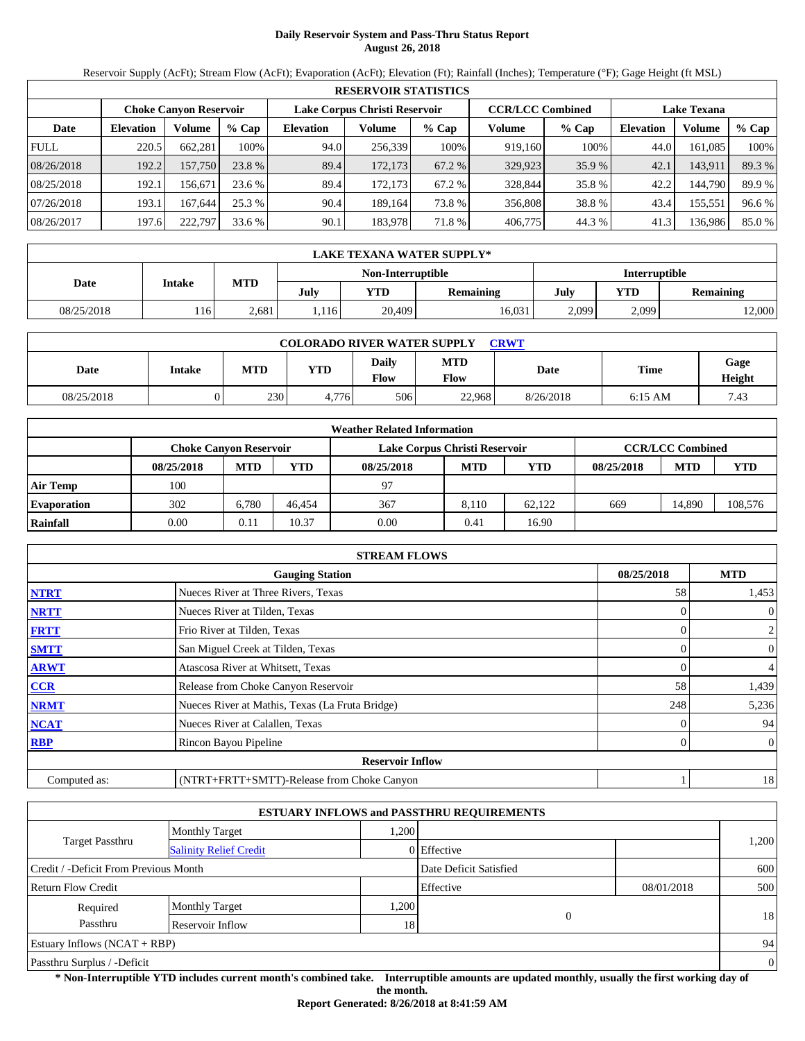# Daily Reservoir System and Pass-Thru Status Report
**August 26, 2018**

Reservoir Supply (AcFt); Stream Flow (AcFt); Evaporation (AcFt); Elevation (Ft); Rainfall (Inches); Temperature (°F); Gage Height (ft MSL)

| RESERVOIR STATISTICS | | | | | | | | | | | |
|---|---|---|---|---|---|---|---|---|---|---|---|
| | Choke Canyon Reservoir | | | Lake Corpus Christi Reservoir | | | CCR/LCC Combined | | Lake Texana | | |
| Date | Elevation | Volume | % Cap | Elevation | Volume | % Cap | Volume | % Cap | Elevation | Volume | % Cap |
| FULL | 220.5 | 662,281 | 100% | 94.0 | 256,339 | 100% | 919,160 | 100% | 44.0 | 161,085 | 100% |
| 08/26/2018 | 192.2 | 157,750 | 23.8 % | 89.4 | 172,173 | 67.2 % | 329,923 | 35.9 % | 42.1 | 143,911 | 89.3 % |
| 08/25/2018 | 192.1 | 156,671 | 23.6 % | 89.4 | 172,173 | 67.2 % | 328,844 | 35.8 % | 42.2 | 144,790 | 89.9 % |
| 07/26/2018 | 193.1 | 167,644 | 25.3 % | 90.4 | 189,164 | 73.8 % | 356,808 | 38.8 % | 43.4 | 155,551 | 96.6 % |
| 08/26/2017 | 197.6 | 222,797 | 33.6 % | 90.1 | 183,978 | 71.8 % | 406,775 | 44.3 % | 41.3 | 136,986 | 85.0 % |

| LAKE TEXANA WATER SUPPLY* | | | | | | | | |
|---|---|---|---|---|---|---|---|---|
| Date | Intake | MTD | Non-Interruptible | | | Interruptible | | |
| | | | July | YTD | Remaining | July | YTD | Remaining |
| 08/25/2018 | 116 | 2,681 | 1,116 | 20,409 | 16,031 | 2,099 | 2,099 | 12,000 |

| COLORADO RIVER WATER SUPPLY CRWT | | | | | | | | |
|---|---|---|---|---|---|---|---|---|
| Date | Intake | MTD | YTD | Daily Flow | MTD Flow | Date | Time | Gage Height |
| 08/25/2018 | 0 | 230 | 4,776 | 506 | 22,968 | 8/26/2018 | 6:15 AM | 7.43 |

| Weather Related Information | | | | | | | | | |
|---|---|---|---|---|---|---|---|---|---|
| | Choke Canyon Reservoir | | | Lake Corpus Christi Reservoir | | | CCR/LCC Combined | | |
| | 08/25/2018 | MTD | YTD | 08/25/2018 | MTD | YTD | 08/25/2018 | MTD | YTD |
| Air Temp | 100 | | | 97 | | | | | |
| Evaporation | 302 | 6,780 | 46,454 | 367 | 8,110 | 62,122 | 669 | 14,890 | 108,576 |
| Rainfall | 0.00 | 0.11 | 10.37 | 0.00 | 0.41 | 16.90 | | | |

| STREAM FLOWS | | | |
|---|---|---|---|
| | Gauging Station | 08/25/2018 | MTD |
| NTRT | Nueces River at Three Rivers, Texas | 58 | 1,453 |
| NRTT | Nueces River at Tilden, Texas | 0 | 0 |
| FRTT | Frio River at Tilden, Texas | 0 | 2 |
| SMTT | San Miguel Creek at Tilden, Texas | 0 | 0 |
| ARWT | Atascosa River at Whitsett, Texas | 0 | 4 |
| CCR | Release from Choke Canyon Reservoir | 58 | 1,439 |
| NRMT | Nueces River at Mathis, Texas (La Fruta Bridge) | 248 | 5,236 |
| NCAT | Nueces River at Calallen, Texas | 0 | 94 |
| RBP | Rincon Bayou Pipeline | 0 | 0 |
| **Reservoir Inflow** | | | |
| Computed as: | (NTRT+FRTT+SMTT)-Release from Choke Canyon | 1 | 18 |

| ESTUARY INFLOWS and PASSTHRU REQUIREMENTS | | | | | |
|---|---|---|---|---|---|
| Target Passthru | Monthly Target | 1,200 | | | 1,200 |
| | Salinity Relief Credit | 0 | Effective | | |
| Credit / -Deficit From Previous Month | | | Date Deficit Satisfied | | 600 |
| Return Flow Credit | | | Effective | 08/01/2018 | 500 |
| Required Passthru | Monthly Target | 1,200 | 0 | | 18 |
| | Reservoir Inflow | 18 | | | |
| Estuary Inflows (NCAT + RBP) | | | | | 94 |
| Passthru Surplus / -Deficit | | | | | 0 |

**\* Non-Interruptible YTD includes current month's combined take. Interruptible amounts are updated monthly, usually the first working day of the month.**

**Report Generated: 8/26/2018 at 8:41:59 AM**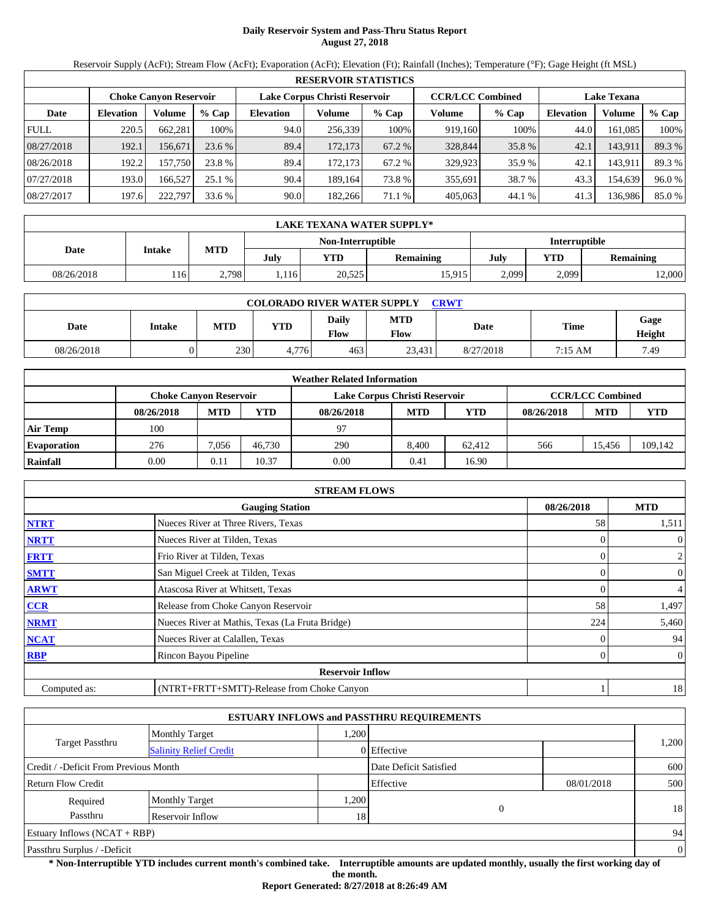# Daily Reservoir System and Pass-Thru Status Report
## August 27, 2018

Reservoir Supply (AcFt); Stream Flow (AcFt); Evaporation (AcFt); Elevation (Ft); Rainfall (Inches); Temperature (°F); Gage Height (ft MSL)

| RESERVOIR STATISTICS | | | | | | | | | | | |
|---|---|---|---|---|---|---|---|---|---|---|---|
| | Choke Canyon Reservoir | | | Lake Corpus Christi Reservoir | | | CCR/LCC Combined | | Lake Texana | | |
| Date | Elevation | Volume | % Cap | Elevation | Volume | % Cap | Volume | % Cap | Elevation | Volume | % Cap |
| FULL | 220.5 | 662,281 | 100% | 94.0 | 256,339 | 100% | 919,160 | 100% | 44.0 | 161,085 | 100% |
| 08/27/2018 | 192.1 | 156,671 | 23.6 % | 89.4 | 172,173 | 67.2 % | 328,844 | 35.8 % | 42.1 | 143,911 | 89.3 % |
| 08/26/2018 | 192.2 | 157,750 | 23.8 % | 89.4 | 172,173 | 67.2 % | 329,923 | 35.9 % | 42.1 | 143,911 | 89.3 % |
| 07/27/2018 | 193.0 | 166,527 | 25.1 % | 90.4 | 189,164 | 73.8 % | 355,691 | 38.7 % | 43.3 | 154,639 | 96.0 % |
| 08/27/2017 | 197.6 | 222,797 | 33.6 % | 90.0 | 182,266 | 71.1 % | 405,063 | 44.1 % | 41.3 | 136,986 | 85.0 % |

| LAKE TEXANA WATER SUPPLY* | | | | | | | | |
|---|---|---|---|---|---|---|---|---|
| Date | Intake | MTD | Non-Interruptible | | | Interruptible | | |
| | | | July | YTD | Remaining | July | YTD | Remaining |
| 08/26/2018 | 116 | 2,798 | 1,116 | 20,525 | 15,915 | 2,099 | 2,099 | 12,000 |

| COLORADO RIVER WATER SUPPLY CRWT | | | | | | | | |
|---|---|---|---|---|---|---|---|---|
| Date | Intake | MTD | YTD | Daily Flow | MTD Flow | Date | Time | Gage Height |
| 08/26/2018 | 0 | 230 | 4,776 | 463 | 23,431 | 8/27/2018 | 7:15 AM | 7.49 |

| Weather Related Information | | | | | | | | | |
|---|---|---|---|---|---|---|---|---|---|
| | Choke Canyon Reservoir | | | Lake Corpus Christi Reservoir | | | CCR/LCC Combined | | |
| | 08/26/2018 | MTD | YTD | 08/26/2018 | MTD | YTD | 08/26/2018 | MTD | YTD |
| Air Temp | 100 | | | 97 | | | | | |
| Evaporation | 276 | 7,056 | 46,730 | 290 | 8,400 | 62,412 | 566 | 15,456 | 109,142 |
| Rainfall | 0.00 | 0.11 | 10.37 | 0.00 | 0.41 | 16.90 | | | |

| STREAM FLOWS | | | |
|---|---|---|---|
| | Gauging Station | 08/26/2018 | MTD |
| NTRT | Nueces River at Three Rivers, Texas | 58 | 1,511 |
| NRTT | Nueces River at Tilden, Texas | 0 | 0 |
| FRTT | Frio River at Tilden, Texas | 0 | 2 |
| SMTT | San Miguel Creek at Tilden, Texas | 0 | 0 |
| ARWT | Atascosa River at Whitsett, Texas | 0 | 4 |
| CCR | Release from Choke Canyon Reservoir | 58 | 1,497 |
| NRMT | Nueces River at Mathis, Texas (La Fruta Bridge) | 224 | 5,460 |
| NCAT | Nueces River at Calallen, Texas | 0 | 94 |
| RBP | Rincon Bayou Pipeline | 0 | 0 |
| | **Reservoir Inflow** | | |
| Computed as: | (NTRT+FRTT+SMTT)-Release from Choke Canyon | 1 | 18 |

| ESTUARY INFLOWS and PASSTHRU REQUIREMENTS | | | | | |
|---|---|---|---|---|---|
| Target Passthru | Monthly Target | 1,200 | | | 1,200 |
| | Salinity Relief Credit | 0 | Effective | | |
| Credit / -Deficit From Previous Month | | | Date Deficit Satisfied | | 600 |
| Return Flow Credit | | | Effective | 08/01/2018 | 500 |
| Required Passthru | Monthly Target | 1,200 | 0 | | 18 |
| | Reservoir Inflow | 18 | | | |
| Estuary Inflows (NCAT + RBP) | | | | | 94 |
| Passthru Surplus / -Deficit | | | | | 0 |

**\* Non-Interruptible YTD includes current month's combined take. Interruptible amounts are updated monthly, usually the first working day of the month.**

**Report Generated: 8/27/2018 at 8:26:49 AM**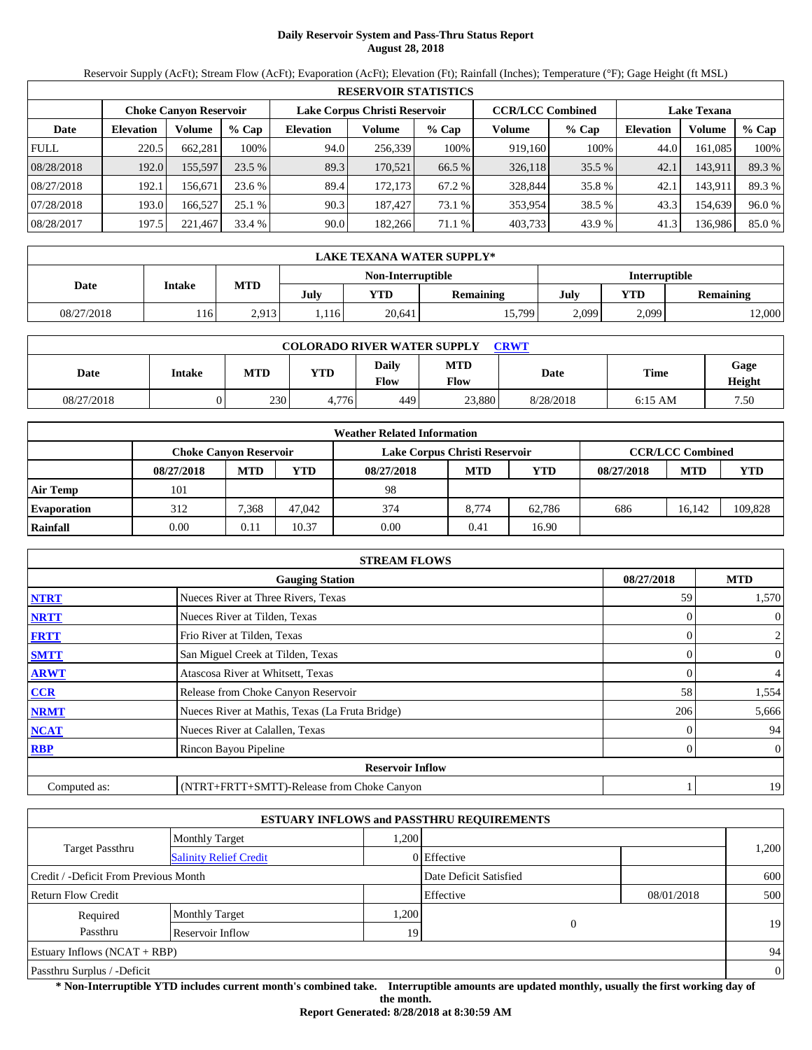# Daily Reservoir System and Pass-Thru Status Report
**August 28, 2018**

Reservoir Supply (AcFt); Stream Flow (AcFt); Evaporation (AcFt); Elevation (Ft); Rainfall (Inches); Temperature (°F); Gage Height (ft MSL)

| RESERVOIR STATISTICS | | | | | | | | | | | |
|---|---|---|---|---|---|---|---|---|---|---|---|
| | Choke Canyon Reservoir | | | Lake Corpus Christi Reservoir | | | CCR/LCC Combined | | Lake Texana | | |
| Date | Elevation | Volume | % Cap | Elevation | Volume | % Cap | Volume | % Cap | Elevation | Volume | % Cap |
| FULL | 220.5 | 662,281 | 100% | 94.0 | 256,339 | 100% | 919,160 | 100% | 44.0 | 161,085 | 100% |
| 08/28/2018 | 192.0 | 155,597 | 23.5 % | 89.3 | 170,521 | 66.5 % | 326,118 | 35.5 % | 42.1 | 143,911 | 89.3 % |
| 08/27/2018 | 192.1 | 156,671 | 23.6 % | 89.4 | 172,173 | 67.2 % | 328,844 | 35.8 % | 42.1 | 143,911 | 89.3 % |
| 07/28/2018 | 193.0 | 166,527 | 25.1 % | 90.3 | 187,427 | 73.1 % | 353,954 | 38.5 % | 43.3 | 154,639 | 96.0 % |
| 08/28/2017 | 197.5 | 221,467 | 33.4 % | 90.0 | 182,266 | 71.1 % | 403,733 | 43.9 % | 41.3 | 136,986 | 85.0 % |

| LAKE TEXANA WATER SUPPLY* | | | | | | | | |
|---|---|---|---|---|---|---|---|---|
| Date | Intake | MTD | Non-Interruptible | | | Interruptible | | |
| | | | July | YTD | Remaining | July | YTD | Remaining |
| 08/27/2018 | 116 | 2,913 | 1,116 | 20,641 | 15,799 | 2,099 | 2,099 | 12,000 |

| COLORADO RIVER WATER SUPPLY CRWT | | | | | | | | |
|---|---|---|---|---|---|---|---|---|
| Date | Intake | MTD | YTD | Daily Flow | MTD Flow | Date | Time | Gage Height |
| 08/27/2018 | 0 | 230 | 4,776 | 449 | 23,880 | 8/28/2018 | 6:15 AM | 7.50 |

| Weather Related Information | | | | | | | | | |
|---|---|---|---|---|---|---|---|---|---|
| | Choke Canyon Reservoir | | | Lake Corpus Christi Reservoir | | | CCR/LCC Combined | | |
| | 08/27/2018 | MTD | YTD | 08/27/2018 | MTD | YTD | 08/27/2018 | MTD | YTD |
| Air Temp | 101 | | | 98 | | | | | |
| Evaporation | 312 | 7,368 | 47,042 | 374 | 8,774 | 62,786 | 686 | 16,142 | 109,828 |
| Rainfall | 0.00 | 0.11 | 10.37 | 0.00 | 0.41 | 16.90 | | | |

| STREAM FLOWS | | | |
|---|---|---|---|
| | Gauging Station | 08/27/2018 | MTD |
| NTRT | Nueces River at Three Rivers, Texas | 59 | 1,570 |
| NRTT | Nueces River at Tilden, Texas | 0 | 0 |
| FRTT | Frio River at Tilden, Texas | 0 | 2 |
| SMTT | San Miguel Creek at Tilden, Texas | 0 | 0 |
| ARWT | Atascosa River at Whitsett, Texas | 0 | 4 |
| CCR | Release from Choke Canyon Reservoir | 58 | 1,554 |
| NRMT | Nueces River at Mathis, Texas (La Fruta Bridge) | 206 | 5,666 |
| NCAT | Nueces River at Calallen, Texas | 0 | 94 |
| RBP | Rincon Bayou Pipeline | 0 | 0 |
| | **Reservoir Inflow** | | |
| Computed as: | (NTRT+FRTT+SMTT)-Release from Choke Canyon | 1 | 19 |

| ESTUARY INFLOWS and PASSTHRU REQUIREMENTS | | | | | |
|---|---|---|---|---|---|
| Target Passthru | Monthly Target | 1,200 | | | 1,200 |
| | Salinity Relief Credit | 0 | Effective | | |
| Credit / -Deficit From Previous Month | | | Date Deficit Satisfied | | 600 |
| Return Flow Credit | | | Effective | 08/01/2018 | 500 |
| Required Passthru | Monthly Target | 1,200 | 0 | | 19 |
| | Reservoir Inflow | 19 | | | |
| Estuary Inflows (NCAT + RBP) | | | | | 94 |
| Passthru Surplus / -Deficit | | | | | 0 |

**\* Non-Interruptible YTD includes current month's combined take. Interruptible amounts are updated monthly, usually the first working day of the month.**

**Report Generated: 8/28/2018 at 8:30:59 AM**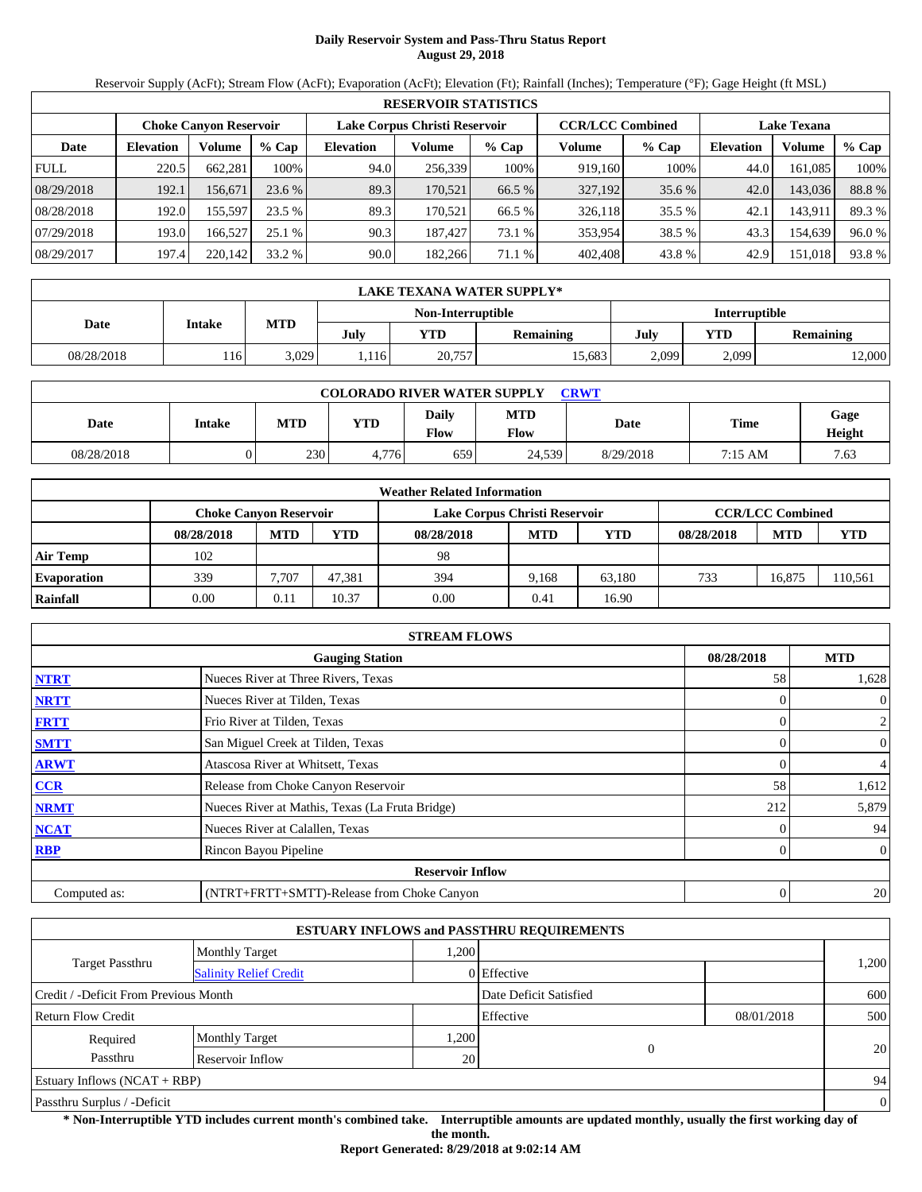# Daily Reservoir System and Pass-Thru Status Report
## August 29, 2018

Reservoir Supply (AcFt); Stream Flow (AcFt); Evaporation (AcFt); Elevation (Ft); Rainfall (Inches); Temperature (°F); Gage Height (ft MSL)

| RESERVOIR STATISTICS | | | | | | | | | | | |
|---|---|---|---|---|---|---|---|---|---|---|---|
| | Choke Canyon Reservoir | | | Lake Corpus Christi Reservoir | | | CCR/LCC Combined | | Lake Texana | | |
| Date | Elevation | Volume | % Cap | Elevation | Volume | % Cap | Volume | % Cap | Elevation | Volume | % Cap |
| FULL | 220.5 | 662,281 | 100% | 94.0 | 256,339 | 100% | 919,160 | 100% | 44.0 | 161,085 | 100% |
| 08/29/2018 | 192.1 | 156,671 | 23.6 % | 89.3 | 170,521 | 66.5 % | 327,192 | 35.6 % | 42.0 | 143,036 | 88.8 % |
| 08/28/2018 | 192.0 | 155,597 | 23.5 % | 89.3 | 170,521 | 66.5 % | 326,118 | 35.5 % | 42.1 | 143,911 | 89.3 % |
| 07/29/2018 | 193.0 | 166,527 | 25.1 % | 90.3 | 187,427 | 73.1 % | 353,954 | 38.5 % | 43.3 | 154,639 | 96.0 % |
| 08/29/2017 | 197.4 | 220,142 | 33.2 % | 90.0 | 182,266 | 71.1 % | 402,408 | 43.8 % | 42.9 | 151,018 | 93.8 % |

| LAKE TEXANA WATER SUPPLY* | | | | | | | | |
|---|---|---|---|---|---|---|---|---|
| Date | Intake | MTD | Non-Interruptible | | | Interruptible | | |
| | | | July | YTD | Remaining | July | YTD | Remaining |
| 08/28/2018 | 116 | 3,029 | 1,116 | 20,757 | 15,683 | 2,099 | 2,099 | 12,000 |

| COLORADO RIVER WATER SUPPLY CRWT | | | | | | | | |
|---|---|---|---|---|---|---|---|---|
| Date | Intake | MTD | YTD | Daily Flow | MTD Flow | Date | Time | Gage Height |
| 08/28/2018 | 0 | 230 | 4,776 | 659 | 24,539 | 8/29/2018 | 7:15 AM | 7.63 |

| Weather Related Information | | | | | | | | | |
|---|---|---|---|---|---|---|---|---|---|
| | Choke Canyon Reservoir | | | Lake Corpus Christi Reservoir | | | CCR/LCC Combined | | |
| | 08/28/2018 | MTD | YTD | 08/28/2018 | MTD | YTD | 08/28/2018 | MTD | YTD |
| Air Temp | 102 | | | 98 | | | | | |
| Evaporation | 339 | 7,707 | 47,381 | 394 | 9,168 | 63,180 | 733 | 16,875 | 110,561 |
| Rainfall | 0.00 | 0.11 | 10.37 | 0.00 | 0.41 | 16.90 | | | |

| STREAM FLOWS | | | |
|---|---|---|---|
| | Gauging Station | 08/28/2018 | MTD |
| NTRT | Nueces River at Three Rivers, Texas | 58 | 1,628 |
| NRTT | Nueces River at Tilden, Texas | 0 | 0 |
| FRTT | Frio River at Tilden, Texas | 0 | 2 |
| SMTT | San Miguel Creek at Tilden, Texas | 0 | 0 |
| ARWT | Atascosa River at Whitsett, Texas | 0 | 4 |
| CCR | Release from Choke Canyon Reservoir | 58 | 1,612 |
| NRMT | Nueces River at Mathis, Texas (La Fruta Bridge) | 212 | 5,879 |
| NCAT | Nueces River at Calallen, Texas | 0 | 94 |
| RBP | Rincon Bayou Pipeline | 0 | 0 |
| | Reservoir Inflow | | |
| Computed as: | (NTRT+FRTT+SMTT)-Release from Choke Canyon | 0 | 20 |

| ESTUARY INFLOWS and PASSTHRU REQUIREMENTS | | | | | |
|---|---|---|---|---|---|
| Target Passthru | Monthly Target | 1,200 | | | 1,200 |
| | Salinity Relief Credit | 0 | Effective | | |
| Credit / -Deficit From Previous Month | | | Date Deficit Satisfied | | 600 |
| Return Flow Credit | | | Effective | 08/01/2018 | 500 |
| Required Passthru | Monthly Target | 1,200 | 0 | | 20 |
| | Reservoir Inflow | 20 | | | |
| Estuary Inflows (NCAT + RBP) | | | | | 94 |
| Passthru Surplus / -Deficit | | | | | 0 |

**\* Non-Interruptible YTD includes current month's combined take. Interruptible amounts are updated monthly, usually the first working day of the month.**

**Report Generated: 8/29/2018 at 9:02:14 AM**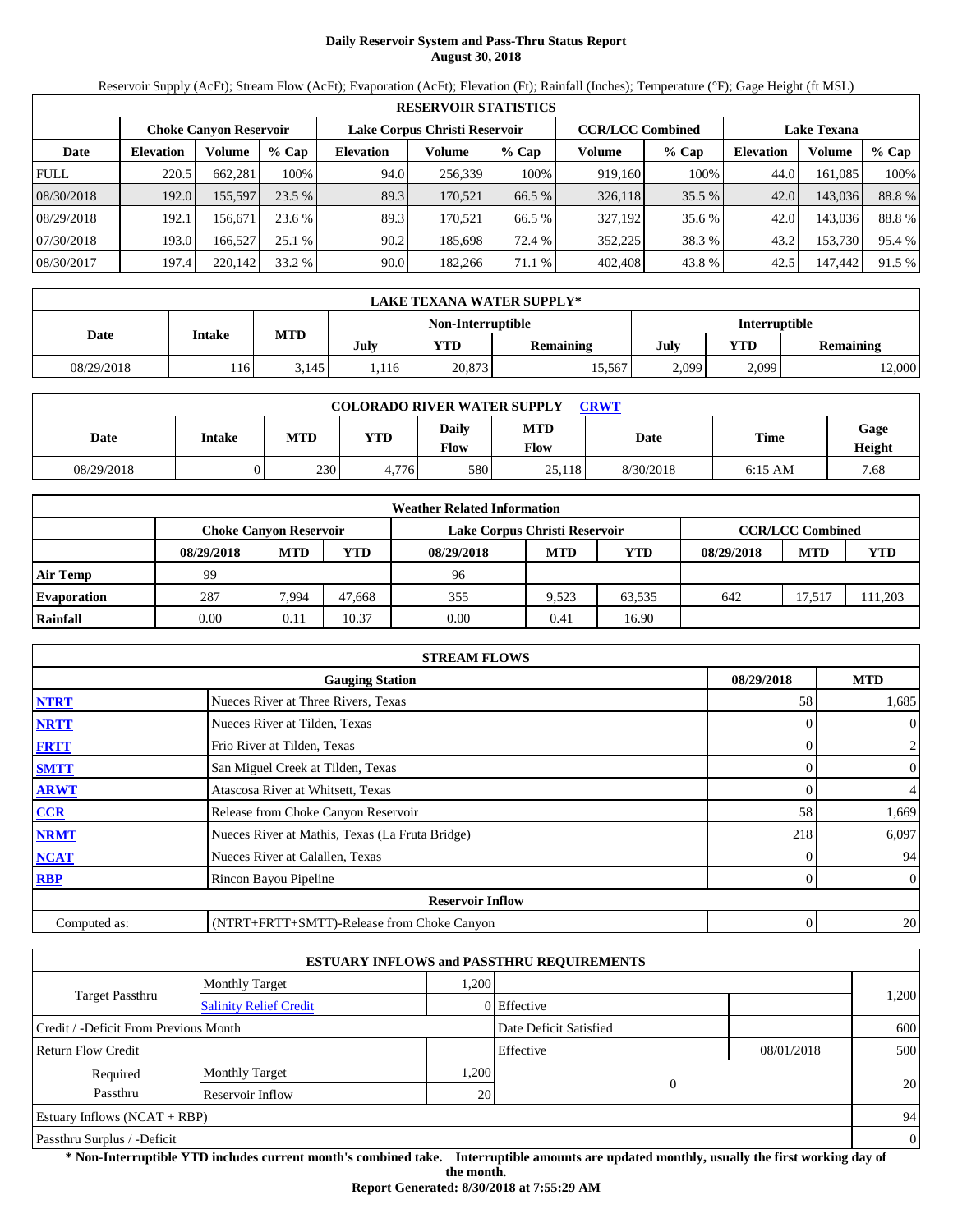# Daily Reservoir System and Pass-Thru Status Report
## August 30, 2018

Reservoir Supply (AcFt); Stream Flow (AcFt); Evaporation (AcFt); Elevation (Ft); Rainfall (Inches); Temperature (°F); Gage Height (ft MSL)

| RESERVOIR STATISTICS | | | | | | | | | | | |
|---|---|---|---|---|---|---|---|---|---|---|---|
| | Choke Canyon Reservoir | | | Lake Corpus Christi Reservoir | | | CCR/LCC Combined | | Lake Texana | | |
| Date | Elevation | Volume | % Cap | Elevation | Volume | % Cap | Volume | % Cap | Elevation | Volume | % Cap |
| FULL | 220.5 | 662,281 | 100% | 94.0 | 256,339 | 100% | 919,160 | 100% | 44.0 | 161,085 | 100% |
| 08/30/2018 | 192.0 | 155,597 | 23.5 % | 89.3 | 170,521 | 66.5 % | 326,118 | 35.5 % | 42.0 | 143,036 | 88.8 % |
| 08/29/2018 | 192.1 | 156,671 | 23.6 % | 89.3 | 170,521 | 66.5 % | 327,192 | 35.6 % | 42.0 | 143,036 | 88.8 % |
| 07/30/2018 | 193.0 | 166,527 | 25.1 % | 90.2 | 185,698 | 72.4 % | 352,225 | 38.3 % | 43.2 | 153,730 | 95.4 % |
| 08/30/2017 | 197.4 | 220,142 | 33.2 % | 90.0 | 182,266 | 71.1 % | 402,408 | 43.8 % | 42.5 | 147,442 | 91.5 % |

| LAKE TEXANA WATER SUPPLY* | | | | | | | | |
|---|---|---|---|---|---|---|---|---|
| Date | Intake | MTD | Non-Interruptible | | | Interruptible | | |
| | | | July | YTD | Remaining | July | YTD | Remaining |
| 08/29/2018 | 116 | 3,145 | 1,116 | 20,873 | 15,567 | 2,099 | 2,099 | 12,000 |

| COLORADO RIVER WATER SUPPLY CRWT | | | | | | | |
|---|---|---|---|---|---|---|---|
| Date | Intake | MTD | YTD | Daily Flow | MTD Flow | Date | Time | Gage Height |
| 08/29/2018 | 0 | 230 | 4,776 | 580 | 25,118 | 8/30/2018 | 6:15 AM | 7.68 |

| Weather Related Information | | | | | | | | | |
|---|---|---|---|---|---|---|---|---|---|
| | Choke Canyon Reservoir | | | Lake Corpus Christi Reservoir | | | CCR/LCC Combined | | |
| | 08/29/2018 | MTD | YTD | 08/29/2018 | MTD | YTD | 08/29/2018 | MTD | YTD |
| Air Temp | 99 | | | 96 | | | | | |
| Evaporation | 287 | 7,994 | 47,668 | 355 | 9,523 | 63,535 | 642 | 17,517 | 111,203 |
| Rainfall | 0.00 | 0.11 | 10.37 | 0.00 | 0.41 | 16.90 | | | |

| STREAM FLOWS | | | |
|---|---|---|---|
| | Gauging Station | 08/29/2018 | MTD |
| NTRT | Nueces River at Three Rivers, Texas | 58 | 1,685 |
| NRTT | Nueces River at Tilden, Texas | 0 | 0 |
| FRTT | Frio River at Tilden, Texas | 0 | 2 |
| SMTT | San Miguel Creek at Tilden, Texas | 0 | 0 |
| ARWT | Atascosa River at Whitsett, Texas | 0 | 4 |
| CCR | Release from Choke Canyon Reservoir | 58 | 1,669 |
| NRMT | Nueces River at Mathis, Texas (La Fruta Bridge) | 218 | 6,097 |
| NCAT | Nueces River at Calallen, Texas | 0 | 94 |
| RBP | Rincon Bayou Pipeline | 0 | 0 |
| | Reservoir Inflow | | |
| Computed as: | (NTRT+FRTT+SMTT)-Release from Choke Canyon | 0 | 20 |

| ESTUARY INFLOWS and PASSTHRU REQUIREMENTS | | | | | |
|---|---|---|---|---|---|
| Target Passthru | Monthly Target | 1,200 | | | 1,200 |
| | Salinity Relief Credit | 0 | Effective | | |
| Credit / -Deficit From Previous Month | | | Date Deficit Satisfied | | 600 |
| Return Flow Credit | | | Effective | 08/01/2018 | 500 |
| Required Passthru | Monthly Target | 1,200 | 0 | | 20 |
| | Reservoir Inflow | 20 | | | |
| Estuary Inflows (NCAT + RBP) | | | | | 94 |
| Passthru Surplus / -Deficit | | | | | 0 |

**\* Non-Interruptible YTD includes current month's combined take. Interruptible amounts are updated monthly, usually the first working day of the month.**

**Report Generated: 8/30/2018 at 7:55:29 AM**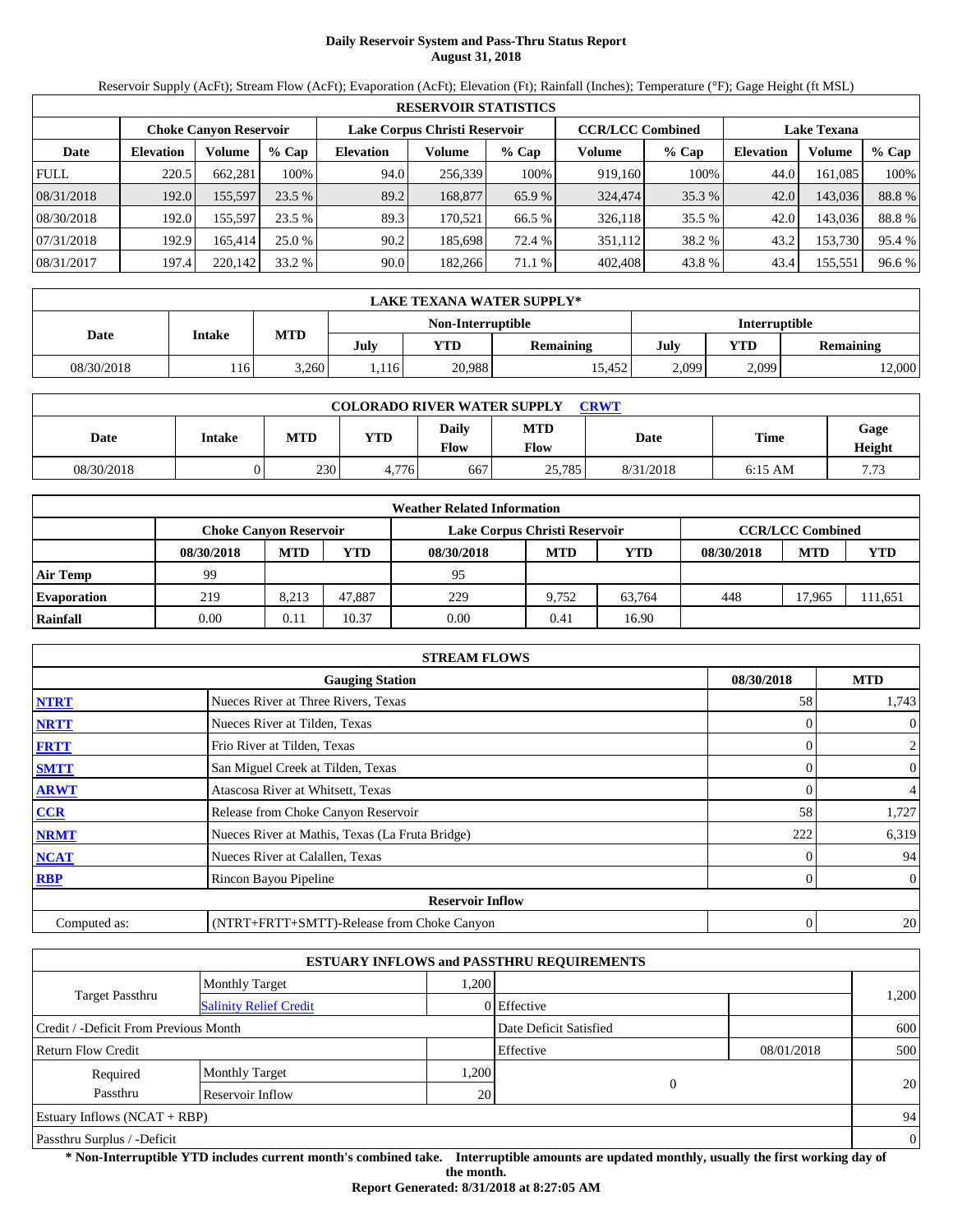# Daily Reservoir System and Pass-Thru Status Report
## August 31, 2018

Reservoir Supply (AcFt); Stream Flow (AcFt); Evaporation (AcFt); Elevation (Ft); Rainfall (Inches); Temperature (°F); Gage Height (ft MSL)

| RESERVOIR STATISTICS | | | | | | | | | | | |
|---|---|---|---|---|---|---|---|---|---|---|---|
| | Choke Canyon Reservoir | | | Lake Corpus Christi Reservoir | | | CCR/LCC Combined | | Lake Texana | | |
| Date | Elevation | Volume | % Cap | Elevation | Volume | % Cap | Volume | % Cap | Elevation | Volume | % Cap |
| FULL | 220.5 | 662,281 | 100% | 94.0 | 256,339 | 100% | 919,160 | 100% | 44.0 | 161,085 | 100% |
| 08/31/2018 | 192.0 | 155,597 | 23.5 % | 89.2 | 168,877 | 65.9 % | 324,474 | 35.3 % | 42.0 | 143,036 | 88.8 % |
| 08/30/2018 | 192.0 | 155,597 | 23.5 % | 89.3 | 170,521 | 66.5 % | 326,118 | 35.5 % | 42.0 | 143,036 | 88.8 % |
| 07/31/2018 | 192.9 | 165,414 | 25.0 % | 90.2 | 185,698 | 72.4 % | 351,112 | 38.2 % | 43.2 | 153,730 | 95.4 % |
| 08/31/2017 | 197.4 | 220,142 | 33.2 % | 90.0 | 182,266 | 71.1 % | 402,408 | 43.8 % | 43.4 | 155,551 | 96.6 % |

| LAKE TEXANA WATER SUPPLY* | | | | | | | | |
|---|---|---|---|---|---|---|---|---|
| Date | Intake | MTD | Non-Interruptible | | | Interruptible | | |
| | | | July | YTD | Remaining | July | YTD | Remaining |
| 08/30/2018 | 116 | 3,260 | 1,116 | 20,988 | 15,452 | 2,099 | 2,099 | 12,000 |

| COLORADO RIVER WATER SUPPLY CRWT | | | | | | | | |
|---|---|---|---|---|---|---|---|---|
| Date | Intake | MTD | YTD | Daily Flow | MTD Flow | Date | Time | Gage Height |
| 08/30/2018 | 0 | 230 | 4,776 | 667 | 25,785 | 8/31/2018 | 6:15 AM | 7.73 |

| Weather Related Information | | | | | | | | | |
|---|---|---|---|---|---|---|---|---|---|
| | Choke Canyon Reservoir | | | Lake Corpus Christi Reservoir | | | CCR/LCC Combined | | |
| | 08/30/2018 | MTD | YTD | 08/30/2018 | MTD | YTD | 08/30/2018 | MTD | YTD |
| Air Temp | 99 | | | 95 | | | | | |
| Evaporation | 219 | 8,213 | 47,887 | 229 | 9,752 | 63,764 | 448 | 17,965 | 111,651 |
| Rainfall | 0.00 | 0.11 | 10.37 | 0.00 | 0.41 | 16.90 | | | |

| STREAM FLOWS | | | |
|---|---|---|---|
| | Gauging Station | 08/30/2018 | MTD |
| NTRT | Nueces River at Three Rivers, Texas | 58 | 1,743 |
| NRTT | Nueces River at Tilden, Texas | 0 | 0 |
| FRTT | Frio River at Tilden, Texas | 0 | 2 |
| SMTT | San Miguel Creek at Tilden, Texas | 0 | 0 |
| ARWT | Atascosa River at Whitsett, Texas | 0 | 4 |
| CCR | Release from Choke Canyon Reservoir | 58 | 1,727 |
| NRMT | Nueces River at Mathis, Texas (La Fruta Bridge) | 222 | 6,319 |
| NCAT | Nueces River at Calallen, Texas | 0 | 94 |
| RBP | Rincon Bayou Pipeline | 0 | 0 |
| | **Reservoir Inflow** | | |
| Computed as: | (NTRT+FRTT+SMTT)-Release from Choke Canyon | 0 | 20 |

| ESTUARY INFLOWS and PASSTHRU REQUIREMENTS | | | | | |
|---|---|---|---|---|---|
| Target Passthru | Monthly Target | 1,200 | | | 1,200 |
| | Salinity Relief Credit | 0 | Effective | | |
| Credit / -Deficit From Previous Month | | | Date Deficit Satisfied | | 600 |
| Return Flow Credit | | | Effective | 08/01/2018 | 500 |
| Required Passthru | Monthly Target | 1,200 | 0 | | 20 |
| | Reservoir Inflow | 20 | | | |
| Estuary Inflows (NCAT + RBP) | | | | | 94 |
| Passthru Surplus / -Deficit | | | | | 0 |

**\* Non-Interruptible YTD includes current month's combined take. Interruptible amounts are updated monthly, usually the first working day of the month.**

**Report Generated: 8/31/2018 at 8:27:05 AM**